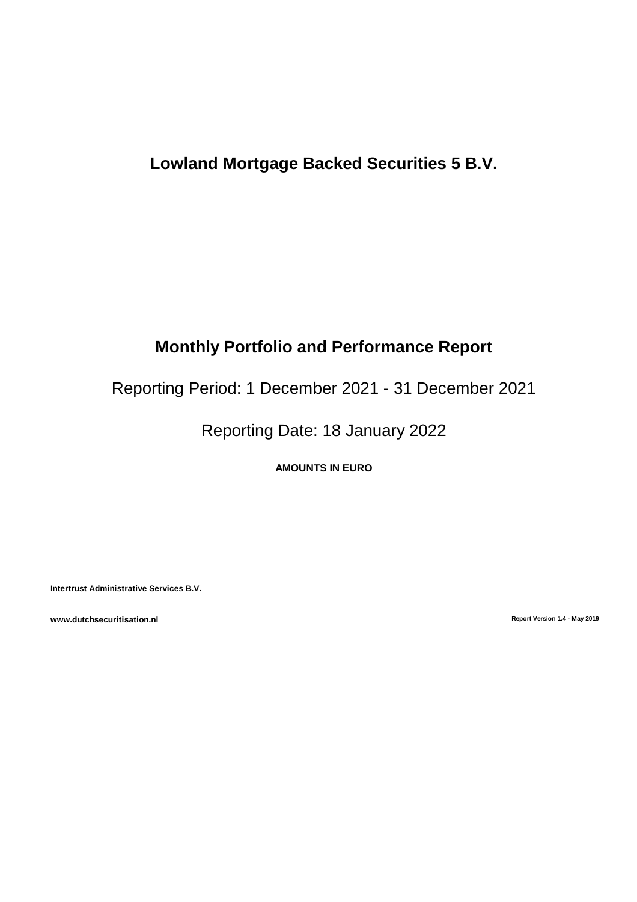# Lowland Mortgage Backed Securities 5 B.V.

## Monthly Portfolio and Performance Report

Reporting Period: 1 December 2021 - 31 December 2021

Reporting Date: 18 January 2022

**AMOUNTS IN EURO**

**Intertrust Administrative Services B.V.**

**www.dutchsecuritisation.nl**

**Report Version 1.4 - May 2019**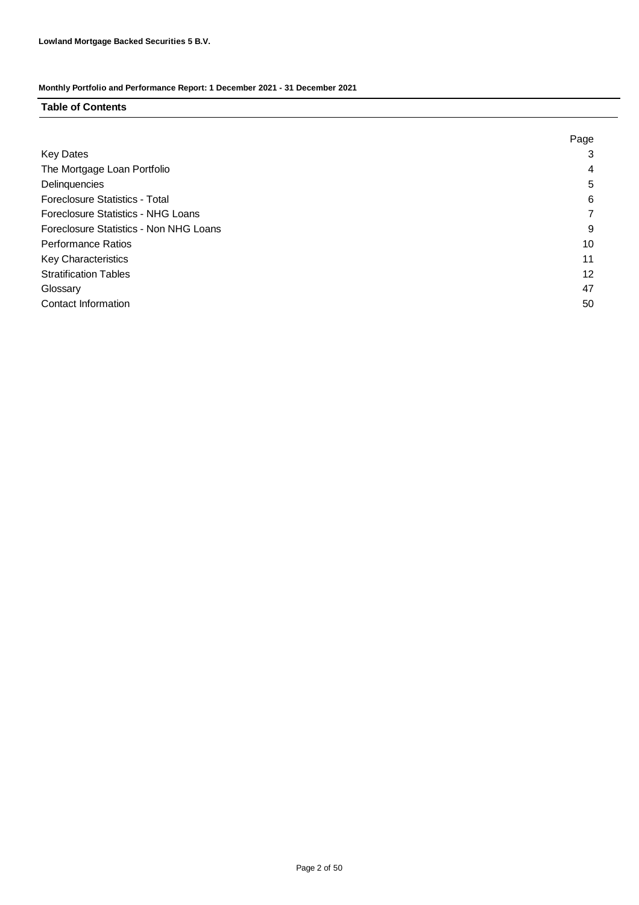**Lowland Mortgage Backed Securities 5 B.V.**

**Monthly Portfolio and Performance Report: 1 December 2021 - 31 December 2021**

## Table of Contents

| | Page |
|---|---|
| Key Dates | 3 |
| The Mortgage Loan Portfolio | 4 |
| Delinquencies | 5 |
| Foreclosure Statistics - Total | 6 |
| Foreclosure Statistics - NHG Loans | 7 |
| Foreclosure Statistics - Non NHG Loans | 9 |
| Performance Ratios | 10 |
| Key Characteristics | 11 |
| Stratification Tables | 12 |
| Glossary | 47 |
| Contact Information | 50 |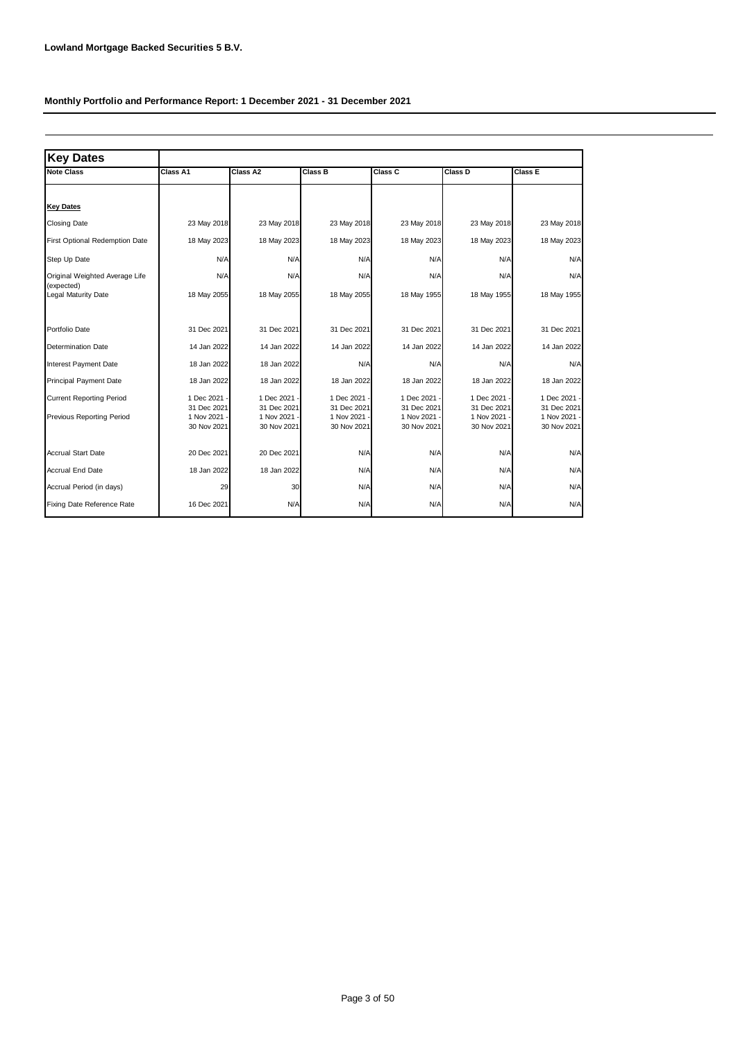**Lowland Mortgage Backed Securities 5 B.V.**

**Monthly Portfolio and Performance Report: 1 December 2021 - 31 December 2021**

| **Key Dates** | | | | | | |
|---|---|---|---|---|---|---|
| **Note Class** | **Class A1** | **Class A2** | **Class B** | **Class C** | **Class D** | **Class E** |
| **Key Dates** | | | | | | |
| Closing Date | 23 May 2018 | 23 May 2018 | 23 May 2018 | 23 May 2018 | 23 May 2018 | 23 May 2018 |
| First Optional Redemption Date | 18 May 2023 | 18 May 2023 | 18 May 2023 | 18 May 2023 | 18 May 2023 | 18 May 2023 |
| Step Up Date | N/A | N/A | N/A | N/A | N/A | N/A |
| Original Weighted Average Life (expected) | N/A | N/A | N/A | N/A | N/A | N/A |
| Legal Maturity Date | 18 May 2055 | 18 May 2055 | 18 May 2055 | 18 May 1955 | 18 May 1955 | 18 May 1955 |
| Portfolio Date | 31 Dec 2021 | 31 Dec 2021 | 31 Dec 2021 | 31 Dec 2021 | 31 Dec 2021 | 31 Dec 2021 |
| Determination Date | 14 Jan 2022 | 14 Jan 2022 | 14 Jan 2022 | 14 Jan 2022 | 14 Jan 2022 | 14 Jan 2022 |
| Interest Payment Date | 18 Jan 2022 | 18 Jan 2022 | N/A | N/A | N/A | N/A |
| Principal Payment Date | 18 Jan 2022 | 18 Jan 2022 | 18 Jan 2022 | 18 Jan 2022 | 18 Jan 2022 | 18 Jan 2022 |
| Current Reporting Period | 1 Dec 2021 - 31 Dec 2021 | 1 Dec 2021 - 31 Dec 2021 | 1 Dec 2021 - 31 Dec 2021 | 1 Dec 2021 - 31 Dec 2021 | 1 Dec 2021 - 31 Dec 2021 | 1 Dec 2021 - 31 Dec 2021 |
| Previous Reporting Period | 1 Nov 2021 - 30 Nov 2021 | 1 Nov 2021 - 30 Nov 2021 | 1 Nov 2021 - 30 Nov 2021 | 1 Nov 2021 - 30 Nov 2021 | 1 Nov 2021 - 30 Nov 2021 | 1 Nov 2021 - 30 Nov 2021 |
| Accrual Start Date | 20 Dec 2021 | 20 Dec 2021 | N/A | N/A | N/A | N/A |
| Accrual End Date | 18 Jan 2022 | 18 Jan 2022 | N/A | N/A | N/A | N/A |
| Accrual Period (in days) | 29 | 30 | N/A | N/A | N/A | N/A |
| Fixing Date Reference Rate | 16 Dec 2021 | N/A | N/A | N/A | N/A | N/A |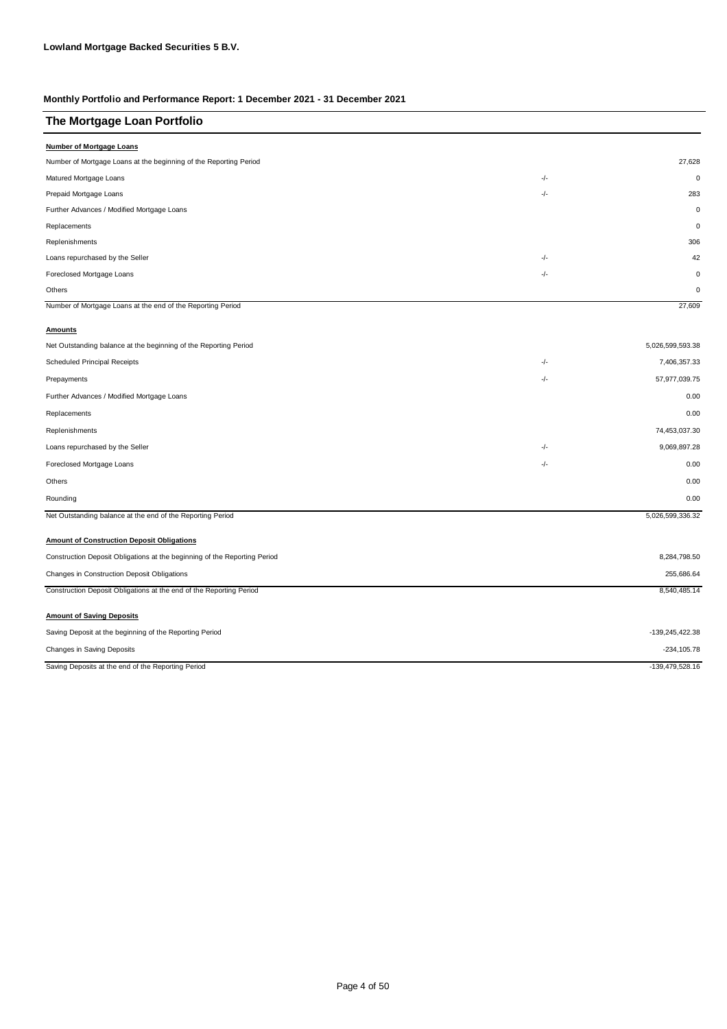**Lowland Mortgage Backed Securities 5 B.V.**

**Monthly Portfolio and Performance Report: 1 December 2021 - 31 December 2021**

## The Mortgage Loan Portfolio

**Number of Mortgage Loans**

| | | |
|---|---|---|
| Number of Mortgage Loans at the beginning of the Reporting Period | | 27,628 |
| Matured Mortgage Loans | -/- | 0 |
| Prepaid Mortgage Loans | -/- | 283 |
| Further Advances / Modified Mortgage Loans | | 0 |
| Replacements | | 0 |
| Replenishments | | 306 |
| Loans repurchased by the Seller | -/- | 42 |
| Foreclosed Mortgage Loans | -/- | 0 |
| Others | | 0 |
| Number of Mortgage Loans at the end of the Reporting Period | | 27,609 |

**Amounts**

| | | |
|---|---|---|
| Net Outstanding balance at the beginning of the Reporting Period | | 5,026,599,593.38 |
| Scheduled Principal Receipts | -/- | 7,406,357.33 |
| Prepayments | -/- | 57,977,039.75 |
| Further Advances / Modified Mortgage Loans | | 0.00 |
| Replacements | | 0.00 |
| Replenishments | | 74,453,037.30 |
| Loans repurchased by the Seller | -/- | 9,069,897.28 |
| Foreclosed Mortgage Loans | -/- | 0.00 |
| Others | | 0.00 |
| Rounding | | 0.00 |
| Net Outstanding balance at the end of the Reporting Period | | 5,026,599,336.32 |

**Amount of Construction Deposit Obligations**

| | |
|---|---|
| Construction Deposit Obligations at the beginning of the Reporting Period | 8,284,798.50 |
| Changes in Construction Deposit Obligations | 255,686.64 |
| Construction Deposit Obligations at the end of the Reporting Period | 8,540,485.14 |

**Amount of Saving Deposits**

| | |
|---|---|
| Saving Deposit at the beginning of the Reporting Period | -139,245,422.38 |
| Changes in Saving Deposits | -234,105.78 |
| Saving Deposits at the end of the Reporting Period | -139,479,528.16 |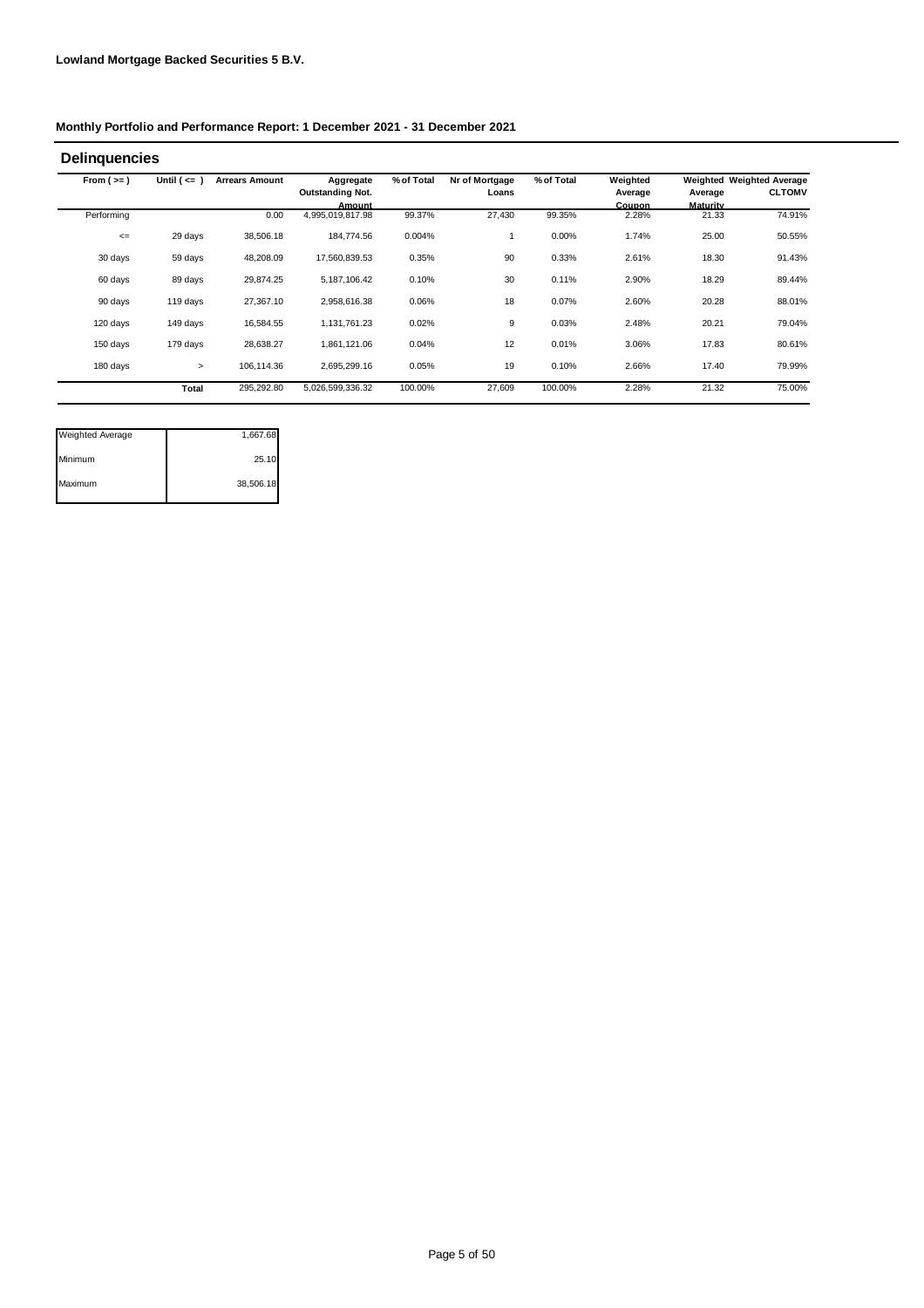**Lowland Mortgage Backed Securities 5 B.V.**

**Monthly Portfolio and Performance Report: 1 December 2021 - 31 December 2021**

## Delinquencies

| From ( >= ) | Until ( <= ) | Arrears Amount | Aggregate Outstanding Not. Amount | % of Total | Nr of Mortgage Loans | % of Total | Weighted Average Coupon | Weighted Average Maturity | Weighted Average CLTOMV |
|---|---|---|---|---|---|---|---|---|---|
| Performing | | 0.00 | 4,995,019,817.98 | 99.37% | 27,430 | 99.35% | 2.28% | 21.33 | 74.91% |
| <= | 29 days | 38,506.18 | 184,774.56 | 0.004% | 1 | 0.00% | 1.74% | 25.00 | 50.55% |
| 30 days | 59 days | 48,208.09 | 17,560,839.53 | 0.35% | 90 | 0.33% | 2.61% | 18.30 | 91.43% |
| 60 days | 89 days | 29,874.25 | 5,187,106.42 | 0.10% | 30 | 0.11% | 2.90% | 18.29 | 89.44% |
| 90 days | 119 days | 27,367.10 | 2,958,616.38 | 0.06% | 18 | 0.07% | 2.60% | 20.28 | 88.01% |
| 120 days | 149 days | 16,584.55 | 1,131,761.23 | 0.02% | 9 | 0.03% | 2.48% | 20.21 | 79.04% |
| 150 days | 179 days | 28,638.27 | 1,861,121.06 | 0.04% | 12 | 0.01% | 3.06% | 17.83 | 80.61% |
| 180 days | > | 106,114.36 | 2,695,299.16 | 0.05% | 19 | 0.10% | 2.66% | 17.40 | 79.99% |
| | **Total** | 295,292.80 | 5,026,599,336.32 | 100.00% | 27,609 | 100.00% | 2.28% | 21.32 | 75.00% |

| | |
|---|---|
| Weighted Average | 1,667.68 |
| Minimum | 25.10 |
| Maximum | 38,506.18 |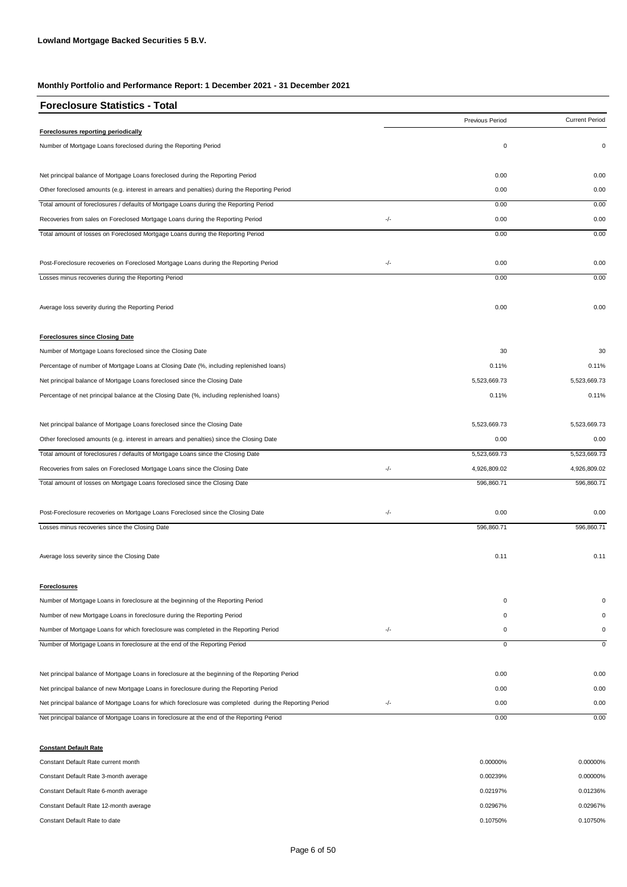**Lowland Mortgage Backed Securities 5 B.V.**

**Monthly Portfolio and Performance Report: 1 December 2021 - 31 December 2021**

## Foreclosure Statistics - Total

| | | Previous Period | Current Period |
|---|---|---|---|
| **Foreclosures reporting periodically** | | | |
| Number of Mortgage Loans foreclosed during the Reporting Period | | 0 | 0 |
| Net principal balance of Mortgage Loans foreclosed during the Reporting Period | | 0.00 | 0.00 |
| Other foreclosed amounts (e.g. interest in arrears and penalties) during the Reporting Period | | 0.00 | 0.00 |
| Total amount of foreclosures / defaults of Mortgage Loans during the Reporting Period | | 0.00 | 0.00 |
| Recoveries from sales on Foreclosed Mortgage Loans during the Reporting Period | -/- | 0.00 | 0.00 |
| Total amount of losses on Foreclosed Mortgage Loans during the Reporting Period | | 0.00 | 0.00 |
| Post-Foreclosure recoveries on Foreclosed Mortgage Loans during the Reporting Period | -/- | 0.00 | 0.00 |
| Losses minus recoveries during the Reporting Period | | 0.00 | 0.00 |
| Average loss severity during the Reporting Period | | 0.00 | 0.00 |
| **Foreclosures since Closing Date** | | | |
| Number of Mortgage Loans foreclosed since the Closing Date | | 30 | 30 |
| Percentage of number of Mortgage Loans at Closing Date (%, including replenished loans) | | 0.11% | 0.11% |
| Net principal balance of Mortgage Loans foreclosed since the Closing Date | | 5,523,669.73 | 5,523,669.73 |
| Percentage of net principal balance at the Closing Date (%, including replenished loans) | | 0.11% | 0.11% |
| Net principal balance of Mortgage Loans foreclosed since the Closing Date | | 5,523,669.73 | 5,523,669.73 |
| Other foreclosed amounts (e.g. interest in arrears and penalties) since the Closing Date | | 0.00 | 0.00 |
| Total amount of foreclosures / defaults of Mortgage Loans since the Closing Date | | 5,523,669.73 | 5,523,669.73 |
| Recoveries from sales on Foreclosed Mortgage Loans since the Closing Date | -/- | 4,926,809.02 | 4,926,809.02 |
| Total amount of losses on Mortgage Loans foreclosed since the Closing Date | | 596,860.71 | 596,860.71 |
| Post-Foreclosure recoveries on Mortgage Loans Foreclosed since the Closing Date | -/- | 0.00 | 0.00 |
| Losses minus recoveries since the Closing Date | | 596,860.71 | 596,860.71 |
| Average loss severity since the Closing Date | | 0.11 | 0.11 |
| **Foreclosures** | | | |
| Number of Mortgage Loans in foreclosure at the beginning of the Reporting Period | | 0 | 0 |
| Number of new Mortgage Loans in foreclosure during the Reporting Period | | 0 | 0 |
| Number of Mortgage Loans for which foreclosure was completed in the Reporting Period | -/- | 0 | 0 |
| Number of Mortgage Loans in foreclosure at the end of the Reporting Period | | 0 | 0 |
| Net principal balance of Mortgage Loans in foreclosure at the beginning of the Reporting Period | | 0.00 | 0.00 |
| Net principal balance of new Mortgage Loans in foreclosure during the Reporting Period | | 0.00 | 0.00 |
| Net principal balance of Mortgage Loans for which foreclosure was completed during the Reporting Period | -/- | 0.00 | 0.00 |
| Net principal balance of Mortgage Loans in foreclosure at the end of the Reporting Period | | 0.00 | 0.00 |
| **Constant Default Rate** | | | |
| Constant Default Rate current month | | 0.00000% | 0.00000% |
| Constant Default Rate 3-month average | | 0.00239% | 0.00000% |
| Constant Default Rate 6-month average | | 0.02197% | 0.01236% |
| Constant Default Rate 12-month average | | 0.02967% | 0.02967% |
| Constant Default Rate to date | | 0.10750% | 0.10750% |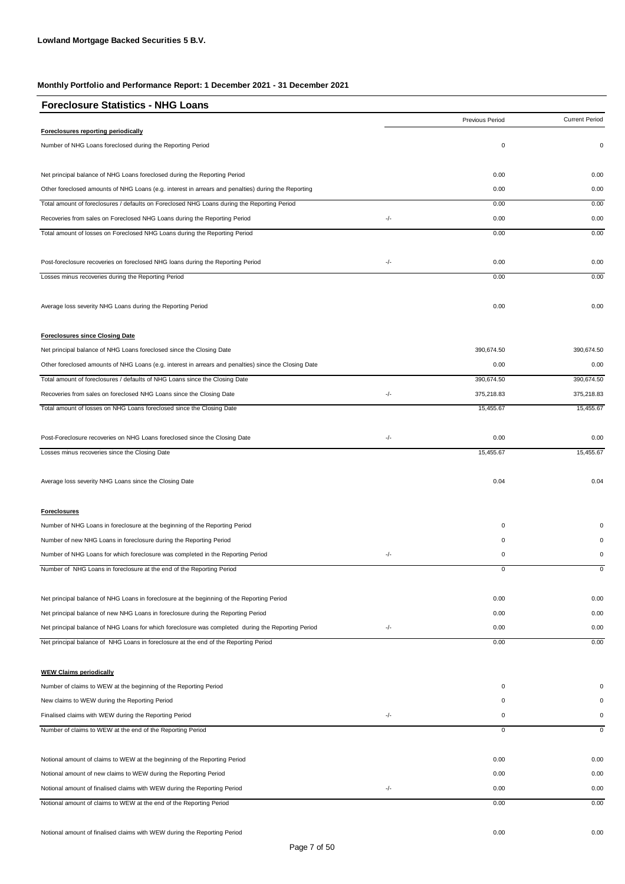**Lowland Mortgage Backed Securities 5 B.V.**

**Monthly Portfolio and Performance Report: 1 December 2021 - 31 December 2021**

## Foreclosure Statistics - NHG Loans

| | | Previous Period | Current Period |
|---|---|---|---|
| **Foreclosures reporting periodically** | | | |
| Number of NHG Loans foreclosed during the Reporting Period | | 0 | 0 |
| Net principal balance of NHG Loans foreclosed during the Reporting Period | | 0.00 | 0.00 |
| Other foreclosed amounts of NHG Loans (e.g. interest in arrears and penalties) during the Reporting | | 0.00 | 0.00 |
| Total amount of foreclosures / defaults on Foreclosed NHG Loans during the Reporting Period | | 0.00 | 0.00 |
| Recoveries from sales on Foreclosed NHG Loans during the Reporting Period | -/- | 0.00 | 0.00 |
| Total amount of losses on Foreclosed NHG Loans during the Reporting Period | | 0.00 | 0.00 |
| Post-foreclosure recoveries on foreclosed NHG loans during the Reporting Period | -/- | 0.00 | 0.00 |
| Losses minus recoveries during the Reporting Period | | 0.00 | 0.00 |
| Average loss severity NHG Loans during the Reporting Period | | 0.00 | 0.00 |
| **Foreclosures since Closing Date** | | | |
| Net principal balance of NHG Loans foreclosed since the Closing Date | | 390,674.50 | 390,674.50 |
| Other foreclosed amounts of NHG Loans (e.g. interest in arrears and penalties) since the Closing Date | | 0.00 | 0.00 |
| Total amount of foreclosures / defaults of NHG Loans since the Closing Date | | 390,674.50 | 390,674.50 |
| Recoveries from sales on foreclosed NHG Loans since the Closing Date | -/- | 375,218.83 | 375,218.83 |
| Total amount of losses on NHG Loans foreclosed since the Closing Date | | 15,455.67 | 15,455.67 |
| Post-Foreclosure recoveries on NHG Loans foreclosed since the Closing Date | -/- | 0.00 | 0.00 |
| Losses minus recoveries since the Closing Date | | 15,455.67 | 15,455.67 |
| Average loss severity NHG Loans since the Closing Date | | 0.04 | 0.04 |
| **Foreclosures** | | | |
| Number of NHG Loans in foreclosure at the beginning of the Reporting Period | | 0 | 0 |
| Number of new NHG Loans in foreclosure during the Reporting Period | | 0 | 0 |
| Number of NHG Loans for which foreclosure was completed in the Reporting Period | -/- | 0 | 0 |
| Number of NHG Loans in foreclosure at the end of the Reporting Period | | 0 | 0 |
| Net principal balance of NHG Loans in foreclosure at the beginning of the Reporting Period | | 0.00 | 0.00 |
| Net principal balance of new NHG Loans in foreclosure during the Reporting Period | | 0.00 | 0.00 |
| Net principal balance of NHG Loans for which foreclosure was completed during the Reporting Period | -/- | 0.00 | 0.00 |
| Net principal balance of NHG Loans in foreclosure at the end of the Reporting Period | | 0.00 | 0.00 |
| **WEW Claims periodically** | | | |
| Number of claims to WEW at the beginning of the Reporting Period | | 0 | 0 |
| New claims to WEW during the Reporting Period | | 0 | 0 |
| Finalised claims with WEW during the Reporting Period | -/- | 0 | 0 |
| Number of claims to WEW at the end of the Reporting Period | | 0 | 0 |
| Notional amount of claims to WEW at the beginning of the Reporting Period | | 0.00 | 0.00 |
| Notional amount of new claims to WEW during the Reporting Period | | 0.00 | 0.00 |
| Notional amount of finalised claims with WEW during the Reporting Period | -/- | 0.00 | 0.00 |
| Notional amount of claims to WEW at the end of the Reporting Period | | 0.00 | 0.00 |
| Notional amount of finalised claims with WEW during the Reporting Period | | 0.00 | 0.00 |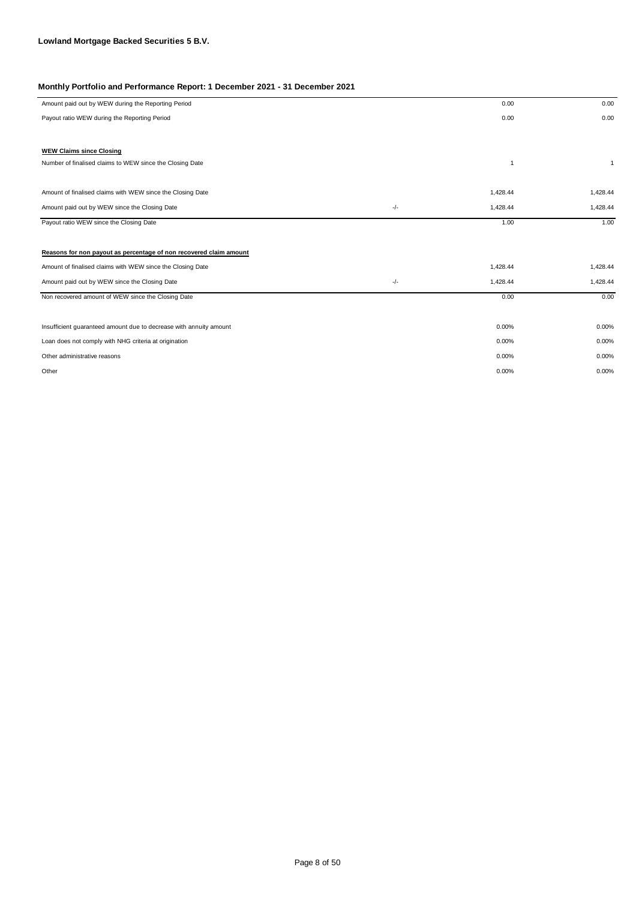**Lowland Mortgage Backed Securities 5 B.V.**

**Monthly Portfolio and Performance Report: 1 December 2021 - 31 December 2021**

| | | | |
|---|---|---|---|
| Amount paid out by WEW during the Reporting Period | | 0.00 | 0.00 |
| Payout ratio WEW during the Reporting Period | | 0.00 | 0.00 |
| | | | |
| **WEW Claims since Closing** | | | |
| Number of finalised claims to WEW since the Closing Date | | 1 | 1 |
| | | | |
| Amount of finalised claims with WEW since the Closing Date | | 1,428.44 | 1,428.44 |
| Amount paid out by WEW since the Closing Date | -/- | 1,428.44 | 1,428.44 |
| Payout ratio WEW since the Closing Date | | 1.00 | 1.00 |
| | | | |
| **Reasons for non payout as percentage of non recovered claim amount** | | | |
| Amount of finalised claims with WEW since the Closing Date | | 1,428.44 | 1,428.44 |
| Amount paid out by WEW since the Closing Date | -/- | 1,428.44 | 1,428.44 |
| Non recovered amount of WEW since the Closing Date | | 0.00 | 0.00 |
| | | | |
| Insufficient guaranteed amount due to decrease with annuity amount | | 0.00% | 0.00% |
| Loan does not comply with NHG criteria at origination | | 0.00% | 0.00% |
| Other administrative reasons | | 0.00% | 0.00% |
| Other | | 0.00% | 0.00% |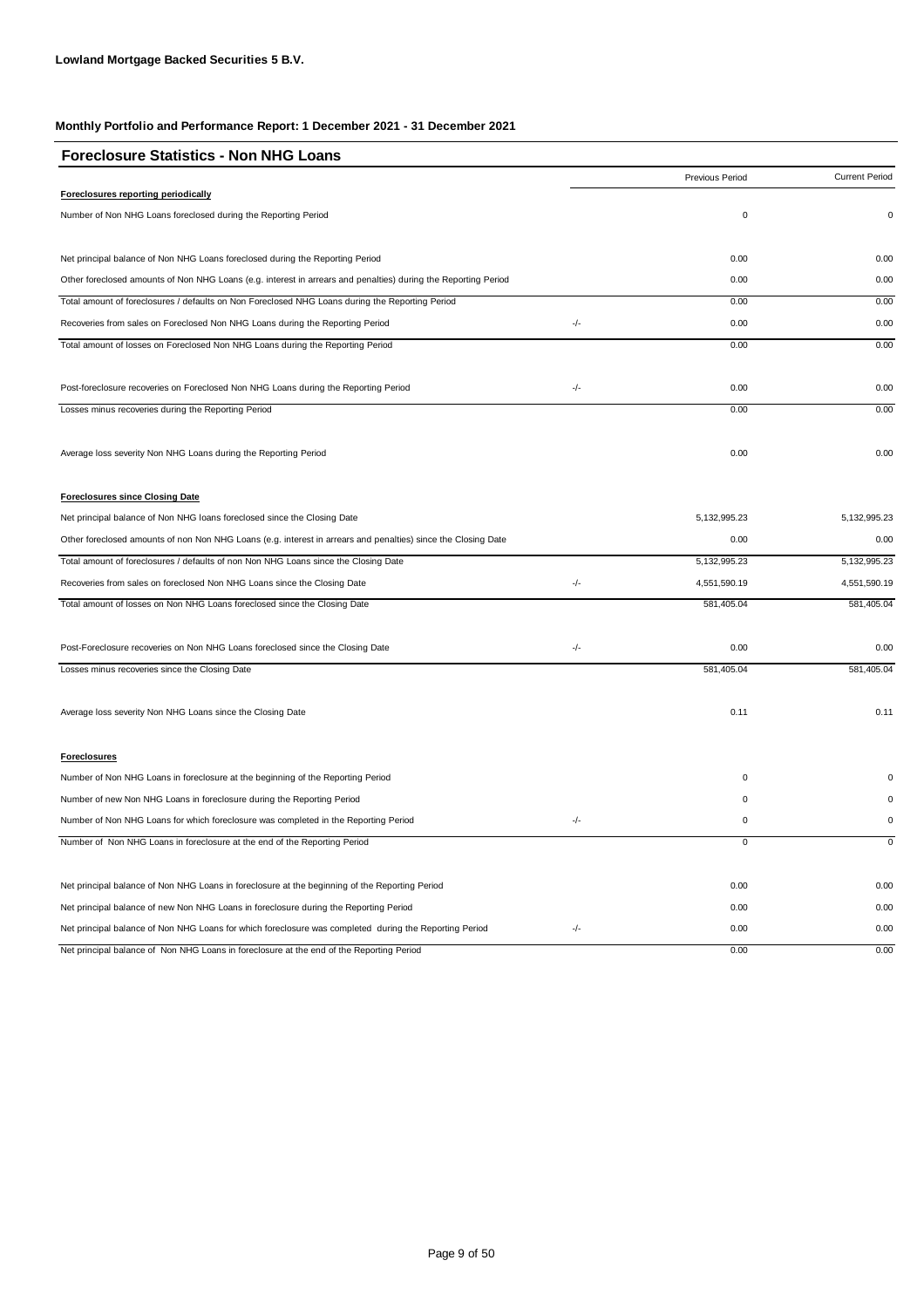**Lowland Mortgage Backed Securities 5 B.V.**

**Monthly Portfolio and Performance Report: 1 December 2021 - 31 December 2021**

## Foreclosure Statistics - Non NHG Loans

| | | Previous Period | Current Period |
|---|---|---|---|
| **Foreclosures reporting periodically** | | | |
| Number of Non NHG Loans foreclosed during the Reporting Period | | 0 | 0 |
| Net principal balance of Non NHG Loans foreclosed during the Reporting Period | | 0.00 | 0.00 |
| Other foreclosed amounts of Non NHG Loans (e.g. interest in arrears and penalties) during the Reporting Period | | 0.00 | 0.00 |
| Total amount of foreclosures / defaults on Non Foreclosed NHG Loans during the Reporting Period | | 0.00 | 0.00 |
| Recoveries from sales on Foreclosed Non NHG Loans during the Reporting Period | -/- | 0.00 | 0.00 |
| Total amount of losses on Foreclosed Non NHG Loans during the Reporting Period | | 0.00 | 0.00 |
| Post-foreclosure recoveries on Foreclosed Non NHG Loans during the Reporting Period | -/- | 0.00 | 0.00 |
| Losses minus recoveries during the Reporting Period | | 0.00 | 0.00 |
| Average loss severity Non NHG Loans during the Reporting Period | | 0.00 | 0.00 |
| **Foreclosures since Closing Date** | | | |
| Net principal balance of Non NHG loans foreclosed since the Closing Date | | 5,132,995.23 | 5,132,995.23 |
| Other foreclosed amounts of non Non NHG Loans (e.g. interest in arrears and penalties) since the Closing Date | | 0.00 | 0.00 |
| Total amount of foreclosures / defaults of non Non NHG Loans since the Closing Date | | 5,132,995.23 | 5,132,995.23 |
| Recoveries from sales on foreclosed Non NHG Loans since the Closing Date | -/- | 4,551,590.19 | 4,551,590.19 |
| Total amount of losses on Non NHG Loans foreclosed since the Closing Date | | 581,405.04 | 581,405.04 |
| Post-Foreclosure recoveries on Non NHG Loans foreclosed since the Closing Date | -/- | 0.00 | 0.00 |
| Losses minus recoveries since the Closing Date | | 581,405.04 | 581,405.04 |
| Average loss severity Non NHG Loans since the Closing Date | | 0.11 | 0.11 |
| **Foreclosures** | | | |
| Number of Non NHG Loans in foreclosure at the beginning of the Reporting Period | | 0 | 0 |
| Number of new Non NHG Loans in foreclosure during the Reporting Period | | 0 | 0 |
| Number of Non NHG Loans for which foreclosure was completed in the Reporting Period | -/- | 0 | 0 |
| Number of Non NHG Loans in foreclosure at the end of the Reporting Period | | 0 | 0 |
| Net principal balance of Non NHG Loans in foreclosure at the beginning of the Reporting Period | | 0.00 | 0.00 |
| Net principal balance of new Non NHG Loans in foreclosure during the Reporting Period | | 0.00 | 0.00 |
| Net principal balance of Non NHG Loans for which foreclosure was completed during the Reporting Period | -/- | 0.00 | 0.00 |
| Net principal balance of Non NHG Loans in foreclosure at the end of the Reporting Period | | 0.00 | 0.00 |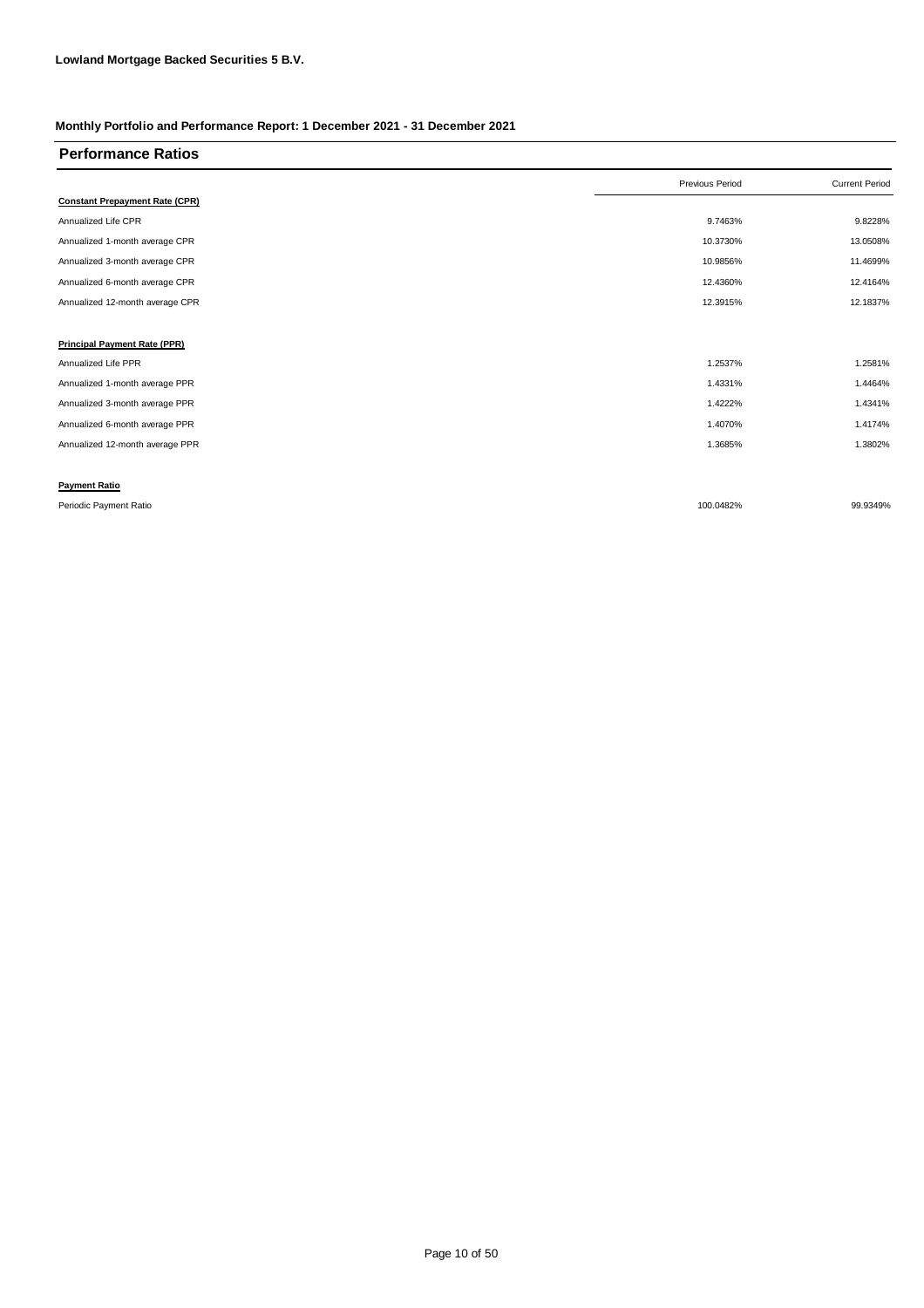**Lowland Mortgage Backed Securities 5 B.V.**

**Monthly Portfolio and Performance Report: 1 December 2021 - 31 December 2021**

## Performance Ratios

| | Previous Period | Current Period |
|---|---|---|
| **Constant Prepayment Rate (CPR)** | | |
| Annualized Life CPR | 9.7463% | 9.8228% |
| Annualized 1-month average CPR | 10.3730% | 13.0508% |
| Annualized 3-month average CPR | 10.9856% | 11.4699% |
| Annualized 6-month average CPR | 12.4360% | 12.4164% |
| Annualized 12-month average CPR | 12.3915% | 12.1837% |
| | | |
| **Principal Payment Rate (PPR)** | | |
| Annualized Life PPR | 1.2537% | 1.2581% |
| Annualized 1-month average PPR | 1.4331% | 1.4464% |
| Annualized 3-month average PPR | 1.4222% | 1.4341% |
| Annualized 6-month average PPR | 1.4070% | 1.4174% |
| Annualized 12-month average PPR | 1.3685% | 1.3802% |
| | | |
| **Payment Ratio** | | |
| Periodic Payment Ratio | 100.0482% | 99.9349% |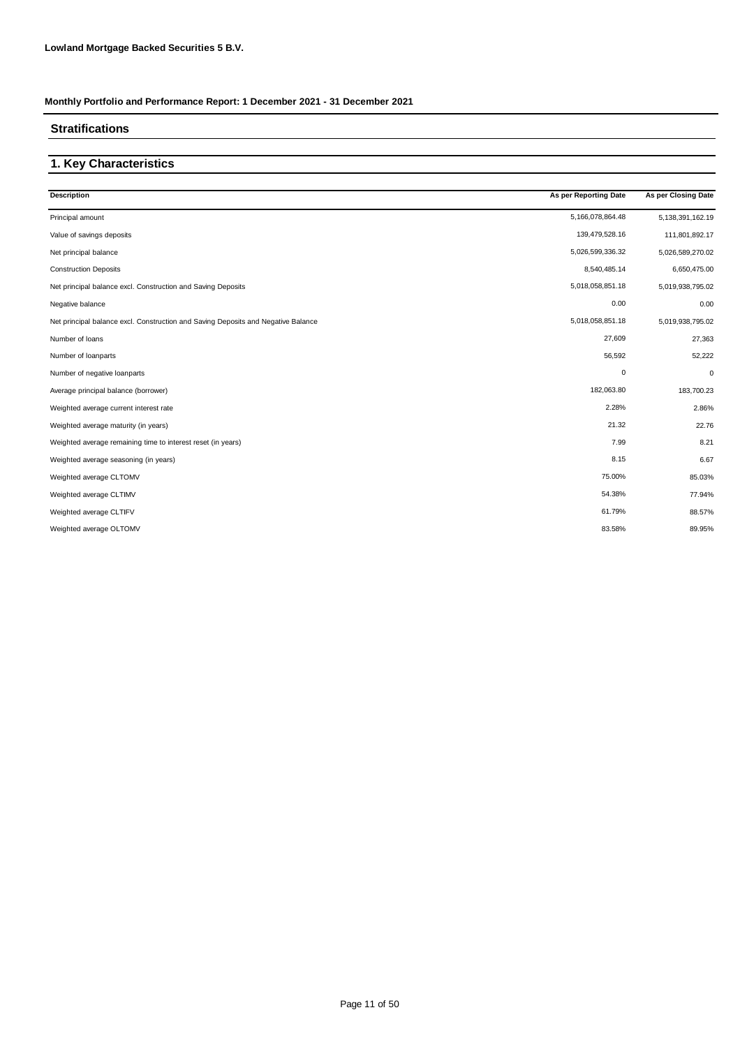**Lowland Mortgage Backed Securities 5 B.V.**

**Monthly Portfolio and Performance Report: 1 December 2021 - 31 December 2021**

## Stratifications

## 1. Key Characteristics

| Description | As per Reporting Date | As per Closing Date |
|---|---|---|
| Principal amount | 5,166,078,864.48 | 5,138,391,162.19 |
| Value of savings deposits | 139,479,528.16 | 111,801,892.17 |
| Net principal balance | 5,026,599,336.32 | 5,026,589,270.02 |
| Construction Deposits | 8,540,485.14 | 6,650,475.00 |
| Net principal balance excl. Construction and Saving Deposits | 5,018,058,851.18 | 5,019,938,795.02 |
| Negative balance | 0.00 | 0.00 |
| Net principal balance excl. Construction and Saving Deposits and Negative Balance | 5,018,058,851.18 | 5,019,938,795.02 |
| Number of loans | 27,609 | 27,363 |
| Number of loanparts | 56,592 | 52,222 |
| Number of negative loanparts | 0 | 0 |
| Average principal balance (borrower) | 182,063.80 | 183,700.23 |
| Weighted average current interest rate | 2.28% | 2.86% |
| Weighted average maturity (in years) | 21.32 | 22.76 |
| Weighted average remaining time to interest reset (in years) | 7.99 | 8.21 |
| Weighted average seasoning (in years) | 8.15 | 6.67 |
| Weighted average CLTOMV | 75.00% | 85.03% |
| Weighted average CLTIMV | 54.38% | 77.94% |
| Weighted average CLTIFV | 61.79% | 88.57% |
| Weighted average OLTOMV | 83.58% | 89.95% |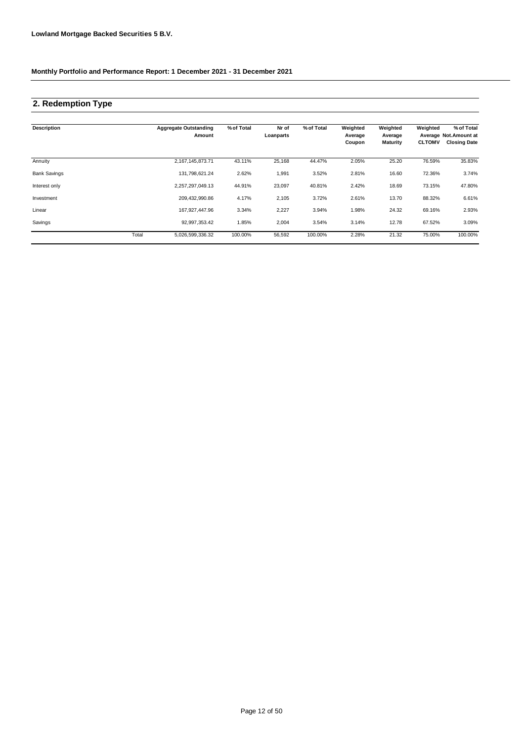**Lowland Mortgage Backed Securities 5 B.V.**

**Monthly Portfolio and Performance Report: 1 December 2021 - 31 December 2021**

## 2. Redemption Type

| Description | | Aggregate Outstanding Amount | % of Total | Nr of Loanparts | % of Total | Weighted Average Coupon | Weighted Average Maturity | Weighted Average CLTOMV | % of Total Not.Amount at Closing Date |
|---|---|---|---|---|---|---|---|---|---|
| Annuity | | 2,167,145,873.71 | 43.11% | 25,168 | 44.47% | 2.05% | 25.20 | 76.59% | 35.83% |
| Bank Savings | | 131,798,621.24 | 2.62% | 1,991 | 3.52% | 2.81% | 16.60 | 72.36% | 3.74% |
| Interest only | | 2,257,297,049.13 | 44.91% | 23,097 | 40.81% | 2.42% | 18.69 | 73.15% | 47.80% |
| Investment | | 209,432,990.86 | 4.17% | 2,105 | 3.72% | 2.61% | 13.70 | 88.32% | 6.61% |
| Linear | | 167,927,447.96 | 3.34% | 2,227 | 3.94% | 1.98% | 24.32 | 69.16% | 2.93% |
| Savings | | 92,997,353.42 | 1.85% | 2,004 | 3.54% | 3.14% | 12.78 | 67.52% | 3.09% |
| | Total | 5,026,599,336.32 | 100.00% | 56,592 | 100.00% | 2.28% | 21.32 | 75.00% | 100.00% |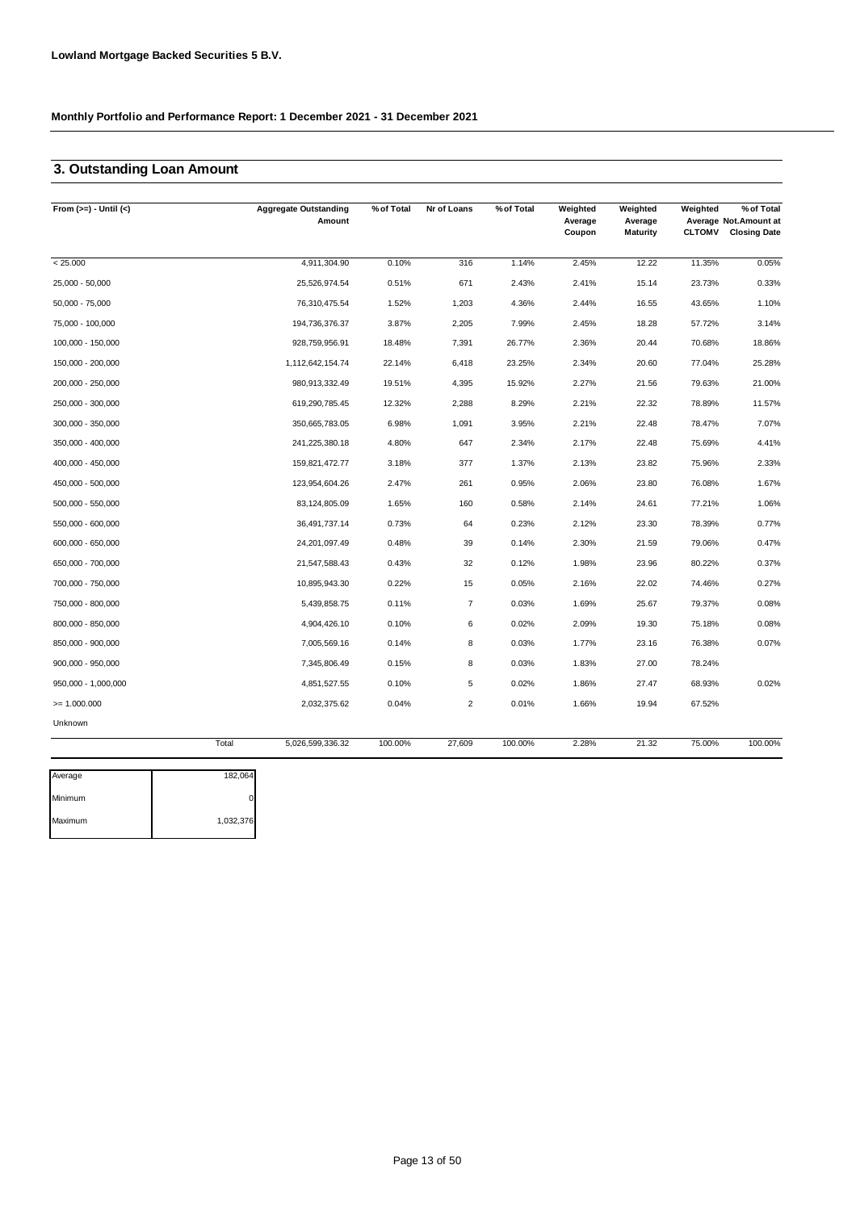**Lowland Mortgage Backed Securities 5 B.V.**

**Monthly Portfolio and Performance Report: 1 December 2021 - 31 December 2021**

## 3. Outstanding Loan Amount

| From (>=) - Until (<) | | Aggregate Outstanding Amount | % of Total | Nr of Loans | % of Total | Weighted Average Coupon | Weighted Average Maturity | Weighted Average CLTOMV | % of Total Not.Amount at Closing Date |
|---|---|---|---|---|---|---|---|---|---|
| < 25.000 | | 4,911,304.90 | 0.10% | 316 | 1.14% | 2.45% | 12.22 | 11.35% | 0.05% |
| 25,000 - 50,000 | | 25,526,974.54 | 0.51% | 671 | 2.43% | 2.41% | 15.14 | 23.73% | 0.33% |
| 50,000 - 75,000 | | 76,310,475.54 | 1.52% | 1,203 | 4.36% | 2.44% | 16.55 | 43.65% | 1.10% |
| 75,000 - 100,000 | | 194,736,376.37 | 3.87% | 2,205 | 7.99% | 2.45% | 18.28 | 57.72% | 3.14% |
| 100,000 - 150,000 | | 928,759,956.91 | 18.48% | 7,391 | 26.77% | 2.36% | 20.44 | 70.68% | 18.86% |
| 150,000 - 200,000 | | 1,112,642,154.74 | 22.14% | 6,418 | 23.25% | 2.34% | 20.60 | 77.04% | 25.28% |
| 200,000 - 250,000 | | 980,913,332.49 | 19.51% | 4,395 | 15.92% | 2.27% | 21.56 | 79.63% | 21.00% |
| 250,000 - 300,000 | | 619,290,785.45 | 12.32% | 2,288 | 8.29% | 2.21% | 22.32 | 78.89% | 11.57% |
| 300,000 - 350,000 | | 350,665,783.05 | 6.98% | 1,091 | 3.95% | 2.21% | 22.48 | 78.47% | 7.07% |
| 350,000 - 400,000 | | 241,225,380.18 | 4.80% | 647 | 2.34% | 2.17% | 22.48 | 75.69% | 4.41% |
| 400,000 - 450,000 | | 159,821,472.77 | 3.18% | 377 | 1.37% | 2.13% | 23.82 | 75.96% | 2.33% |
| 450,000 - 500,000 | | 123,954,604.26 | 2.47% | 261 | 0.95% | 2.06% | 23.80 | 76.08% | 1.67% |
| 500,000 - 550,000 | | 83,124,805.09 | 1.65% | 160 | 0.58% | 2.14% | 24.61 | 77.21% | 1.06% |
| 550,000 - 600,000 | | 36,491,737.14 | 0.73% | 64 | 0.23% | 2.12% | 23.30 | 78.39% | 0.77% |
| 600,000 - 650,000 | | 24,201,097.49 | 0.48% | 39 | 0.14% | 2.30% | 21.59 | 79.06% | 0.47% |
| 650,000 - 700,000 | | 21,547,588.43 | 0.43% | 32 | 0.12% | 1.98% | 23.96 | 80.22% | 0.37% |
| 700,000 - 750,000 | | 10,895,943.30 | 0.22% | 15 | 0.05% | 2.16% | 22.02 | 74.46% | 0.27% |
| 750,000 - 800,000 | | 5,439,858.75 | 0.11% | 7 | 0.03% | 1.69% | 25.67 | 79.37% | 0.08% |
| 800,000 - 850,000 | | 4,904,426.10 | 0.10% | 6 | 0.02% | 2.09% | 19.30 | 75.18% | 0.08% |
| 850,000 - 900,000 | | 7,005,569.16 | 0.14% | 8 | 0.03% | 1.77% | 23.16 | 76.38% | 0.07% |
| 900,000 - 950,000 | | 7,345,806.49 | 0.15% | 8 | 0.03% | 1.83% | 27.00 | 78.24% | |
| 950,000 - 1,000,000 | | 4,851,527.55 | 0.10% | 5 | 0.02% | 1.86% | 27.47 | 68.93% | 0.02% |
| >= 1.000.000 | | 2,032,375.62 | 0.04% | 2 | 0.01% | 1.66% | 19.94 | 67.52% | |
| Unknown | | | | | | | | | |
| | Total | 5,026,599,336.32 | 100.00% | 27,609 | 100.00% | 2.28% | 21.32 | 75.00% | 100.00% |

| | |
|---|---|
| Average | 182,064 |
| Minimum | 0 |
| Maximum | 1,032,376 |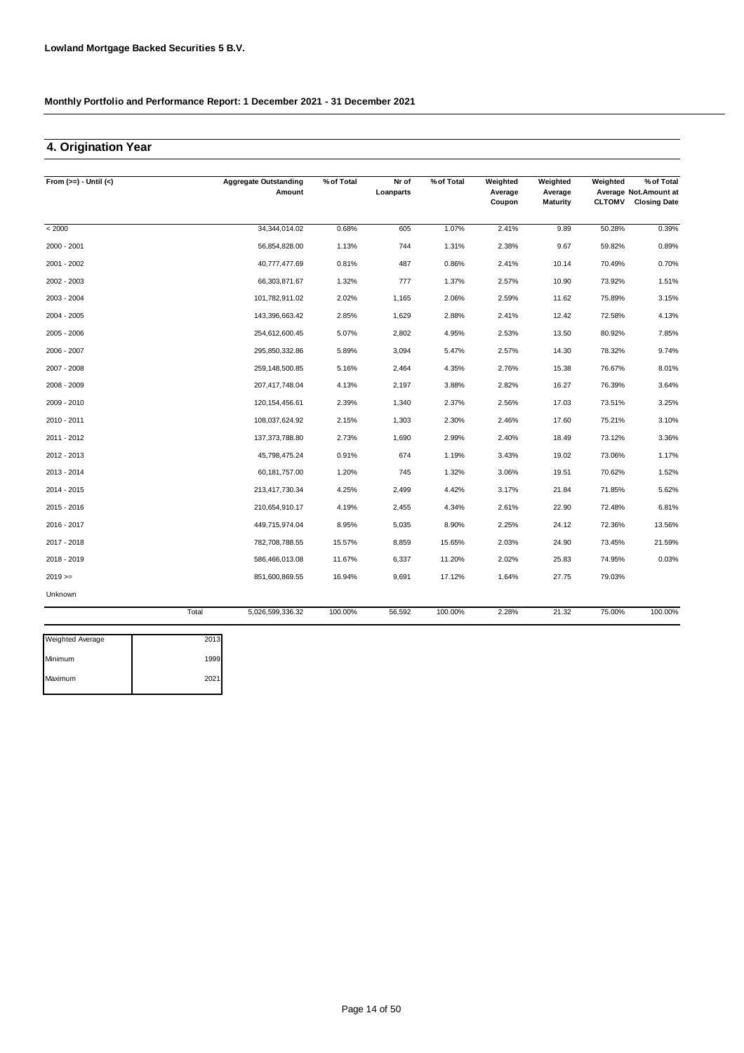**Lowland Mortgage Backed Securities 5 B.V.**

**Monthly Portfolio and Performance Report: 1 December 2021 - 31 December 2021**

## 4. Origination Year

| From (>=) - Until (<) | Aggregate Outstanding Amount | % of Total | Nr of Loanparts | % of Total | Weighted Average Coupon | Weighted Average Maturity | Weighted Average CLTOMV | % of Total Not.Amount at Closing Date |
|---|---|---|---|---|---|---|---|---|
| < 2000 | 34,344,014.02 | 0.68% | 605 | 1.07% | 2.41% | 9.89 | 50.28% | 0.39% |
| 2000 - 2001 | 56,854,828.00 | 1.13% | 744 | 1.31% | 2.38% | 9.67 | 59.82% | 0.89% |
| 2001 - 2002 | 40,777,477.69 | 0.81% | 487 | 0.86% | 2.41% | 10.14 | 70.49% | 0.70% |
| 2002 - 2003 | 66,303,871.67 | 1.32% | 777 | 1.37% | 2.57% | 10.90 | 73.92% | 1.51% |
| 2003 - 2004 | 101,782,911.02 | 2.02% | 1,165 | 2.06% | 2.59% | 11.62 | 75.89% | 3.15% |
| 2004 - 2005 | 143,396,663.42 | 2.85% | 1,629 | 2.88% | 2.41% | 12.42 | 72.58% | 4.13% |
| 2005 - 2006 | 254,612,600.45 | 5.07% | 2,802 | 4.95% | 2.53% | 13.50 | 80.92% | 7.85% |
| 2006 - 2007 | 295,850,332.86 | 5.89% | 3,094 | 5.47% | 2.57% | 14.30 | 78.32% | 9.74% |
| 2007 - 2008 | 259,148,500.85 | 5.16% | 2,464 | 4.35% | 2.76% | 15.38 | 76.67% | 8.01% |
| 2008 - 2009 | 207,417,748.04 | 4.13% | 2,197 | 3.88% | 2.82% | 16.27 | 76.39% | 3.64% |
| 2009 - 2010 | 120,154,456.61 | 2.39% | 1,340 | 2.37% | 2.56% | 17.03 | 73.51% | 3.25% |
| 2010 - 2011 | 108,037,624.92 | 2.15% | 1,303 | 2.30% | 2.46% | 17.60 | 75.21% | 3.10% |
| 2011 - 2012 | 137,373,788.80 | 2.73% | 1,690 | 2.99% | 2.40% | 18.49 | 73.12% | 3.36% |
| 2012 - 2013 | 45,798,475.24 | 0.91% | 674 | 1.19% | 3.43% | 19.02 | 73.06% | 1.17% |
| 2013 - 2014 | 60,181,757.00 | 1.20% | 745 | 1.32% | 3.06% | 19.51 | 70.62% | 1.52% |
| 2014 - 2015 | 213,417,730.34 | 4.25% | 2,499 | 4.42% | 3.17% | 21.84 | 71.85% | 5.62% |
| 2015 - 2016 | 210,654,910.17 | 4.19% | 2,455 | 4.34% | 2.61% | 22.90 | 72.48% | 6.81% |
| 2016 - 2017 | 449,715,974.04 | 8.95% | 5,035 | 8.90% | 2.25% | 24.12 | 72.36% | 13.56% |
| 2017 - 2018 | 782,708,788.55 | 15.57% | 8,859 | 15.65% | 2.03% | 24.90 | 73.45% | 21.59% |
| 2018 - 2019 | 586,466,013.08 | 11.67% | 6,337 | 11.20% | 2.02% | 25.83 | 74.95% | 0.03% |
| 2019 >= | 851,600,869.55 | 16.94% | 9,691 | 17.12% | 1.64% | 27.75 | 79.03% | |
| Unknown | | | | | | | | |
| Total | 5,026,599,336.32 | 100.00% | 56,592 | 100.00% | 2.28% | 21.32 | 75.00% | 100.00% |

| | |
|---|---|
| Weighted Average | 2013 |
| Minimum | 1999 |
| Maximum | 2021 |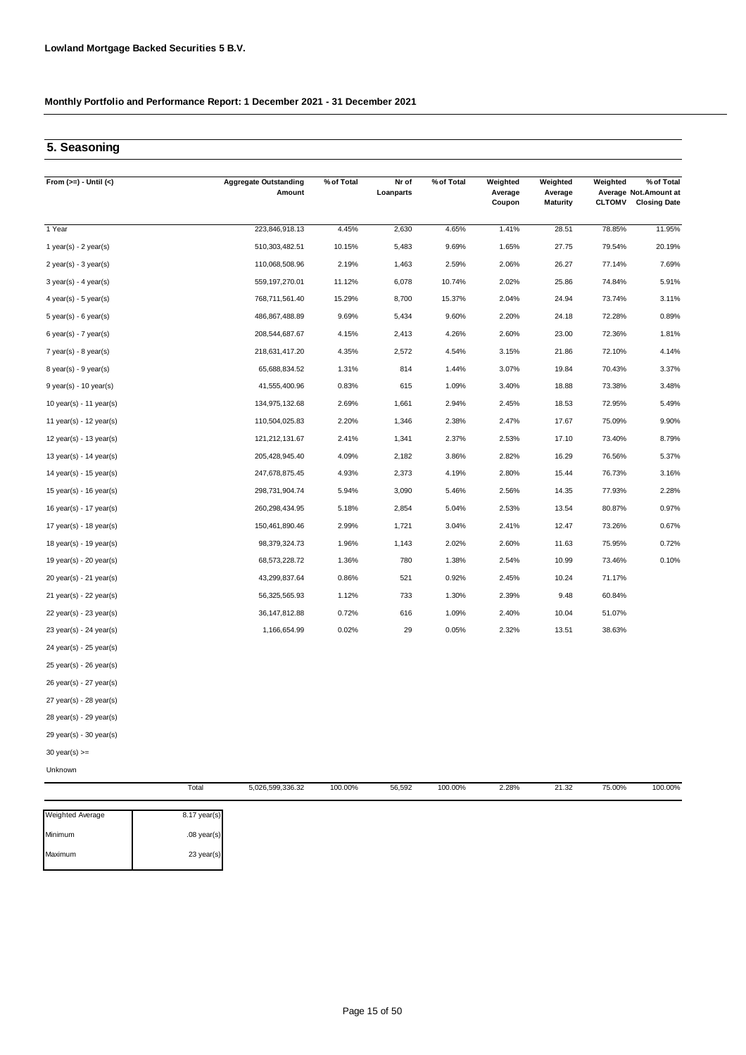**Lowland Mortgage Backed Securities 5 B.V.**

**Monthly Portfolio and Performance Report: 1 December 2021 - 31 December 2021**

## 5. Seasoning

| From (>=) - Until (<) | Aggregate Outstanding Amount | % of Total | Nr of Loanparts | % of Total | Weighted Average Coupon | Weighted Average Maturity | Weighted Average CLTOMV | % of Total Not.Amount at Closing Date |
|---|---|---|---|---|---|---|---|---|
| 1 Year | 223,846,918.13 | 4.45% | 2,630 | 4.65% | 1.41% | 28.51 | 78.85% | 11.95% |
| 1 year(s) - 2 year(s) | 510,303,482.51 | 10.15% | 5,483 | 9.69% | 1.65% | 27.75 | 79.54% | 20.19% |
| 2 year(s) - 3 year(s) | 110,068,508.96 | 2.19% | 1,463 | 2.59% | 2.06% | 26.27 | 77.14% | 7.69% |
| 3 year(s) - 4 year(s) | 559,197,270.01 | 11.12% | 6,078 | 10.74% | 2.02% | 25.86 | 74.84% | 5.91% |
| 4 year(s) - 5 year(s) | 768,711,561.40 | 15.29% | 8,700 | 15.37% | 2.04% | 24.94 | 73.74% | 3.11% |
| 5 year(s) - 6 year(s) | 486,867,488.89 | 9.69% | 5,434 | 9.60% | 2.20% | 24.18 | 72.28% | 0.89% |
| 6 year(s) - 7 year(s) | 208,544,687.67 | 4.15% | 2,413 | 4.26% | 2.60% | 23.00 | 72.36% | 1.81% |
| 7 year(s) - 8 year(s) | 218,631,417.20 | 4.35% | 2,572 | 4.54% | 3.15% | 21.86 | 72.10% | 4.14% |
| 8 year(s) - 9 year(s) | 65,688,834.52 | 1.31% | 814 | 1.44% | 3.07% | 19.84 | 70.43% | 3.37% |
| 9 year(s) - 10 year(s) | 41,555,400.96 | 0.83% | 615 | 1.09% | 3.40% | 18.88 | 73.38% | 3.48% |
| 10 year(s) - 11 year(s) | 134,975,132.68 | 2.69% | 1,661 | 2.94% | 2.45% | 18.53 | 72.95% | 5.49% |
| 11 year(s) - 12 year(s) | 110,504,025.83 | 2.20% | 1,346 | 2.38% | 2.47% | 17.67 | 75.09% | 9.90% |
| 12 year(s) - 13 year(s) | 121,212,131.67 | 2.41% | 1,341 | 2.37% | 2.53% | 17.10 | 73.40% | 8.79% |
| 13 year(s) - 14 year(s) | 205,428,945.40 | 4.09% | 2,182 | 3.86% | 2.82% | 16.29 | 76.56% | 5.37% |
| 14 year(s) - 15 year(s) | 247,678,875.45 | 4.93% | 2,373 | 4.19% | 2.80% | 15.44 | 76.73% | 3.16% |
| 15 year(s) - 16 year(s) | 298,731,904.74 | 5.94% | 3,090 | 5.46% | 2.56% | 14.35 | 77.93% | 2.28% |
| 16 year(s) - 17 year(s) | 260,298,434.95 | 5.18% | 2,854 | 5.04% | 2.53% | 13.54 | 80.87% | 0.97% |
| 17 year(s) - 18 year(s) | 150,461,890.46 | 2.99% | 1,721 | 3.04% | 2.41% | 12.47 | 73.26% | 0.67% |
| 18 year(s) - 19 year(s) | 98,379,324.73 | 1.96% | 1,143 | 2.02% | 2.60% | 11.63 | 75.95% | 0.72% |
| 19 year(s) - 20 year(s) | 68,573,228.72 | 1.36% | 780 | 1.38% | 2.54% | 10.99 | 73.46% | 0.10% |
| 20 year(s) - 21 year(s) | 43,299,837.64 | 0.86% | 521 | 0.92% | 2.45% | 10.24 | 71.17% | |
| 21 year(s) - 22 year(s) | 56,325,565.93 | 1.12% | 733 | 1.30% | 2.39% | 9.48 | 60.84% | |
| 22 year(s) - 23 year(s) | 36,147,812.88 | 0.72% | 616 | 1.09% | 2.40% | 10.04 | 51.07% | |
| 23 year(s) - 24 year(s) | 1,166,654.99 | 0.02% | 29 | 0.05% | 2.32% | 13.51 | 38.63% | |
| 24 year(s) - 25 year(s) | | | | | | | | |
| 25 year(s) - 26 year(s) | | | | | | | | |
| 26 year(s) - 27 year(s) | | | | | | | | |
| 27 year(s) - 28 year(s) | | | | | | | | |
| 28 year(s) - 29 year(s) | | | | | | | | |
| 29 year(s) - 30 year(s) | | | | | | | | |
| 30 year(s) >= | | | | | | | | |
| Unknown | | | | | | | | |
| Total | 5,026,599,336.32 | 100.00% | 56,592 | 100.00% | 2.28% | 21.32 | 75.00% | 100.00% |

| | |
|---|---|
| Weighted Average | 8.17 year(s) |
| Minimum | .08 year(s) |
| Maximum | 23 year(s) |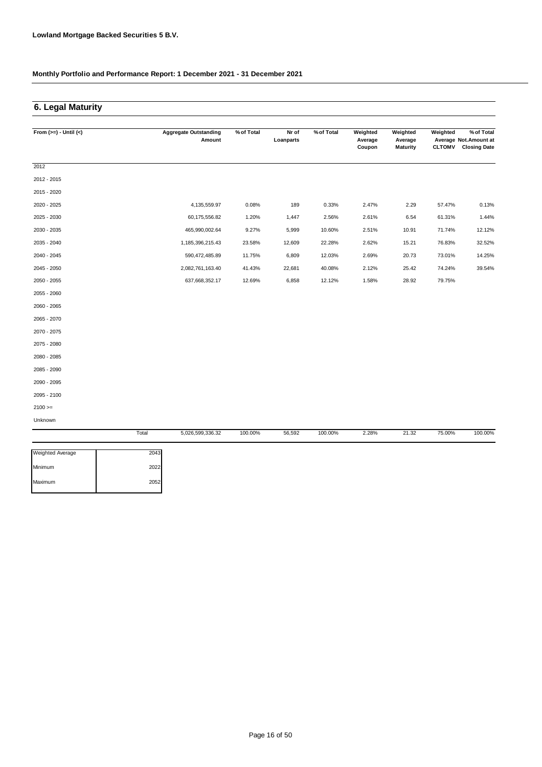## 6. Legal Maturity

| From (>=) - Until (<) | | Aggregate Outstanding Amount | % of Total | Nr of Loanparts | % of Total | Weighted Average Coupon | Weighted Average Maturity | Weighted Average CLTOMV | % of Total Not.Amount at Closing Date |
|---|---|---|---|---|---|---|---|---|---|
| 2012 | | | | | | | | | |
| 2012 - 2015 | | | | | | | | | |
| 2015 - 2020 | | | | | | | | | |
| 2020 - 2025 | | 4,135,559.97 | 0.08% | 189 | 0.33% | 2.47% | 2.29 | 57.47% | 0.13% |
| 2025 - 2030 | | 60,175,556.82 | 1.20% | 1,447 | 2.56% | 2.61% | 6.54 | 61.31% | 1.44% |
| 2030 - 2035 | | 465,990,002.64 | 9.27% | 5,999 | 10.60% | 2.51% | 10.91 | 71.74% | 12.12% |
| 2035 - 2040 | | 1,185,396,215.43 | 23.58% | 12,609 | 22.28% | 2.62% | 15.21 | 76.83% | 32.52% |
| 2040 - 2045 | | 590,472,485.89 | 11.75% | 6,809 | 12.03% | 2.69% | 20.73 | 73.01% | 14.25% |
| 2045 - 2050 | | 2,082,761,163.40 | 41.43% | 22,681 | 40.08% | 2.12% | 25.42 | 74.24% | 39.54% |
| 2050 - 2055 | | 637,668,352.17 | 12.69% | 6,858 | 12.12% | 1.58% | 28.92 | 79.75% | |
| 2055 - 2060 | | | | | | | | | |
| 2060 - 2065 | | | | | | | | | |
| 2065 - 2070 | | | | | | | | | |
| 2070 - 2075 | | | | | | | | | |
| 2075 - 2080 | | | | | | | | | |
| 2080 - 2085 | | | | | | | | | |
| 2085 - 2090 | | | | | | | | | |
| 2090 - 2095 | | | | | | | | | |
| 2095 - 2100 | | | | | | | | | |
| 2100 >= | | | | | | | | | |
| Unknown | | | | | | | | | |
| | Total | 5,026,599,336.32 | 100.00% | 56,592 | 100.00% | 2.28% | 21.32 | 75.00% | 100.00% |

| | |
|---|---|
| Weighted Average | 2043 |
| Minimum | 2022 |
| Maximum | 2052 |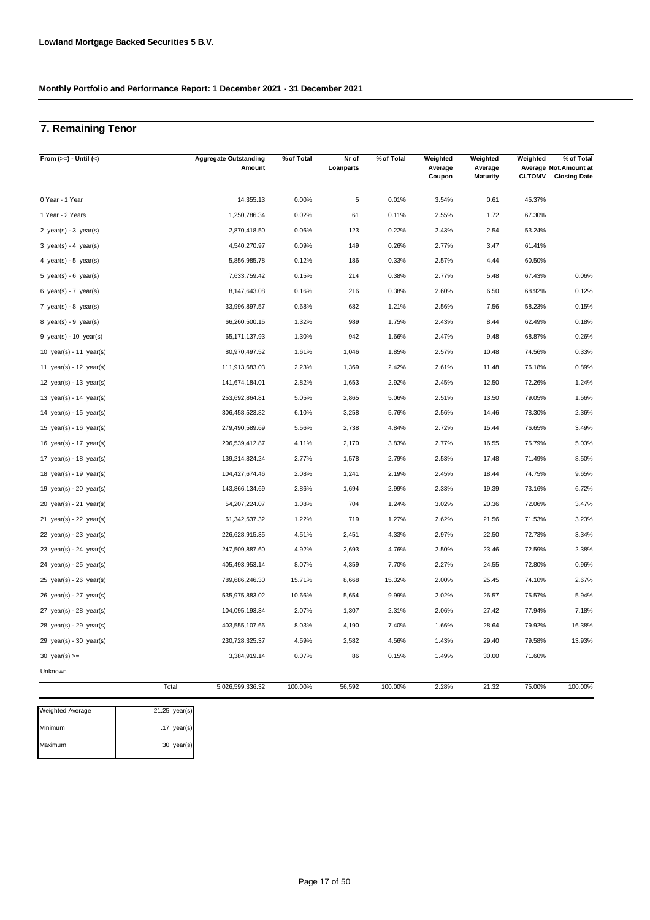**Lowland Mortgage Backed Securities 5 B.V.**

**Monthly Portfolio and Performance Report: 1 December 2021 - 31 December 2021**

## 7. Remaining Tenor

| From (>=) - Until (<) | Aggregate Outstanding Amount | % of Total | Nr of Loanparts | % of Total | Weighted Average Coupon | Weighted Average Maturity | Weighted Average CLTOMV | % of Total Not.Amount at Closing Date |
|---|---|---|---|---|---|---|---|---|
| 0 Year - 1 Year | 14,355.13 | 0.00% | 5 | 0.01% | 3.54% | 0.61 | 45.37% | |
| 1 Year - 2 Years | 1,250,786.34 | 0.02% | 61 | 0.11% | 2.55% | 1.72 | 67.30% | |
| 2 year(s) - 3 year(s) | 2,870,418.50 | 0.06% | 123 | 0.22% | 2.43% | 2.54 | 53.24% | |
| 3 year(s) - 4 year(s) | 4,540,270.97 | 0.09% | 149 | 0.26% | 2.77% | 3.47 | 61.41% | |
| 4 year(s) - 5 year(s) | 5,856,985.78 | 0.12% | 186 | 0.33% | 2.57% | 4.44 | 60.50% | |
| 5 year(s) - 6 year(s) | 7,633,759.42 | 0.15% | 214 | 0.38% | 2.77% | 5.48 | 67.43% | 0.06% |
| 6 year(s) - 7 year(s) | 8,147,643.08 | 0.16% | 216 | 0.38% | 2.60% | 6.50 | 68.92% | 0.12% |
| 7 year(s) - 8 year(s) | 33,996,897.57 | 0.68% | 682 | 1.21% | 2.56% | 7.56 | 58.23% | 0.15% |
| 8 year(s) - 9 year(s) | 66,260,500.15 | 1.32% | 989 | 1.75% | 2.43% | 8.44 | 62.49% | 0.18% |
| 9 year(s) - 10 year(s) | 65,171,137.93 | 1.30% | 942 | 1.66% | 2.47% | 9.48 | 68.87% | 0.26% |
| 10 year(s) - 11 year(s) | 80,970,497.52 | 1.61% | 1,046 | 1.85% | 2.57% | 10.48 | 74.56% | 0.33% |
| 11 year(s) - 12 year(s) | 111,913,683.03 | 2.23% | 1,369 | 2.42% | 2.61% | 11.48 | 76.18% | 0.89% |
| 12 year(s) - 13 year(s) | 141,674,184.01 | 2.82% | 1,653 | 2.92% | 2.45% | 12.50 | 72.26% | 1.24% |
| 13 year(s) - 14 year(s) | 253,692,864.81 | 5.05% | 2,865 | 5.06% | 2.51% | 13.50 | 79.05% | 1.56% |
| 14 year(s) - 15 year(s) | 306,458,523.82 | 6.10% | 3,258 | 5.76% | 2.56% | 14.46 | 78.30% | 2.36% |
| 15 year(s) - 16 year(s) | 279,490,589.69 | 5.56% | 2,738 | 4.84% | 2.72% | 15.44 | 76.65% | 3.49% |
| 16 year(s) - 17 year(s) | 206,539,412.87 | 4.11% | 2,170 | 3.83% | 2.77% | 16.55 | 75.79% | 5.03% |
| 17 year(s) - 18 year(s) | 139,214,824.24 | 2.77% | 1,578 | 2.79% | 2.53% | 17.48 | 71.49% | 8.50% |
| 18 year(s) - 19 year(s) | 104,427,674.46 | 2.08% | 1,241 | 2.19% | 2.45% | 18.44 | 74.75% | 9.65% |
| 19 year(s) - 20 year(s) | 143,866,134.69 | 2.86% | 1,694 | 2.99% | 2.33% | 19.39 | 73.16% | 6.72% |
| 20 year(s) - 21 year(s) | 54,207,224.07 | 1.08% | 704 | 1.24% | 3.02% | 20.36 | 72.06% | 3.47% |
| 21 year(s) - 22 year(s) | 61,342,537.32 | 1.22% | 719 | 1.27% | 2.62% | 21.56 | 71.53% | 3.23% |
| 22 year(s) - 23 year(s) | 226,628,915.35 | 4.51% | 2,451 | 4.33% | 2.97% | 22.50 | 72.73% | 3.34% |
| 23 year(s) - 24 year(s) | 247,509,887.60 | 4.92% | 2,693 | 4.76% | 2.50% | 23.46 | 72.59% | 2.38% |
| 24 year(s) - 25 year(s) | 405,493,953.14 | 8.07% | 4,359 | 7.70% | 2.27% | 24.55 | 72.80% | 0.96% |
| 25 year(s) - 26 year(s) | 789,686,246.30 | 15.71% | 8,668 | 15.32% | 2.00% | 25.45 | 74.10% | 2.67% |
| 26 year(s) - 27 year(s) | 535,975,883.02 | 10.66% | 5,654 | 9.99% | 2.02% | 26.57 | 75.57% | 5.94% |
| 27 year(s) - 28 year(s) | 104,095,193.34 | 2.07% | 1,307 | 2.31% | 2.06% | 27.42 | 77.94% | 7.18% |
| 28 year(s) - 29 year(s) | 403,555,107.66 | 8.03% | 4,190 | 7.40% | 1.66% | 28.64 | 79.92% | 16.38% |
| 29 year(s) - 30 year(s) | 230,728,325.37 | 4.59% | 2,582 | 4.56% | 1.43% | 29.40 | 79.58% | 13.93% |
| 30 year(s) >= | 3,384,919.14 | 0.07% | 86 | 0.15% | 1.49% | 30.00 | 71.60% | |
| Unknown | | | | | | | | |
| Total | 5,026,599,336.32 | 100.00% | 56,592 | 100.00% | 2.28% | 21.32 | 75.00% | 100.00% |

| | |
|---|---|
| Weighted Average | 21.25 year(s) |
| Minimum | .17 year(s) |
| Maximum | 30 year(s) |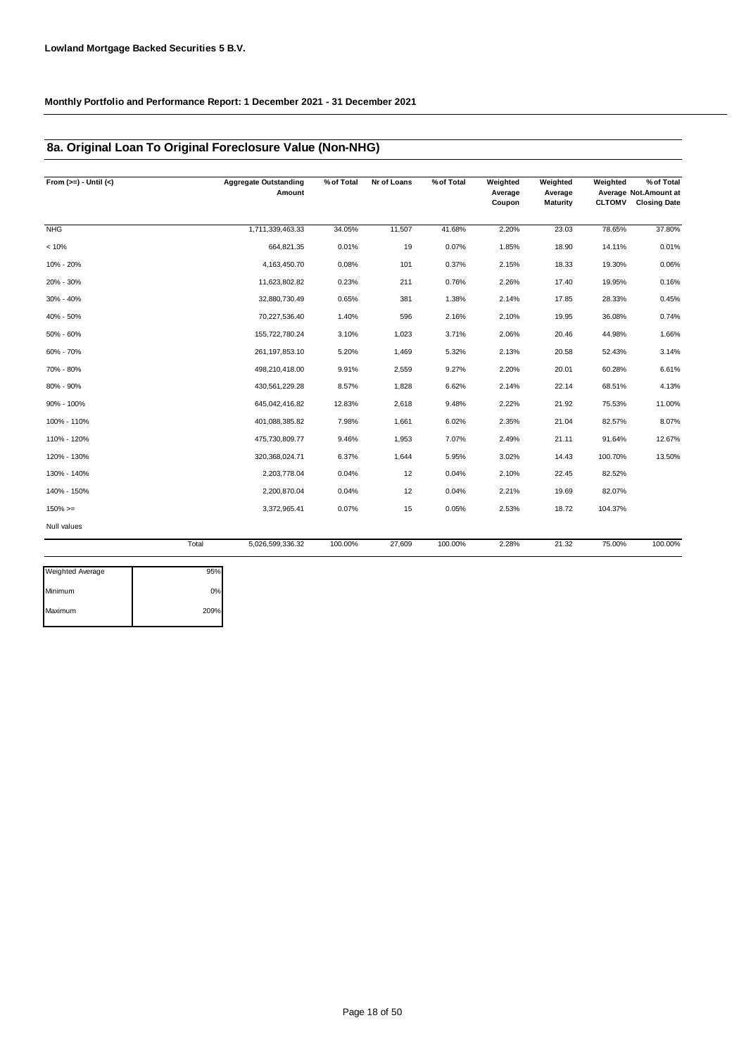**Lowland Mortgage Backed Securities 5 B.V.**

**Monthly Portfolio and Performance Report: 1 December 2021 - 31 December 2021**

## 8a. Original Loan To Original Foreclosure Value (Non-NHG)

| From (>=) - Until (<) | | Aggregate Outstanding Amount | % of Total | Nr of Loans | % of Total | Weighted Average Coupon | Weighted Average Maturity | Weighted Average CLTOMV | % of Total Not.Amount at Closing Date |
|---|---|---|---|---|---|---|---|---|---|
| NHG | | 1,711,339,463.33 | 34.05% | 11,507 | 41.68% | 2.20% | 23.03 | 78.65% | 37.80% |
| < 10% | | 664,821.35 | 0.01% | 19 | 0.07% | 1.85% | 18.90 | 14.11% | 0.01% |
| 10% - 20% | | 4,163,450.70 | 0.08% | 101 | 0.37% | 2.15% | 18.33 | 19.30% | 0.06% |
| 20% - 30% | | 11,623,802.82 | 0.23% | 211 | 0.76% | 2.26% | 17.40 | 19.95% | 0.16% |
| 30% - 40% | | 32,880,730.49 | 0.65% | 381 | 1.38% | 2.14% | 17.85 | 28.33% | 0.45% |
| 40% - 50% | | 70,227,536.40 | 1.40% | 596 | 2.16% | 2.10% | 19.95 | 36.08% | 0.74% |
| 50% - 60% | | 155,722,780.24 | 3.10% | 1,023 | 3.71% | 2.06% | 20.46 | 44.98% | 1.66% |
| 60% - 70% | | 261,197,853.10 | 5.20% | 1,469 | 5.32% | 2.13% | 20.58 | 52.43% | 3.14% |
| 70% - 80% | | 498,210,418.00 | 9.91% | 2,559 | 9.27% | 2.20% | 20.01 | 60.28% | 6.61% |
| 80% - 90% | | 430,561,229.28 | 8.57% | 1,828 | 6.62% | 2.14% | 22.14 | 68.51% | 4.13% |
| 90% - 100% | | 645,042,416.82 | 12.83% | 2,618 | 9.48% | 2.22% | 21.92 | 75.53% | 11.00% |
| 100% - 110% | | 401,088,385.82 | 7.98% | 1,661 | 6.02% | 2.35% | 21.04 | 82.57% | 8.07% |
| 110% - 120% | | 475,730,809.77 | 9.46% | 1,953 | 7.07% | 2.49% | 21.11 | 91.64% | 12.67% |
| 120% - 130% | | 320,368,024.71 | 6.37% | 1,644 | 5.95% | 3.02% | 14.43 | 100.70% | 13.50% |
| 130% - 140% | | 2,203,778.04 | 0.04% | 12 | 0.04% | 2.10% | 22.45 | 82.52% | |
| 140% - 150% | | 2,200,870.04 | 0.04% | 12 | 0.04% | 2.21% | 19.69 | 82.07% | |
| 150% >= | | 3,372,965.41 | 0.07% | 15 | 0.05% | 2.53% | 18.72 | 104.37% | |
| Null values | | | | | | | | | |
| | Total | 5,026,599,336.32 | 100.00% | 27,609 | 100.00% | 2.28% | 21.32 | 75.00% | 100.00% |

| | |
|---|---|
| Weighted Average | 95% |
| Minimum | 0% |
| Maximum | 209% |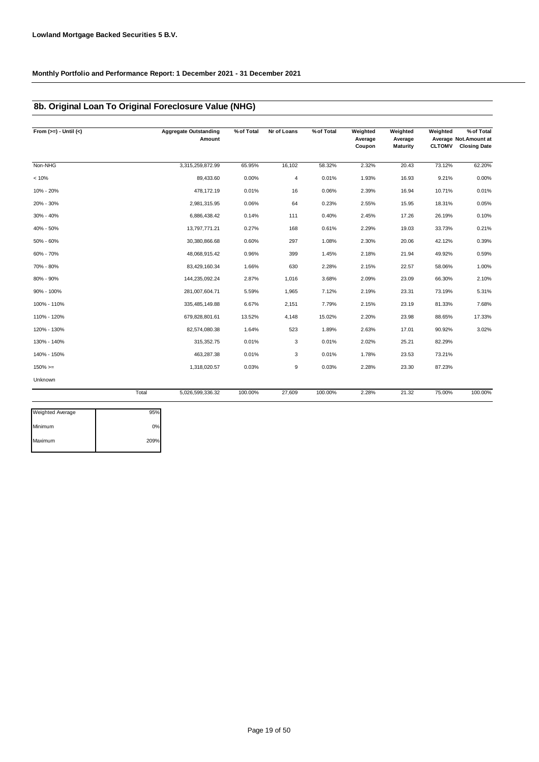**Lowland Mortgage Backed Securities 5 B.V.**

**Monthly Portfolio and Performance Report: 1 December 2021 - 31 December 2021**

## 8b. Original Loan To Original Foreclosure Value (NHG)

| From (>=) - Until (<) | Aggregate Outstanding Amount | % of Total | Nr of Loans | % of Total | Weighted Average Coupon | Weighted Average Maturity | Weighted Average CLTOMV | % of Total Not.Amount at Closing Date |
|---|---|---|---|---|---|---|---|---|
| Non-NHG | 3,315,259,872.99 | 65.95% | 16,102 | 58.32% | 2.32% | 20.43 | 73.12% | 62.20% |
| < 10% | 89,433.60 | 0.00% | 4 | 0.01% | 1.93% | 16.93 | 9.21% | 0.00% |
| 10% - 20% | 478,172.19 | 0.01% | 16 | 0.06% | 2.39% | 16.94 | 10.71% | 0.01% |
| 20% - 30% | 2,981,315.95 | 0.06% | 64 | 0.23% | 2.55% | 15.95 | 18.31% | 0.05% |
| 30% - 40% | 6,886,438.42 | 0.14% | 111 | 0.40% | 2.45% | 17.26 | 26.19% | 0.10% |
| 40% - 50% | 13,797,771.21 | 0.27% | 168 | 0.61% | 2.29% | 19.03 | 33.73% | 0.21% |
| 50% - 60% | 30,380,866.68 | 0.60% | 297 | 1.08% | 2.30% | 20.06 | 42.12% | 0.39% |
| 60% - 70% | 48,068,915.42 | 0.96% | 399 | 1.45% | 2.18% | 21.94 | 49.92% | 0.59% |
| 70% - 80% | 83,429,160.34 | 1.66% | 630 | 2.28% | 2.15% | 22.57 | 58.06% | 1.00% |
| 80% - 90% | 144,235,092.24 | 2.87% | 1,016 | 3.68% | 2.09% | 23.09 | 66.30% | 2.10% |
| 90% - 100% | 281,007,604.71 | 5.59% | 1,965 | 7.12% | 2.19% | 23.31 | 73.19% | 5.31% |
| 100% - 110% | 335,485,149.88 | 6.67% | 2,151 | 7.79% | 2.15% | 23.19 | 81.33% | 7.68% |
| 110% - 120% | 679,828,801.61 | 13.52% | 4,148 | 15.02% | 2.20% | 23.98 | 88.65% | 17.33% |
| 120% - 130% | 82,574,080.38 | 1.64% | 523 | 1.89% | 2.63% | 17.01 | 90.92% | 3.02% |
| 130% - 140% | 315,352.75 | 0.01% | 3 | 0.01% | 2.02% | 25.21 | 82.29% | |
| 140% - 150% | 463,287.38 | 0.01% | 3 | 0.01% | 1.78% | 23.53 | 73.21% | |
| 150% >= | 1,318,020.57 | 0.03% | 9 | 0.03% | 2.28% | 23.30 | 87.23% | |
| Unknown | | | | | | | | |
| Total | 5,026,599,336.32 | 100.00% | 27,609 | 100.00% | 2.28% | 21.32 | 75.00% | 100.00% |

| | |
|---|---|
| Weighted Average | 95% |
| Minimum | 0% |
| Maximum | 209% |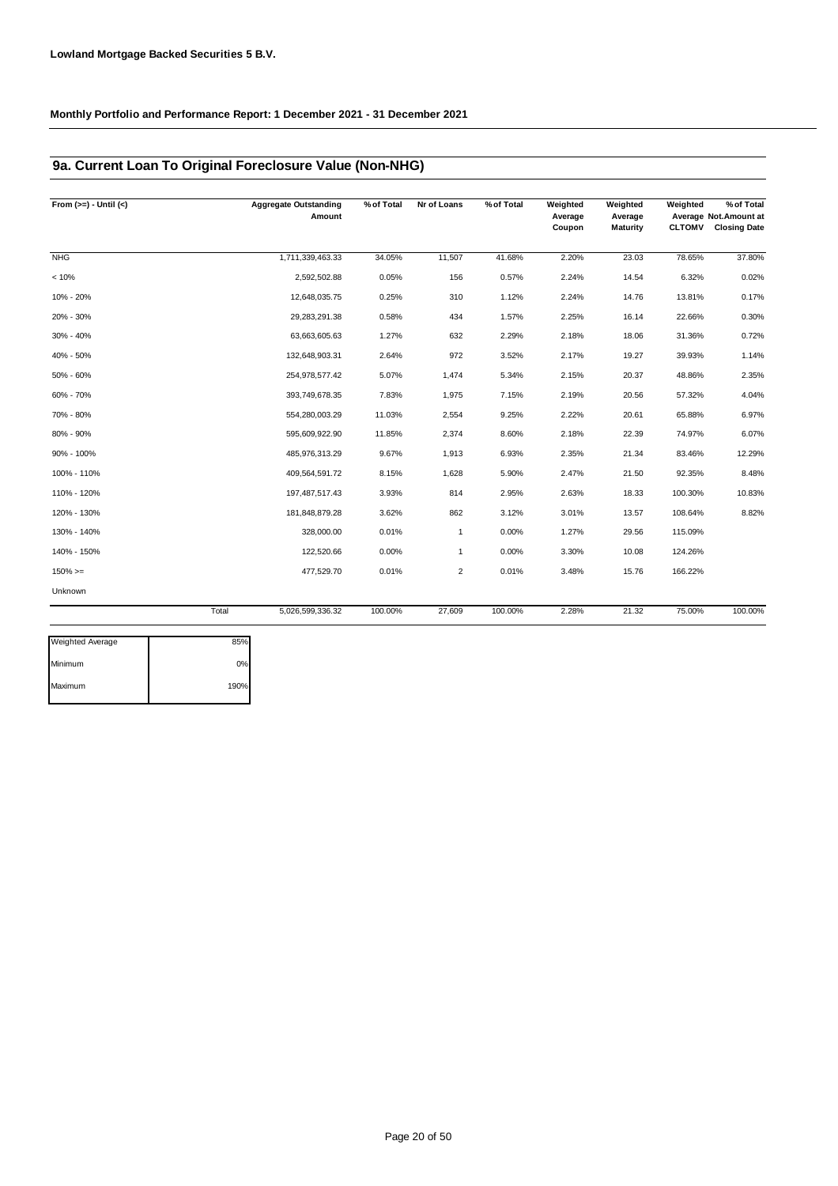**Lowland Mortgage Backed Securities 5 B.V.**

**Monthly Portfolio and Performance Report: 1 December 2021 - 31 December 2021**

## 9a. Current Loan To Original Foreclosure Value (Non-NHG)

| From (>=) - Until (<) | Aggregate Outstanding Amount | % of Total | Nr of Loans | % of Total | Weighted Average Coupon | Weighted Average Maturity | Weighted Average CLTOMV | % of Total Not.Amount at Closing Date |
|---|---|---|---|---|---|---|---|---|
| NHG | 1,711,339,463.33 | 34.05% | 11,507 | 41.68% | 2.20% | 23.03 | 78.65% | 37.80% |
| < 10% | 2,592,502.88 | 0.05% | 156 | 0.57% | 2.24% | 14.54 | 6.32% | 0.02% |
| 10% - 20% | 12,648,035.75 | 0.25% | 310 | 1.12% | 2.24% | 14.76 | 13.81% | 0.17% |
| 20% - 30% | 29,283,291.38 | 0.58% | 434 | 1.57% | 2.25% | 16.14 | 22.66% | 0.30% |
| 30% - 40% | 63,663,605.63 | 1.27% | 632 | 2.29% | 2.18% | 18.06 | 31.36% | 0.72% |
| 40% - 50% | 132,648,903.31 | 2.64% | 972 | 3.52% | 2.17% | 19.27 | 39.93% | 1.14% |
| 50% - 60% | 254,978,577.42 | 5.07% | 1,474 | 5.34% | 2.15% | 20.37 | 48.86% | 2.35% |
| 60% - 70% | 393,749,678.35 | 7.83% | 1,975 | 7.15% | 2.19% | 20.56 | 57.32% | 4.04% |
| 70% - 80% | 554,280,003.29 | 11.03% | 2,554 | 9.25% | 2.22% | 20.61 | 65.88% | 6.97% |
| 80% - 90% | 595,609,922.90 | 11.85% | 2,374 | 8.60% | 2.18% | 22.39 | 74.97% | 6.07% |
| 90% - 100% | 485,976,313.29 | 9.67% | 1,913 | 6.93% | 2.35% | 21.34 | 83.46% | 12.29% |
| 100% - 110% | 409,564,591.72 | 8.15% | 1,628 | 5.90% | 2.47% | 21.50 | 92.35% | 8.48% |
| 110% - 120% | 197,487,517.43 | 3.93% | 814 | 2.95% | 2.63% | 18.33 | 100.30% | 10.83% |
| 120% - 130% | 181,848,879.28 | 3.62% | 862 | 3.12% | 3.01% | 13.57 | 108.64% | 8.82% |
| 130% - 140% | 328,000.00 | 0.01% | 1 | 0.00% | 1.27% | 29.56 | 115.09% | |
| 140% - 150% | 122,520.66 | 0.00% | 1 | 0.00% | 3.30% | 10.08 | 124.26% | |
| 150% >= | 477,529.70 | 0.01% | 2 | 0.01% | 3.48% | 15.76 | 166.22% | |
| Unknown | | | | | | | | |
| Total | 5,026,599,336.32 | 100.00% | 27,609 | 100.00% | 2.28% | 21.32 | 75.00% | 100.00% |

| | |
|---|---|
| Weighted Average | 85% |
| Minimum | 0% |
| Maximum | 190% |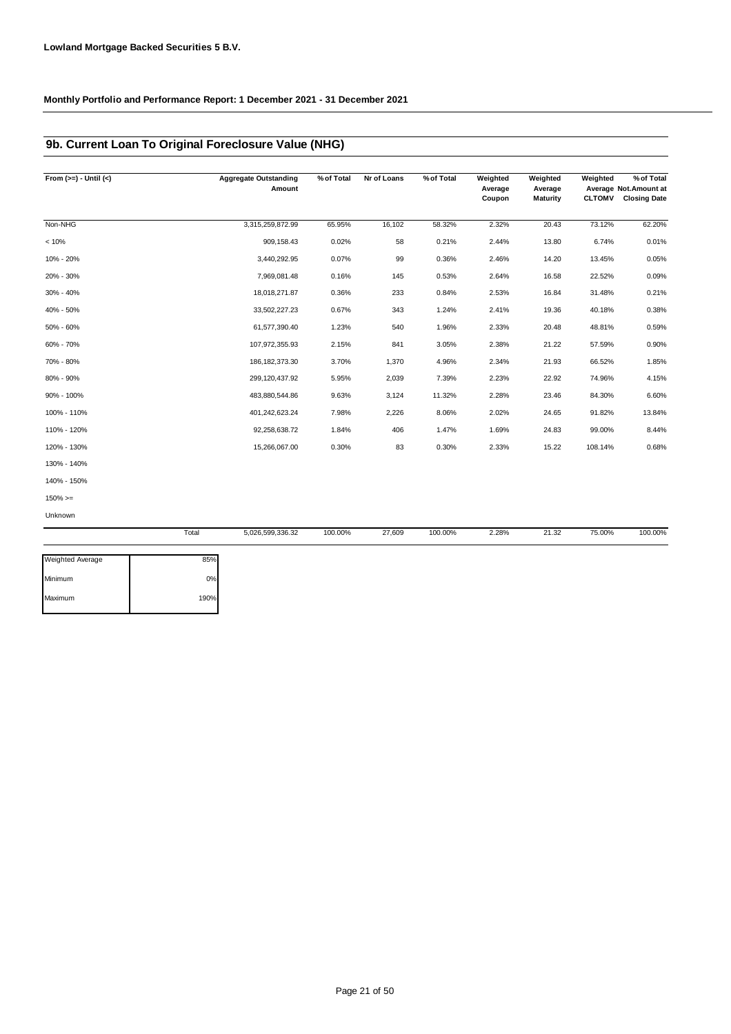**Lowland Mortgage Backed Securities 5 B.V.**

**Monthly Portfolio and Performance Report: 1 December 2021 - 31 December 2021**

## 9b. Current Loan To Original Foreclosure Value (NHG)

| From (>=) - Until (<) | Aggregate Outstanding Amount | % of Total | Nr of Loans | % of Total | Weighted Average Coupon | Weighted Average Maturity | Weighted Average CLTOMV | % of Total Not.Amount at Closing Date |
|---|---|---|---|---|---|---|---|---|
| Non-NHG | 3,315,259,872.99 | 65.95% | 16,102 | 58.32% | 2.32% | 20.43 | 73.12% | 62.20% |
| < 10% | 909,158.43 | 0.02% | 58 | 0.21% | 2.44% | 13.80 | 6.74% | 0.01% |
| 10% - 20% | 3,440,292.95 | 0.07% | 99 | 0.36% | 2.46% | 14.20 | 13.45% | 0.05% |
| 20% - 30% | 7,969,081.48 | 0.16% | 145 | 0.53% | 2.64% | 16.58 | 22.52% | 0.09% |
| 30% - 40% | 18,018,271.87 | 0.36% | 233 | 0.84% | 2.53% | 16.84 | 31.48% | 0.21% |
| 40% - 50% | 33,502,227.23 | 0.67% | 343 | 1.24% | 2.41% | 19.36 | 40.18% | 0.38% |
| 50% - 60% | 61,577,390.40 | 1.23% | 540 | 1.96% | 2.33% | 20.48 | 48.81% | 0.59% |
| 60% - 70% | 107,972,355.93 | 2.15% | 841 | 3.05% | 2.38% | 21.22 | 57.59% | 0.90% |
| 70% - 80% | 186,182,373.30 | 3.70% | 1,370 | 4.96% | 2.34% | 21.93 | 66.52% | 1.85% |
| 80% - 90% | 299,120,437.92 | 5.95% | 2,039 | 7.39% | 2.23% | 22.92 | 74.96% | 4.15% |
| 90% - 100% | 483,880,544.86 | 9.63% | 3,124 | 11.32% | 2.28% | 23.46 | 84.30% | 6.60% |
| 100% - 110% | 401,242,623.24 | 7.98% | 2,226 | 8.06% | 2.02% | 24.65 | 91.82% | 13.84% |
| 110% - 120% | 92,258,638.72 | 1.84% | 406 | 1.47% | 1.69% | 24.83 | 99.00% | 8.44% |
| 120% - 130% | 15,266,067.00 | 0.30% | 83 | 0.30% | 2.33% | 15.22 | 108.14% | 0.68% |
| 130% - 140% | | | | | | | | |
| 140% - 150% | | | | | | | | |
| 150% >= | | | | | | | | |
| Unknown | | | | | | | | |
| Total | 5,026,599,336.32 | 100.00% | 27,609 | 100.00% | 2.28% | 21.32 | 75.00% | 100.00% |

| | |
|---|---|
| Weighted Average | 85% |
| Minimum | 0% |
| Maximum | 190% |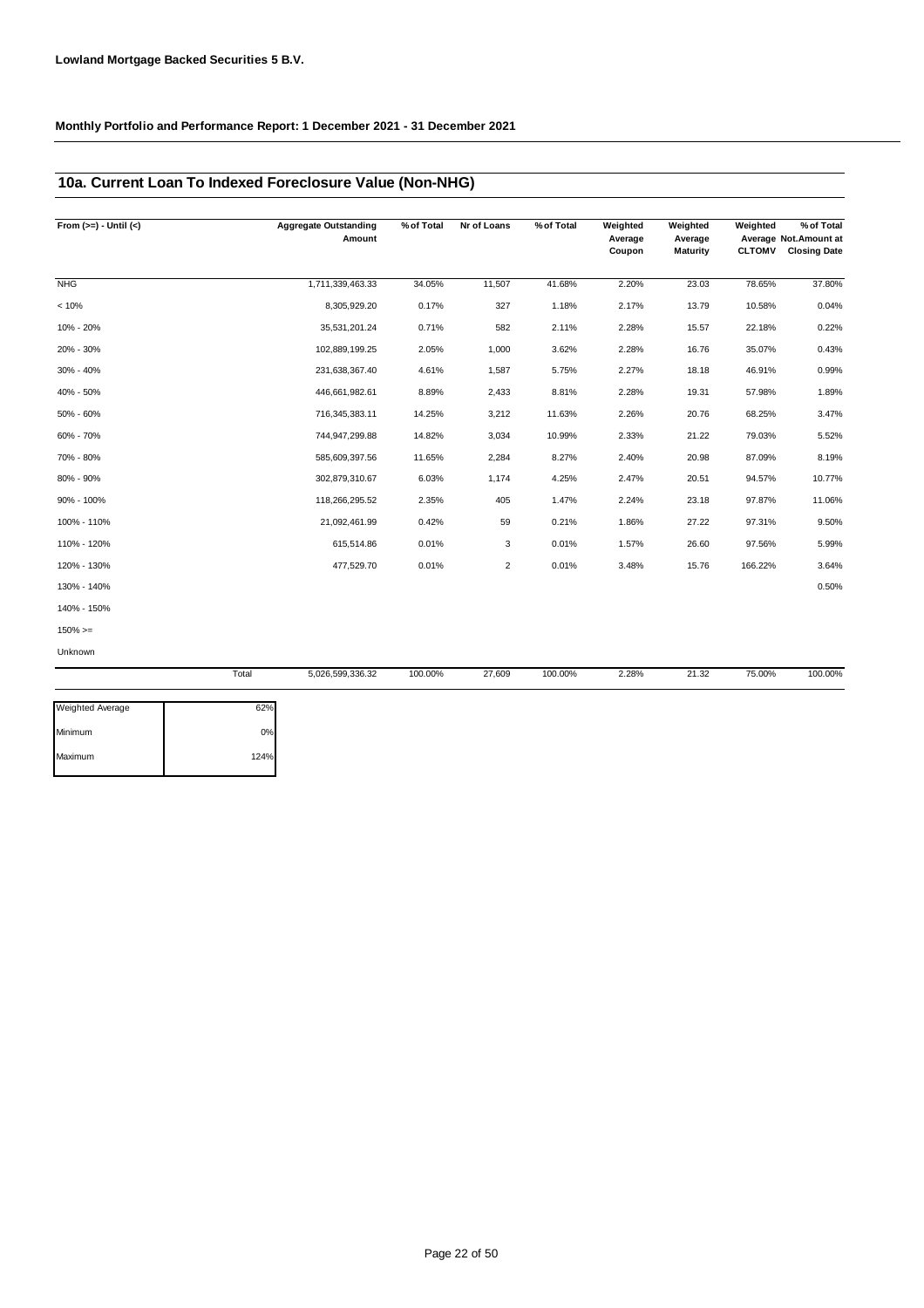**Lowland Mortgage Backed Securities 5 B.V.**

**Monthly Portfolio and Performance Report: 1 December 2021 - 31 December 2021**

## 10a. Current Loan To Indexed Foreclosure Value (Non-NHG)

| From (>=) - Until (<) | Aggregate Outstanding Amount | % of Total | Nr of Loans | % of Total | Weighted Average Coupon | Weighted Average Maturity | Weighted Average CLTOMV | % of Total Not.Amount at Closing Date |
|---|---|---|---|---|---|---|---|---|
| NHG | 1,711,339,463.33 | 34.05% | 11,507 | 41.68% | 2.20% | 23.03 | 78.65% | 37.80% |
| < 10% | 8,305,929.20 | 0.17% | 327 | 1.18% | 2.17% | 13.79 | 10.58% | 0.04% |
| 10% - 20% | 35,531,201.24 | 0.71% | 582 | 2.11% | 2.28% | 15.57 | 22.18% | 0.22% |
| 20% - 30% | 102,889,199.25 | 2.05% | 1,000 | 3.62% | 2.28% | 16.76 | 35.07% | 0.43% |
| 30% - 40% | 231,638,367.40 | 4.61% | 1,587 | 5.75% | 2.27% | 18.18 | 46.91% | 0.99% |
| 40% - 50% | 446,661,982.61 | 8.89% | 2,433 | 8.81% | 2.28% | 19.31 | 57.98% | 1.89% |
| 50% - 60% | 716,345,383.11 | 14.25% | 3,212 | 11.63% | 2.26% | 20.76 | 68.25% | 3.47% |
| 60% - 70% | 744,947,299.88 | 14.82% | 3,034 | 10.99% | 2.33% | 21.22 | 79.03% | 5.52% |
| 70% - 80% | 585,609,397.56 | 11.65% | 2,284 | 8.27% | 2.40% | 20.98 | 87.09% | 8.19% |
| 80% - 90% | 302,879,310.67 | 6.03% | 1,174 | 4.25% | 2.47% | 20.51 | 94.57% | 10.77% |
| 90% - 100% | 118,266,295.52 | 2.35% | 405 | 1.47% | 2.24% | 23.18 | 97.87% | 11.06% |
| 100% - 110% | 21,092,461.99 | 0.42% | 59 | 0.21% | 1.86% | 27.22 | 97.31% | 9.50% |
| 110% - 120% | 615,514.86 | 0.01% | 3 | 0.01% | 1.57% | 26.60 | 97.56% | 5.99% |
| 120% - 130% | 477,529.70 | 0.01% | 2 | 0.01% | 3.48% | 15.76 | 166.22% | 3.64% |
| 130% - 140% | | | | | | | | 0.50% |
| 140% - 150% | | | | | | | | |
| 150% >= | | | | | | | | |
| Unknown | | | | | | | | |
| Total | 5,026,599,336.32 | 100.00% | 27,609 | 100.00% | 2.28% | 21.32 | 75.00% | 100.00% |

| | |
|---|---|
| Weighted Average | 62% |
| Minimum | 0% |
| Maximum | 124% |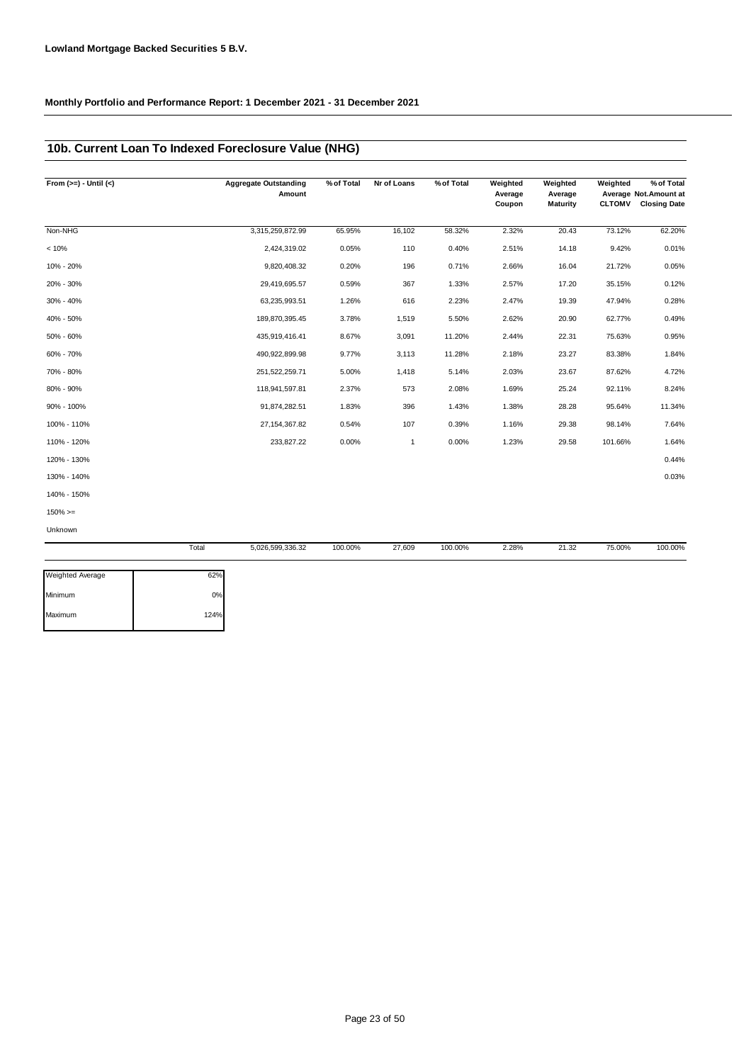**Lowland Mortgage Backed Securities 5 B.V.**

**Monthly Portfolio and Performance Report: 1 December 2021 - 31 December 2021**

## 10b. Current Loan To Indexed Foreclosure Value (NHG)

| From (>=) - Until (<) | Aggregate Outstanding Amount | % of Total | Nr of Loans | % of Total | Weighted Average Coupon | Weighted Average Maturity | Weighted Average CLTOMV | % of Total Not.Amount at Closing Date |
|---|---|---|---|---|---|---|---|---|
| Non-NHG | 3,315,259,872.99 | 65.95% | 16,102 | 58.32% | 2.32% | 20.43 | 73.12% | 62.20% |
| < 10% | 2,424,319.02 | 0.05% | 110 | 0.40% | 2.51% | 14.18 | 9.42% | 0.01% |
| 10% - 20% | 9,820,408.32 | 0.20% | 196 | 0.71% | 2.66% | 16.04 | 21.72% | 0.05% |
| 20% - 30% | 29,419,695.57 | 0.59% | 367 | 1.33% | 2.57% | 17.20 | 35.15% | 0.12% |
| 30% - 40% | 63,235,993.51 | 1.26% | 616 | 2.23% | 2.47% | 19.39 | 47.94% | 0.28% |
| 40% - 50% | 189,870,395.45 | 3.78% | 1,519 | 5.50% | 2.62% | 20.90 | 62.77% | 0.49% |
| 50% - 60% | 435,919,416.41 | 8.67% | 3,091 | 11.20% | 2.44% | 22.31 | 75.63% | 0.95% |
| 60% - 70% | 490,922,899.98 | 9.77% | 3,113 | 11.28% | 2.18% | 23.27 | 83.38% | 1.84% |
| 70% - 80% | 251,522,259.71 | 5.00% | 1,418 | 5.14% | 2.03% | 23.67 | 87.62% | 4.72% |
| 80% - 90% | 118,941,597.81 | 2.37% | 573 | 2.08% | 1.69% | 25.24 | 92.11% | 8.24% |
| 90% - 100% | 91,874,282.51 | 1.83% | 396 | 1.43% | 1.38% | 28.28 | 95.64% | 11.34% |
| 100% - 110% | 27,154,367.82 | 0.54% | 107 | 0.39% | 1.16% | 29.38 | 98.14% | 7.64% |
| 110% - 120% | 233,827.22 | 0.00% | 1 | 0.00% | 1.23% | 29.58 | 101.66% | 1.64% |
| 120% - 130% | | | | | | | | 0.44% |
| 130% - 140% | | | | | | | | 0.03% |
| 140% - 150% | | | | | | | | |
| 150% >= | | | | | | | | |
| Unknown | | | | | | | | |
| Total | 5,026,599,336.32 | 100.00% | 27,609 | 100.00% | 2.28% | 21.32 | 75.00% | 100.00% |

| | |
|---|---|
| Weighted Average | 62% |
| Minimum | 0% |
| Maximum | 124% |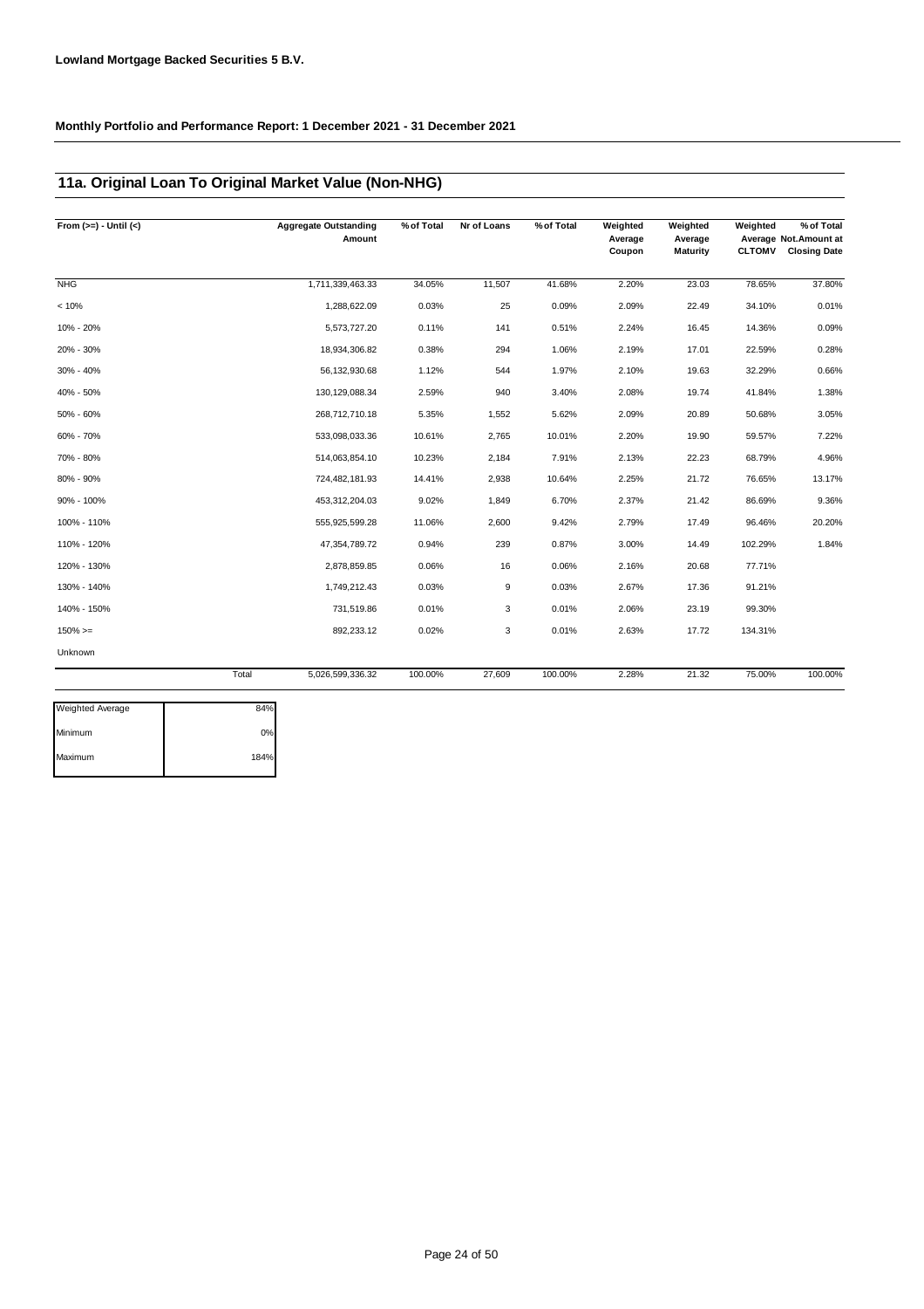**Lowland Mortgage Backed Securities 5 B.V.**

**Monthly Portfolio and Performance Report: 1 December 2021 - 31 December 2021**

## 11a. Original Loan To Original Market Value (Non-NHG)

| From (>=) - Until (<) | | Aggregate Outstanding Amount | % of Total | Nr of Loans | % of Total | Weighted Average Coupon | Weighted Average Maturity | Weighted Average CLTOMV | % of Total Not.Amount at Closing Date |
|---|---|---|---|---|---|---|---|---|---|
| NHG | | 1,711,339,463.33 | 34.05% | 11,507 | 41.68% | 2.20% | 23.03 | 78.65% | 37.80% |
| < 10% | | 1,288,622.09 | 0.03% | 25 | 0.09% | 2.09% | 22.49 | 34.10% | 0.01% |
| 10% - 20% | | 5,573,727.20 | 0.11% | 141 | 0.51% | 2.24% | 16.45 | 14.36% | 0.09% |
| 20% - 30% | | 18,934,306.82 | 0.38% | 294 | 1.06% | 2.19% | 17.01 | 22.59% | 0.28% |
| 30% - 40% | | 56,132,930.68 | 1.12% | 544 | 1.97% | 2.10% | 19.63 | 32.29% | 0.66% |
| 40% - 50% | | 130,129,088.34 | 2.59% | 940 | 3.40% | 2.08% | 19.74 | 41.84% | 1.38% |
| 50% - 60% | | 268,712,710.18 | 5.35% | 1,552 | 5.62% | 2.09% | 20.89 | 50.68% | 3.05% |
| 60% - 70% | | 533,098,033.36 | 10.61% | 2,765 | 10.01% | 2.20% | 19.90 | 59.57% | 7.22% |
| 70% - 80% | | 514,063,854.10 | 10.23% | 2,184 | 7.91% | 2.13% | 22.23 | 68.79% | 4.96% |
| 80% - 90% | | 724,482,181.93 | 14.41% | 2,938 | 10.64% | 2.25% | 21.72 | 76.65% | 13.17% |
| 90% - 100% | | 453,312,204.03 | 9.02% | 1,849 | 6.70% | 2.37% | 21.42 | 86.69% | 9.36% |
| 100% - 110% | | 555,925,599.28 | 11.06% | 2,600 | 9.42% | 2.79% | 17.49 | 96.46% | 20.20% |
| 110% - 120% | | 47,354,789.72 | 0.94% | 239 | 0.87% | 3.00% | 14.49 | 102.29% | 1.84% |
| 120% - 130% | | 2,878,859.85 | 0.06% | 16 | 0.06% | 2.16% | 20.68 | 77.71% | |
| 130% - 140% | | 1,749,212.43 | 0.03% | 9 | 0.03% | 2.67% | 17.36 | 91.21% | |
| 140% - 150% | | 731,519.86 | 0.01% | 3 | 0.01% | 2.06% | 23.19 | 99.30% | |
| 150% >= | | 892,233.12 | 0.02% | 3 | 0.01% | 2.63% | 17.72 | 134.31% | |
| Unknown | | | | | | | | | |
| | Total | 5,026,599,336.32 | 100.00% | 27,609 | 100.00% | 2.28% | 21.32 | 75.00% | 100.00% |

| | |
|---|---|
| Weighted Average | 84% |
| Minimum | 0% |
| Maximum | 184% |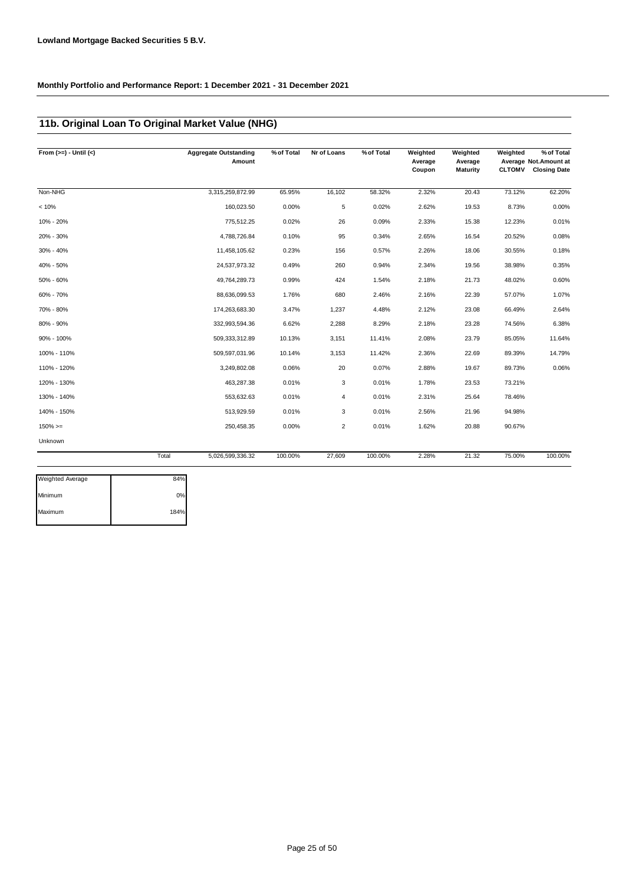**Lowland Mortgage Backed Securities 5 B.V.**

**Monthly Portfolio and Performance Report: 1 December 2021 - 31 December 2021**

## 11b. Original Loan To Original Market Value (NHG)

| From (>=) - Until (<) | Aggregate Outstanding Amount | % of Total | Nr of Loans | % of Total | Weighted Average Coupon | Weighted Average Maturity | Weighted Average CLTOMV | % of Total Not.Amount at Closing Date |
|---|---|---|---|---|---|---|---|---|
| Non-NHG | 3,315,259,872.99 | 65.95% | 16,102 | 58.32% | 2.32% | 20.43 | 73.12% | 62.20% |
| < 10% | 160,023.50 | 0.00% | 5 | 0.02% | 2.62% | 19.53 | 8.73% | 0.00% |
| 10% - 20% | 775,512.25 | 0.02% | 26 | 0.09% | 2.33% | 15.38 | 12.23% | 0.01% |
| 20% - 30% | 4,788,726.84 | 0.10% | 95 | 0.34% | 2.65% | 16.54 | 20.52% | 0.08% |
| 30% - 40% | 11,458,105.62 | 0.23% | 156 | 0.57% | 2.26% | 18.06 | 30.55% | 0.18% |
| 40% - 50% | 24,537,973.32 | 0.49% | 260 | 0.94% | 2.34% | 19.56 | 38.98% | 0.35% |
| 50% - 60% | 49,764,289.73 | 0.99% | 424 | 1.54% | 2.18% | 21.73 | 48.02% | 0.60% |
| 60% - 70% | 88,636,099.53 | 1.76% | 680 | 2.46% | 2.16% | 22.39 | 57.07% | 1.07% |
| 70% - 80% | 174,263,683.30 | 3.47% | 1,237 | 4.48% | 2.12% | 23.08 | 66.49% | 2.64% |
| 80% - 90% | 332,993,594.36 | 6.62% | 2,288 | 8.29% | 2.18% | 23.28 | 74.56% | 6.38% |
| 90% - 100% | 509,333,312.89 | 10.13% | 3,151 | 11.41% | 2.08% | 23.79 | 85.05% | 11.64% |
| 100% - 110% | 509,597,031.96 | 10.14% | 3,153 | 11.42% | 2.36% | 22.69 | 89.39% | 14.79% |
| 110% - 120% | 3,249,802.08 | 0.06% | 20 | 0.07% | 2.88% | 19.67 | 89.73% | 0.06% |
| 120% - 130% | 463,287.38 | 0.01% | 3 | 0.01% | 1.78% | 23.53 | 73.21% | |
| 130% - 140% | 553,632.63 | 0.01% | 4 | 0.01% | 2.31% | 25.64 | 78.46% | |
| 140% - 150% | 513,929.59 | 0.01% | 3 | 0.01% | 2.56% | 21.96 | 94.98% | |
| 150% >= | 250,458.35 | 0.00% | 2 | 0.01% | 1.62% | 20.88 | 90.67% | |
| Unknown | | | | | | | | |
| Total | 5,026,599,336.32 | 100.00% | 27,609 | 100.00% | 2.28% | 21.32 | 75.00% | 100.00% |

| | |
|---|---|
| Weighted Average | 84% |
| Minimum | 0% |
| Maximum | 184% |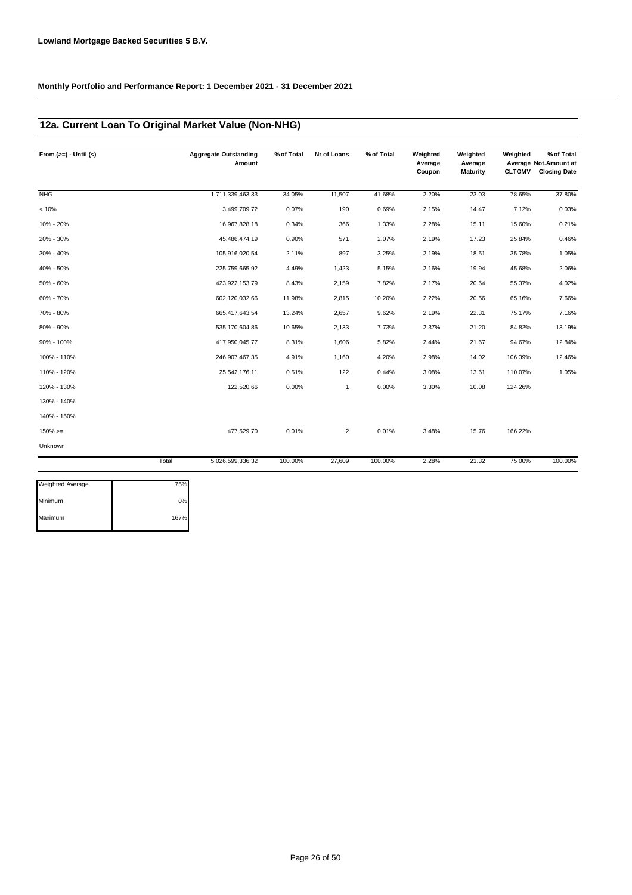**Lowland Mortgage Backed Securities 5 B.V.**

**Monthly Portfolio and Performance Report: 1 December 2021 - 31 December 2021**

## 12a. Current Loan To Original Market Value (Non-NHG)

| From (>=) - Until (<) | Aggregate Outstanding Amount | % of Total | Nr of Loans | % of Total | Weighted Average Coupon | Weighted Average Maturity | Weighted Average CLTOMV | % of Total Not.Amount at Closing Date |
|---|---|---|---|---|---|---|---|---|
| NHG | 1,711,339,463.33 | 34.05% | 11,507 | 41.68% | 2.20% | 23.03 | 78.65% | 37.80% |
| < 10% | 3,499,709.72 | 0.07% | 190 | 0.69% | 2.15% | 14.47 | 7.12% | 0.03% |
| 10% - 20% | 16,967,828.18 | 0.34% | 366 | 1.33% | 2.28% | 15.11 | 15.60% | 0.21% |
| 20% - 30% | 45,486,474.19 | 0.90% | 571 | 2.07% | 2.19% | 17.23 | 25.84% | 0.46% |
| 30% - 40% | 105,916,020.54 | 2.11% | 897 | 3.25% | 2.19% | 18.51 | 35.78% | 1.05% |
| 40% - 50% | 225,759,665.92 | 4.49% | 1,423 | 5.15% | 2.16% | 19.94 | 45.68% | 2.06% |
| 50% - 60% | 423,922,153.79 | 8.43% | 2,159 | 7.82% | 2.17% | 20.64 | 55.37% | 4.02% |
| 60% - 70% | 602,120,032.66 | 11.98% | 2,815 | 10.20% | 2.22% | 20.56 | 65.16% | 7.66% |
| 70% - 80% | 665,417,643.54 | 13.24% | 2,657 | 9.62% | 2.19% | 22.31 | 75.17% | 7.16% |
| 80% - 90% | 535,170,604.86 | 10.65% | 2,133 | 7.73% | 2.37% | 21.20 | 84.82% | 13.19% |
| 90% - 100% | 417,950,045.77 | 8.31% | 1,606 | 5.82% | 2.44% | 21.67 | 94.67% | 12.84% |
| 100% - 110% | 246,907,467.35 | 4.91% | 1,160 | 4.20% | 2.98% | 14.02 | 106.39% | 12.46% |
| 110% - 120% | 25,542,176.11 | 0.51% | 122 | 0.44% | 3.08% | 13.61 | 110.07% | 1.05% |
| 120% - 130% | 122,520.66 | 0.00% | 1 | 0.00% | 3.30% | 10.08 | 124.26% | |
| 130% - 140% | | | | | | | | |
| 140% - 150% | | | | | | | | |
| 150% >= | 477,529.70 | 0.01% | 2 | 0.01% | 3.48% | 15.76 | 166.22% | |
| Unknown | | | | | | | | |
| Total | 5,026,599,336.32 | 100.00% | 27,609 | 100.00% | 2.28% | 21.32 | 75.00% | 100.00% |

| | |
|---|---|
| Weighted Average | 75% |
| Minimum | 0% |
| Maximum | 167% |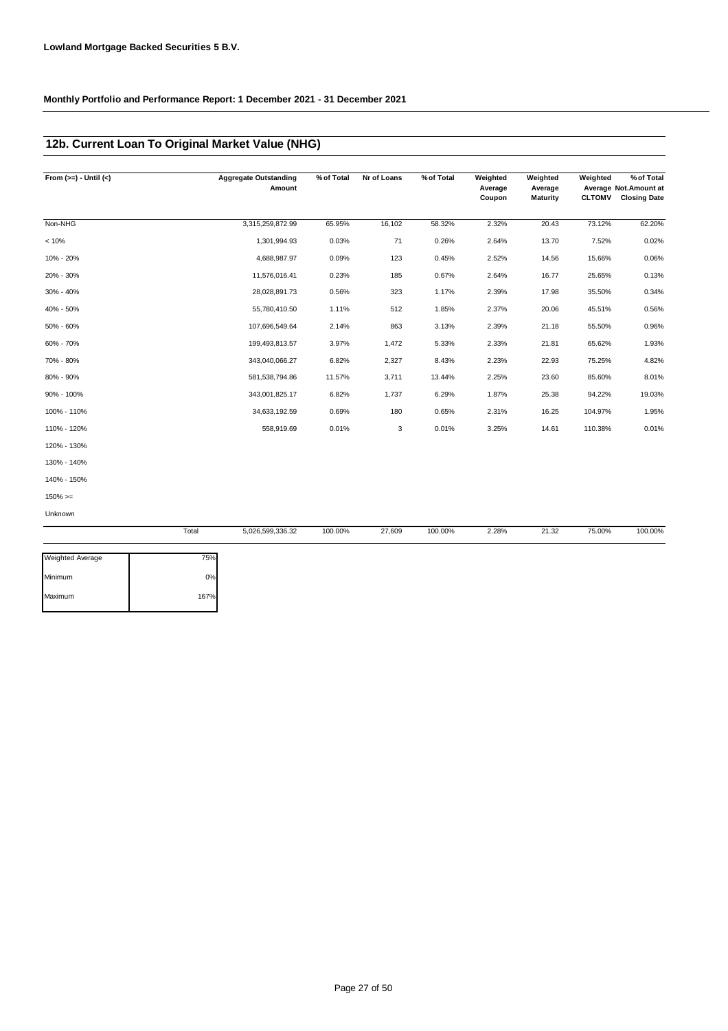**Lowland Mortgage Backed Securities 5 B.V.**

**Monthly Portfolio and Performance Report: 1 December 2021 - 31 December 2021**

## 12b. Current Loan To Original Market Value (NHG)

| From (>=) - Until (<) | Aggregate Outstanding Amount | % of Total | Nr of Loans | % of Total | Weighted Average Coupon | Weighted Average Maturity | Weighted Average CLTOMV | % of Total Not.Amount at Closing Date |
|---|---|---|---|---|---|---|---|---|
| Non-NHG | 3,315,259,872.99 | 65.95% | 16,102 | 58.32% | 2.32% | 20.43 | 73.12% | 62.20% |
| < 10% | 1,301,994.93 | 0.03% | 71 | 0.26% | 2.64% | 13.70 | 7.52% | 0.02% |
| 10% - 20% | 4,688,987.97 | 0.09% | 123 | 0.45% | 2.52% | 14.56 | 15.66% | 0.06% |
| 20% - 30% | 11,576,016.41 | 0.23% | 185 | 0.67% | 2.64% | 16.77 | 25.65% | 0.13% |
| 30% - 40% | 28,028,891.73 | 0.56% | 323 | 1.17% | 2.39% | 17.98 | 35.50% | 0.34% |
| 40% - 50% | 55,780,410.50 | 1.11% | 512 | 1.85% | 2.37% | 20.06 | 45.51% | 0.56% |
| 50% - 60% | 107,696,549.64 | 2.14% | 863 | 3.13% | 2.39% | 21.18 | 55.50% | 0.96% |
| 60% - 70% | 199,493,813.57 | 3.97% | 1,472 | 5.33% | 2.33% | 21.81 | 65.62% | 1.93% |
| 70% - 80% | 343,040,066.27 | 6.82% | 2,327 | 8.43% | 2.23% | 22.93 | 75.25% | 4.82% |
| 80% - 90% | 581,538,794.86 | 11.57% | 3,711 | 13.44% | 2.25% | 23.60 | 85.60% | 8.01% |
| 90% - 100% | 343,001,825.17 | 6.82% | 1,737 | 6.29% | 1.87% | 25.38 | 94.22% | 19.03% |
| 100% - 110% | 34,633,192.59 | 0.69% | 180 | 0.65% | 2.31% | 16.25 | 104.97% | 1.95% |
| 110% - 120% | 558,919.69 | 0.01% | 3 | 0.01% | 3.25% | 14.61 | 110.38% | 0.01% |
| 120% - 130% | | | | | | | | |
| 130% - 140% | | | | | | | | |
| 140% - 150% | | | | | | | | |
| 150% >= | | | | | | | | |
| Unknown | | | | | | | | |
| Total | 5,026,599,336.32 | 100.00% | 27,609 | 100.00% | 2.28% | 21.32 | 75.00% | 100.00% |

| | |
|---|---|
| Weighted Average | 75% |
| Minimum | 0% |
| Maximum | 167% |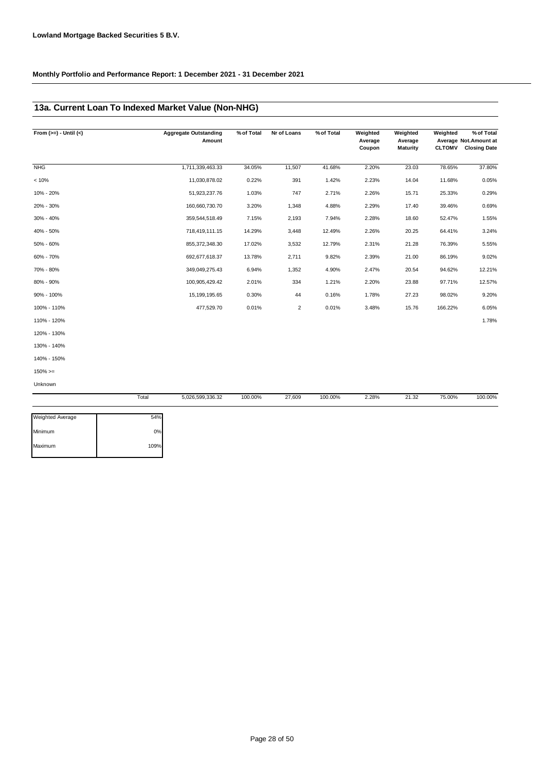**Lowland Mortgage Backed Securities 5 B.V.**

**Monthly Portfolio and Performance Report: 1 December 2021 - 31 December 2021**

## 13a. Current Loan To Indexed Market Value (Non-NHG)

| From (>=) - Until (<) | Aggregate Outstanding Amount | % of Total | Nr of Loans | % of Total | Weighted Average Coupon | Weighted Average Maturity | Weighted Average CLTOMV | % of Total Not.Amount at Closing Date |
|---|---|---|---|---|---|---|---|---|
| NHG | 1,711,339,463.33 | 34.05% | 11,507 | 41.68% | 2.20% | 23.03 | 78.65% | 37.80% |
| < 10% | 11,030,878.02 | 0.22% | 391 | 1.42% | 2.23% | 14.04 | 11.68% | 0.05% |
| 10% - 20% | 51,923,237.76 | 1.03% | 747 | 2.71% | 2.26% | 15.71 | 25.33% | 0.29% |
| 20% - 30% | 160,660,730.70 | 3.20% | 1,348 | 4.88% | 2.29% | 17.40 | 39.46% | 0.69% |
| 30% - 40% | 359,544,518.49 | 7.15% | 2,193 | 7.94% | 2.28% | 18.60 | 52.47% | 1.55% |
| 40% - 50% | 718,419,111.15 | 14.29% | 3,448 | 12.49% | 2.26% | 20.25 | 64.41% | 3.24% |
| 50% - 60% | 855,372,348.30 | 17.02% | 3,532 | 12.79% | 2.31% | 21.28 | 76.39% | 5.55% |
| 60% - 70% | 692,677,618.37 | 13.78% | 2,711 | 9.82% | 2.39% | 21.00 | 86.19% | 9.02% |
| 70% - 80% | 349,049,275.43 | 6.94% | 1,352 | 4.90% | 2.47% | 20.54 | 94.62% | 12.21% |
| 80% - 90% | 100,905,429.42 | 2.01% | 334 | 1.21% | 2.20% | 23.88 | 97.71% | 12.57% |
| 90% - 100% | 15,199,195.65 | 0.30% | 44 | 0.16% | 1.78% | 27.23 | 98.02% | 9.20% |
| 100% - 110% | 477,529.70 | 0.01% | 2 | 0.01% | 3.48% | 15.76 | 166.22% | 6.05% |
| 110% - 120% | | | | | | | | 1.78% |
| 120% - 130% | | | | | | | | |
| 130% - 140% | | | | | | | | |
| 140% - 150% | | | | | | | | |
| 150% >= | | | | | | | | |
| Unknown | | | | | | | | |
| Total | 5,026,599,336.32 | 100.00% | 27,609 | 100.00% | 2.28% | 21.32 | 75.00% | 100.00% |

| | |
|---|---|
| Weighted Average | 54% |
| Minimum | 0% |
| Maximum | 109% |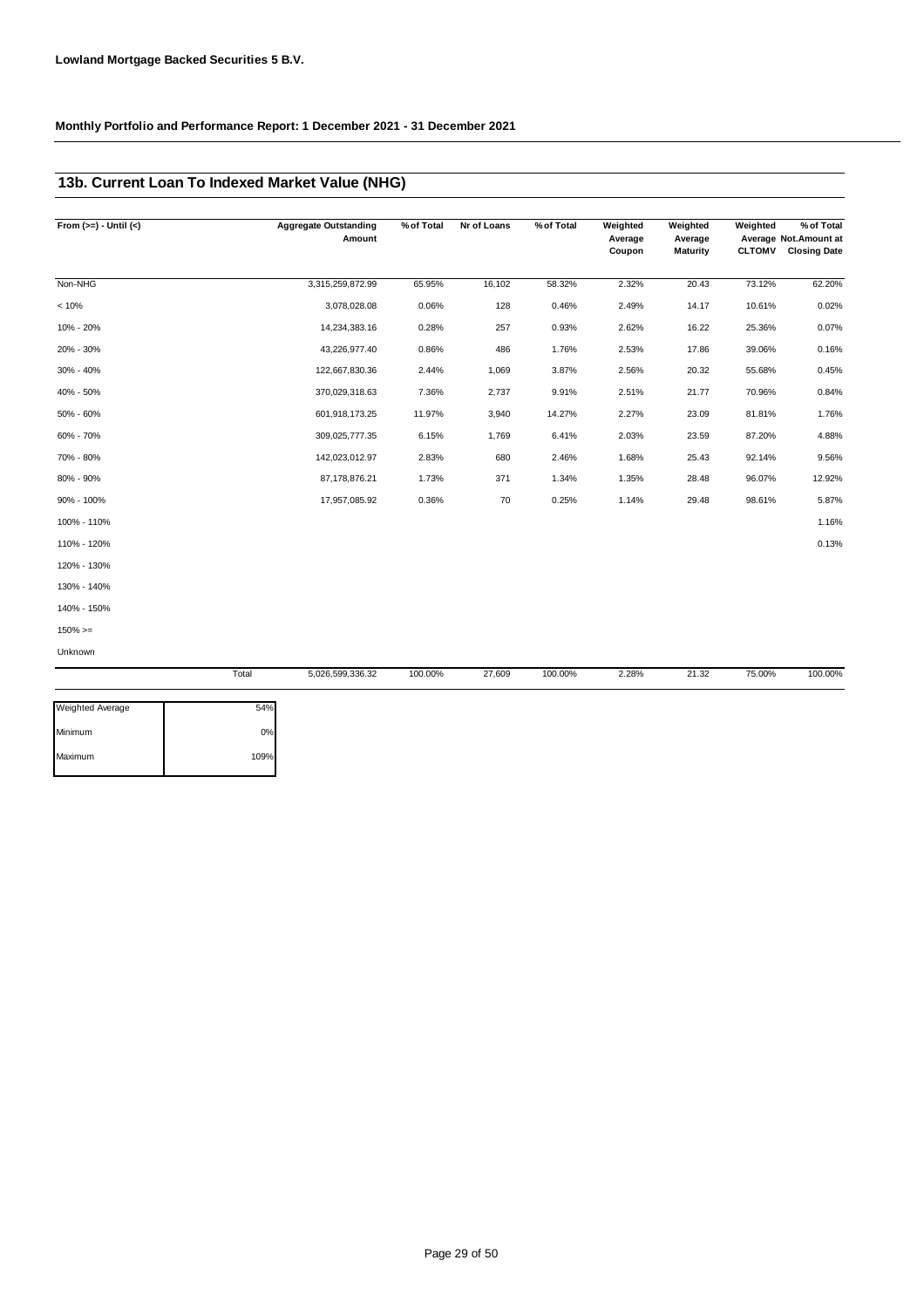**Lowland Mortgage Backed Securities 5 B.V.**

**Monthly Portfolio and Performance Report: 1 December 2021 - 31 December 2021**

## 13b. Current Loan To Indexed Market Value (NHG)

| From (>=) - Until (<) | Aggregate Outstanding Amount | % of Total | Nr of Loans | % of Total | Weighted Average Coupon | Weighted Average Maturity | Weighted Average CLTOMV | % of Total Not.Amount at Closing Date |
|---|---|---|---|---|---|---|---|---|
| Non-NHG | 3,315,259,872.99 | 65.95% | 16,102 | 58.32% | 2.32% | 20.43 | 73.12% | 62.20% |
| < 10% | 3,078,028.08 | 0.06% | 128 | 0.46% | 2.49% | 14.17 | 10.61% | 0.02% |
| 10% - 20% | 14,234,383.16 | 0.28% | 257 | 0.93% | 2.62% | 16.22 | 25.36% | 0.07% |
| 20% - 30% | 43,226,977.40 | 0.86% | 486 | 1.76% | 2.53% | 17.86 | 39.06% | 0.16% |
| 30% - 40% | 122,667,830.36 | 2.44% | 1,069 | 3.87% | 2.56% | 20.32 | 55.68% | 0.45% |
| 40% - 50% | 370,029,318.63 | 7.36% | 2,737 | 9.91% | 2.51% | 21.77 | 70.96% | 0.84% |
| 50% - 60% | 601,918,173.25 | 11.97% | 3,940 | 14.27% | 2.27% | 23.09 | 81.81% | 1.76% |
| 60% - 70% | 309,025,777.35 | 6.15% | 1,769 | 6.41% | 2.03% | 23.59 | 87.20% | 4.88% |
| 70% - 80% | 142,023,012.97 | 2.83% | 680 | 2.46% | 1.68% | 25.43 | 92.14% | 9.56% |
| 80% - 90% | 87,178,876.21 | 1.73% | 371 | 1.34% | 1.35% | 28.48 | 96.07% | 12.92% |
| 90% - 100% | 17,957,085.92 | 0.36% | 70 | 0.25% | 1.14% | 29.48 | 98.61% | 5.87% |
| 100% - 110% | | | | | | | | 1.16% |
| 110% - 120% | | | | | | | | 0.13% |
| 120% - 130% | | | | | | | | |
| 130% - 140% | | | | | | | | |
| 140% - 150% | | | | | | | | |
| 150% >= | | | | | | | | |
| Unknown | | | | | | | | |
| Total | 5,026,599,336.32 | 100.00% | 27,609 | 100.00% | 2.28% | 21.32 | 75.00% | 100.00% |

| | |
|---|---|
| Weighted Average | 54% |
| Minimum | 0% |
| Maximum | 109% |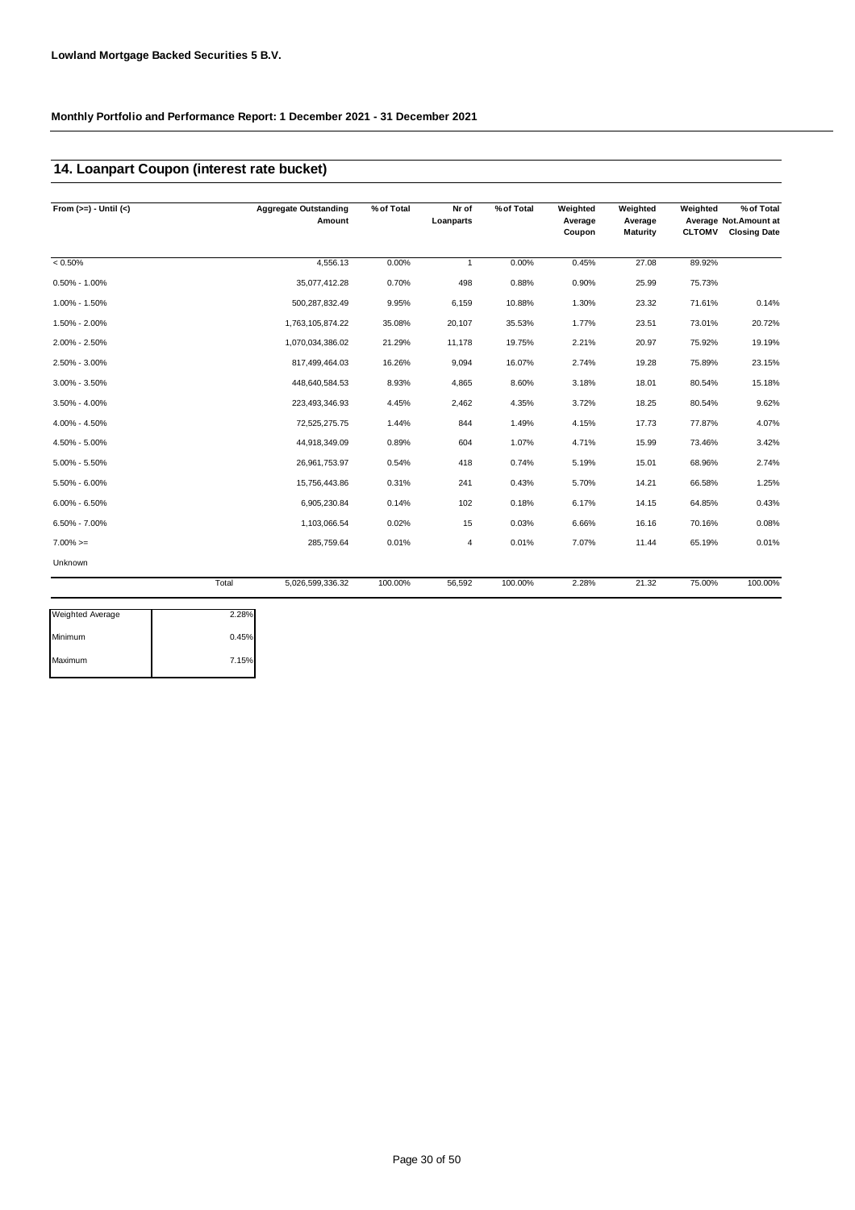**Lowland Mortgage Backed Securities 5 B.V.**

**Monthly Portfolio and Performance Report: 1 December 2021 - 31 December 2021**

## 14. Loanpart Coupon (interest rate bucket)

| From (>=) - Until (<) | | Aggregate Outstanding Amount | % of Total | Nr of Loanparts | % of Total | Weighted Average Coupon | Weighted Average Maturity | Weighted Average CLTOMV | % of Total Not.Amount at Closing Date |
|---|---|---|---|---|---|---|---|---|---|
| < 0.50% | | 4,556.13 | 0.00% | 1 | 0.00% | 0.45% | 27.08 | 89.92% | |
| 0.50% - 1.00% | | 35,077,412.28 | 0.70% | 498 | 0.88% | 0.90% | 25.99 | 75.73% | |
| 1.00% - 1.50% | | 500,287,832.49 | 9.95% | 6,159 | 10.88% | 1.30% | 23.32 | 71.61% | 0.14% |
| 1.50% - 2.00% | | 1,763,105,874.22 | 35.08% | 20,107 | 35.53% | 1.77% | 23.51 | 73.01% | 20.72% |
| 2.00% - 2.50% | | 1,070,034,386.02 | 21.29% | 11,178 | 19.75% | 2.21% | 20.97 | 75.92% | 19.19% |
| 2.50% - 3.00% | | 817,499,464.03 | 16.26% | 9,094 | 16.07% | 2.74% | 19.28 | 75.89% | 23.15% |
| 3.00% - 3.50% | | 448,640,584.53 | 8.93% | 4,865 | 8.60% | 3.18% | 18.01 | 80.54% | 15.18% |
| 3.50% - 4.00% | | 223,493,346.93 | 4.45% | 2,462 | 4.35% | 3.72% | 18.25 | 80.54% | 9.62% |
| 4.00% - 4.50% | | 72,525,275.75 | 1.44% | 844 | 1.49% | 4.15% | 17.73 | 77.87% | 4.07% |
| 4.50% - 5.00% | | 44,918,349.09 | 0.89% | 604 | 1.07% | 4.71% | 15.99 | 73.46% | 3.42% |
| 5.00% - 5.50% | | 26,961,753.97 | 0.54% | 418 | 0.74% | 5.19% | 15.01 | 68.96% | 2.74% |
| 5.50% - 6.00% | | 15,756,443.86 | 0.31% | 241 | 0.43% | 5.70% | 14.21 | 66.58% | 1.25% |
| 6.00% - 6.50% | | 6,905,230.84 | 0.14% | 102 | 0.18% | 6.17% | 14.15 | 64.85% | 0.43% |
| 6.50% - 7.00% | | 1,103,066.54 | 0.02% | 15 | 0.03% | 6.66% | 16.16 | 70.16% | 0.08% |
| 7.00% >= | | 285,759.64 | 0.01% | 4 | 0.01% | 7.07% | 11.44 | 65.19% | 0.01% |
| Unknown | | | | | | | | | |
| | Total | 5,026,599,336.32 | 100.00% | 56,592 | 100.00% | 2.28% | 21.32 | 75.00% | 100.00% |

| | |
|---|---|
| Weighted Average | 2.28% |
| Minimum | 0.45% |
| Maximum | 7.15% |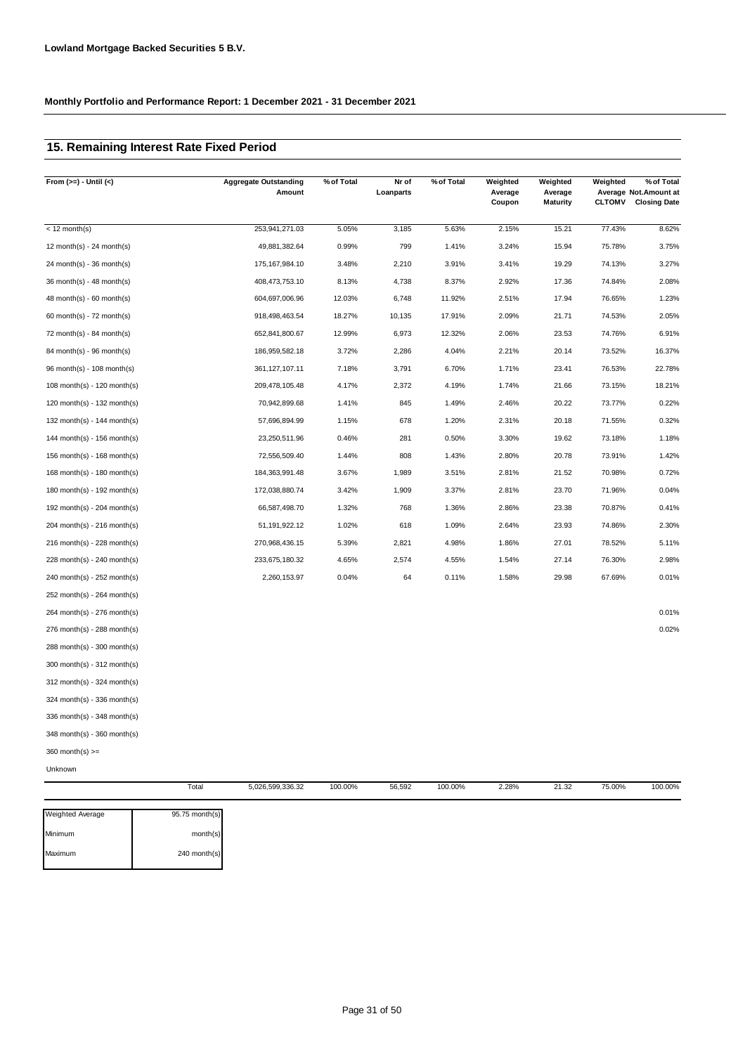**Lowland Mortgage Backed Securities 5 B.V.**

**Monthly Portfolio and Performance Report: 1 December 2021 - 31 December 2021**

## 15. Remaining Interest Rate Fixed Period

| From (>=) - Until (<) | Aggregate Outstanding Amount | % of Total | Nr of Loanparts | % of Total | Weighted Average Coupon | Weighted Average Maturity | Weighted Average CLTOMV | % of Total Not.Amount at Closing Date |
|---|---|---|---|---|---|---|---|---|
| < 12 month(s) | 253,941,271.03 | 5.05% | 3,185 | 5.63% | 2.15% | 15.21 | 77.43% | 8.62% |
| 12 month(s) - 24 month(s) | 49,881,382.64 | 0.99% | 799 | 1.41% | 3.24% | 15.94 | 75.78% | 3.75% |
| 24 month(s) - 36 month(s) | 175,167,984.10 | 3.48% | 2,210 | 3.91% | 3.41% | 19.29 | 74.13% | 3.27% |
| 36 month(s) - 48 month(s) | 408,473,753.10 | 8.13% | 4,738 | 8.37% | 2.92% | 17.36 | 74.84% | 2.08% |
| 48 month(s) - 60 month(s) | 604,697,006.96 | 12.03% | 6,748 | 11.92% | 2.51% | 17.94 | 76.65% | 1.23% |
| 60 month(s) - 72 month(s) | 918,498,463.54 | 18.27% | 10,135 | 17.91% | 2.09% | 21.71 | 74.53% | 2.05% |
| 72 month(s) - 84 month(s) | 652,841,800.67 | 12.99% | 6,973 | 12.32% | 2.06% | 23.53 | 74.76% | 6.91% |
| 84 month(s) - 96 month(s) | 186,959,582.18 | 3.72% | 2,286 | 4.04% | 2.21% | 20.14 | 73.52% | 16.37% |
| 96 month(s) - 108 month(s) | 361,127,107.11 | 7.18% | 3,791 | 6.70% | 1.71% | 23.41 | 76.53% | 22.78% |
| 108 month(s) - 120 month(s) | 209,478,105.48 | 4.17% | 2,372 | 4.19% | 1.74% | 21.66 | 73.15% | 18.21% |
| 120 month(s) - 132 month(s) | 70,942,899.68 | 1.41% | 845 | 1.49% | 2.46% | 20.22 | 73.77% | 0.22% |
| 132 month(s) - 144 month(s) | 57,696,894.99 | 1.15% | 678 | 1.20% | 2.31% | 20.18 | 71.55% | 0.32% |
| 144 month(s) - 156 month(s) | 23,250,511.96 | 0.46% | 281 | 0.50% | 3.30% | 19.62 | 73.18% | 1.18% |
| 156 month(s) - 168 month(s) | 72,556,509.40 | 1.44% | 808 | 1.43% | 2.80% | 20.78 | 73.91% | 1.42% |
| 168 month(s) - 180 month(s) | 184,363,991.48 | 3.67% | 1,989 | 3.51% | 2.81% | 21.52 | 70.98% | 0.72% |
| 180 month(s) - 192 month(s) | 172,038,880.74 | 3.42% | 1,909 | 3.37% | 2.81% | 23.70 | 71.96% | 0.04% |
| 192 month(s) - 204 month(s) | 66,587,498.70 | 1.32% | 768 | 1.36% | 2.86% | 23.38 | 70.87% | 0.41% |
| 204 month(s) - 216 month(s) | 51,191,922.12 | 1.02% | 618 | 1.09% | 2.64% | 23.93 | 74.86% | 2.30% |
| 216 month(s) - 228 month(s) | 270,968,436.15 | 5.39% | 2,821 | 4.98% | 1.86% | 27.01 | 78.52% | 5.11% |
| 228 month(s) - 240 month(s) | 233,675,180.32 | 4.65% | 2,574 | 4.55% | 1.54% | 27.14 | 76.30% | 2.98% |
| 240 month(s) - 252 month(s) | 2,260,153.97 | 0.04% | 64 | 0.11% | 1.58% | 29.98 | 67.69% | 0.01% |
| 252 month(s) - 264 month(s) | | | | | | | | |
| 264 month(s) - 276 month(s) | | | | | | | | 0.01% |
| 276 month(s) - 288 month(s) | | | | | | | | 0.02% |
| 288 month(s) - 300 month(s) | | | | | | | | |
| 300 month(s) - 312 month(s) | | | | | | | | |
| 312 month(s) - 324 month(s) | | | | | | | | |
| 324 month(s) - 336 month(s) | | | | | | | | |
| 336 month(s) - 348 month(s) | | | | | | | | |
| 348 month(s) - 360 month(s) | | | | | | | | |
| 360 month(s) >= | | | | | | | | |
| Unknown | | | | | | | | |
| Total | 5,026,599,336.32 | 100.00% | 56,592 | 100.00% | 2.28% | 21.32 | 75.00% | 100.00% |

| | |
|---|---|
| Weighted Average | 95.75 month(s) |
| Minimum | month(s) |
| Maximum | 240 month(s) |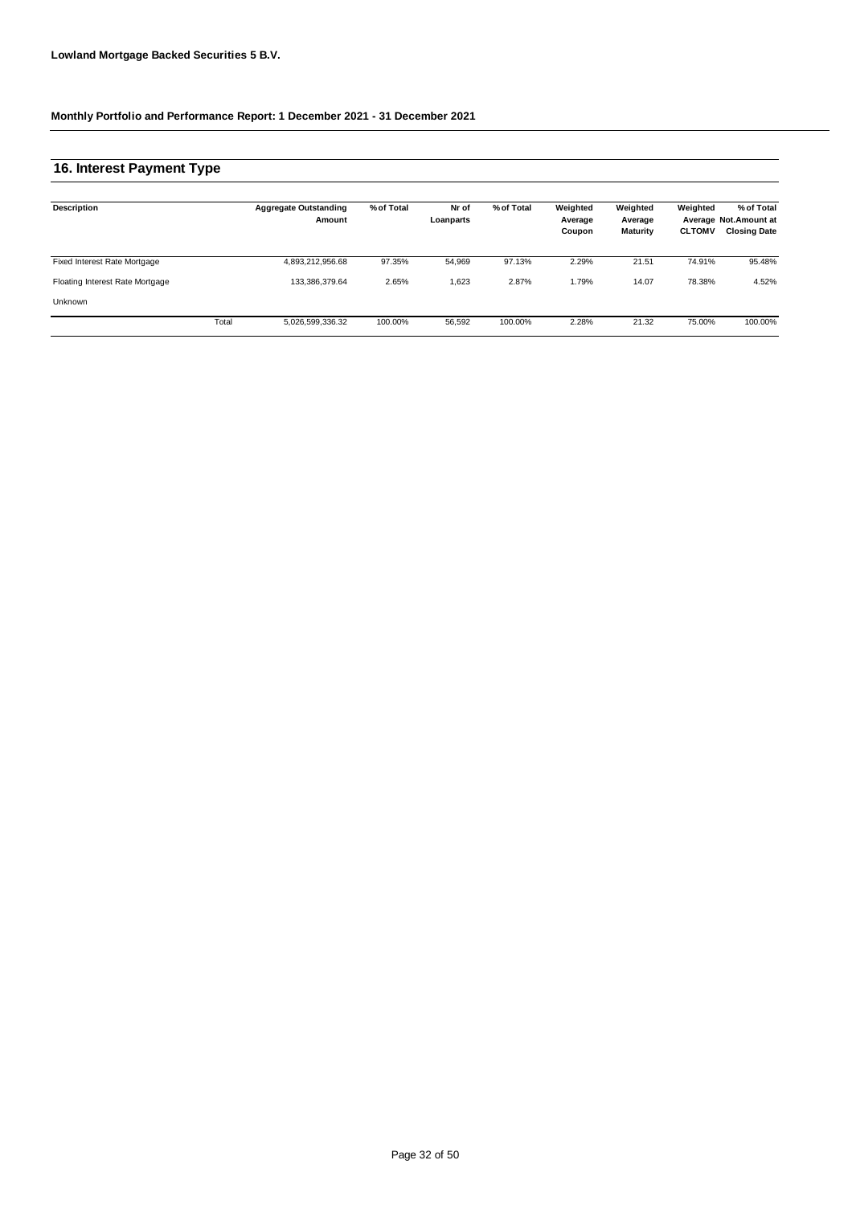**Lowland Mortgage Backed Securities 5 B.V.**

**Monthly Portfolio and Performance Report: 1 December 2021 - 31 December 2021**

## 16. Interest Payment Type

| Description | | Aggregate Outstanding Amount | % of Total | Nr of Loanparts | % of Total | Weighted Average Coupon | Weighted Average Maturity | Weighted Average CLTOMV | % of Total Not.Amount at Closing Date |
|---|---|---|---|---|---|---|---|---|---|
| Fixed Interest Rate Mortgage | | 4,893,212,956.68 | 97.35% | 54,969 | 97.13% | 2.29% | 21.51 | 74.91% | 95.48% |
| Floating Interest Rate Mortgage | | 133,386,379.64 | 2.65% | 1,623 | 2.87% | 1.79% | 14.07 | 78.38% | 4.52% |
| Unknown | | | | | | | | | |
| | Total | 5,026,599,336.32 | 100.00% | 56,592 | 100.00% | 2.28% | 21.32 | 75.00% | 100.00% |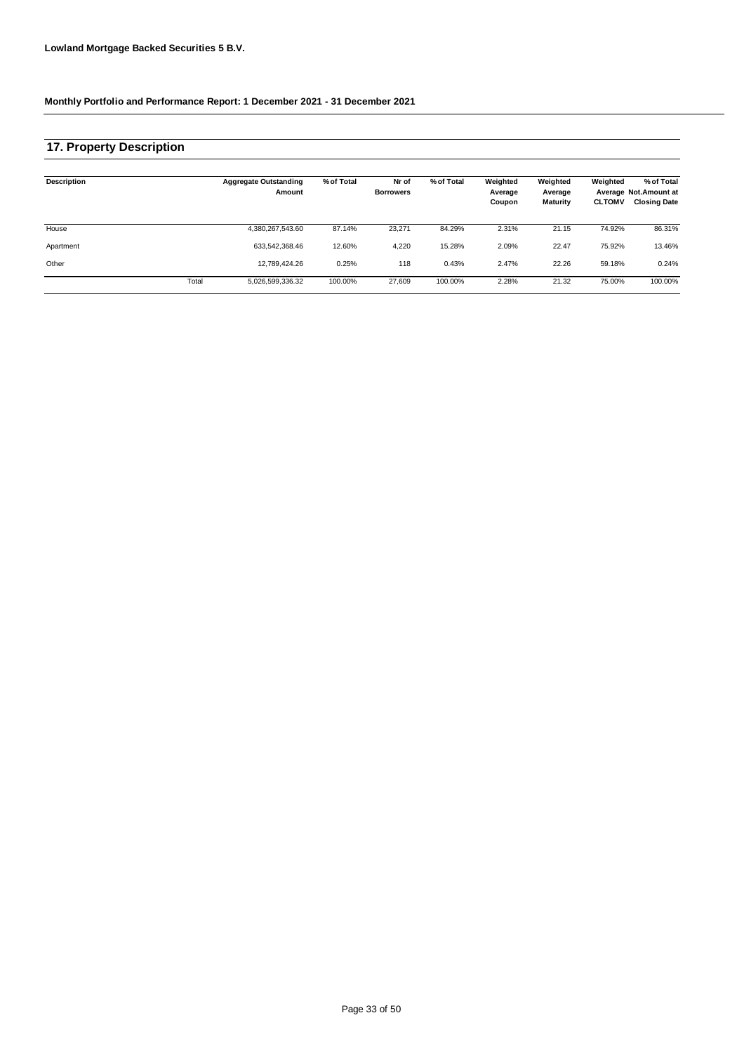**Lowland Mortgage Backed Securities 5 B.V.**

**Monthly Portfolio and Performance Report: 1 December 2021 - 31 December 2021**

## 17. Property Description

| Description | | Aggregate Outstanding Amount | % of Total | Nr of Borrowers | % of Total | Weighted Average Coupon | Weighted Average Maturity | Weighted Average CLTOMV | % of Total Not.Amount at Closing Date |
|---|---|---|---|---|---|---|---|---|---|
| House | | 4,380,267,543.60 | 87.14% | 23,271 | 84.29% | 2.31% | 21.15 | 74.92% | 86.31% |
| Apartment | | 633,542,368.46 | 12.60% | 4,220 | 15.28% | 2.09% | 22.47 | 75.92% | 13.46% |
| Other | | 12,789,424.26 | 0.25% | 118 | 0.43% | 2.47% | 22.26 | 59.18% | 0.24% |
| | Total | 5,026,599,336.32 | 100.00% | 27,609 | 100.00% | 2.28% | 21.32 | 75.00% | 100.00% |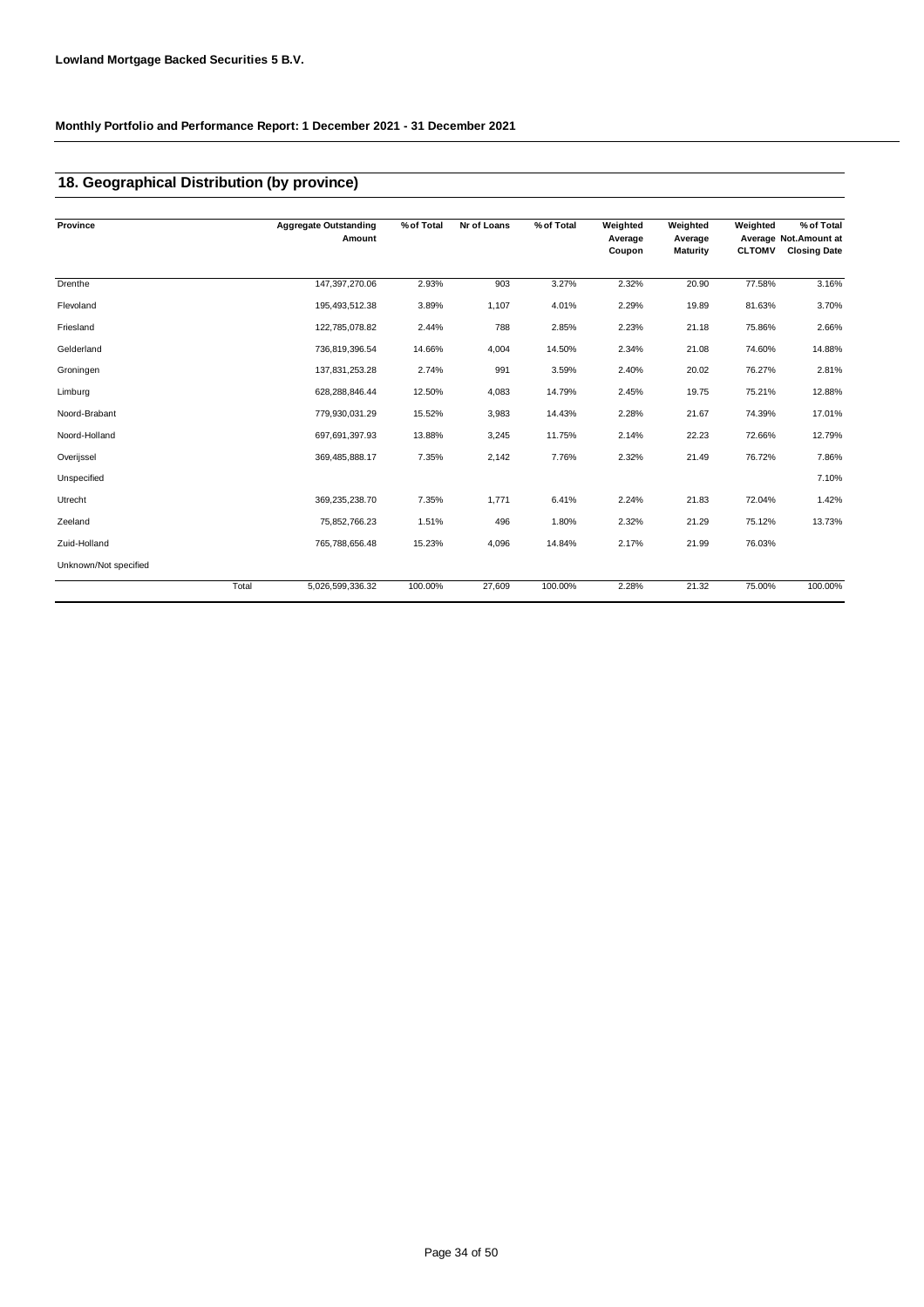**Lowland Mortgage Backed Securities 5 B.V.**

**Monthly Portfolio and Performance Report: 1 December 2021 - 31 December 2021**

## 18. Geographical Distribution (by province)

| Province | | Aggregate Outstanding Amount | % of Total | Nr of Loans | % of Total | Weighted Average Coupon | Weighted Average Maturity | Weighted Average CLTOMV | % of Total Not.Amount at Closing Date |
|---|---|---|---|---|---|---|---|---|---|
| Drenthe | | 147,397,270.06 | 2.93% | 903 | 3.27% | 2.32% | 20.90 | 77.58% | 3.16% |
| Flevoland | | 195,493,512.38 | 3.89% | 1,107 | 4.01% | 2.29% | 19.89 | 81.63% | 3.70% |
| Friesland | | 122,785,078.82 | 2.44% | 788 | 2.85% | 2.23% | 21.18 | 75.86% | 2.66% |
| Gelderland | | 736,819,396.54 | 14.66% | 4,004 | 14.50% | 2.34% | 21.08 | 74.60% | 14.88% |
| Groningen | | 137,831,253.28 | 2.74% | 991 | 3.59% | 2.40% | 20.02 | 76.27% | 2.81% |
| Limburg | | 628,288,846.44 | 12.50% | 4,083 | 14.79% | 2.45% | 19.75 | 75.21% | 12.88% |
| Noord-Brabant | | 779,930,031.29 | 15.52% | 3,983 | 14.43% | 2.28% | 21.67 | 74.39% | 17.01% |
| Noord-Holland | | 697,691,397.93 | 13.88% | 3,245 | 11.75% | 2.14% | 22.23 | 72.66% | 12.79% |
| Overijssel | | 369,485,888.17 | 7.35% | 2,142 | 7.76% | 2.32% | 21.49 | 76.72% | 7.86% |
| Unspecified | | | | | | | | | 7.10% |
| Utrecht | | 369,235,238.70 | 7.35% | 1,771 | 6.41% | 2.24% | 21.83 | 72.04% | 1.42% |
| Zeeland | | 75,852,766.23 | 1.51% | 496 | 1.80% | 2.32% | 21.29 | 75.12% | 13.73% |
| Zuid-Holland | | 765,788,656.48 | 15.23% | 4,096 | 14.84% | 2.17% | 21.99 | 76.03% | |
| Unknown/Not specified | | | | | | | | | |
| | Total | 5,026,599,336.32 | 100.00% | 27,609 | 100.00% | 2.28% | 21.32 | 75.00% | 100.00% |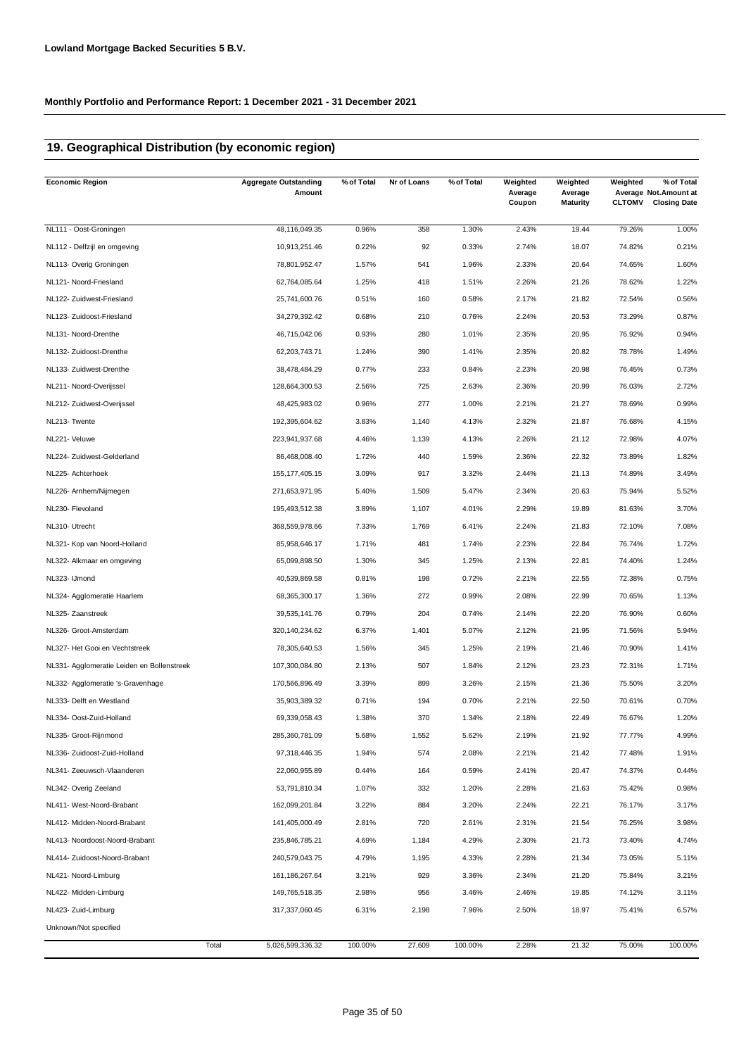**Lowland Mortgage Backed Securities 5 B.V.**

**Monthly Portfolio and Performance Report: 1 December 2021 - 31 December 2021**

## 19. Geographical Distribution (by economic region)

| Economic Region | Aggregate Outstanding Amount | % of Total | Nr of Loans | % of Total | Weighted Average Coupon | Weighted Average Maturity | Weighted Average CLTOMV | % of Total Not.Amount at Closing Date |
|---|---|---|---|---|---|---|---|---|
| NL111 - Oost-Groningen | 48,116,049.35 | 0.96% | 358 | 1.30% | 2.43% | 19.44 | 79.26% | 1.00% |
| NL112 - Delfzijl en omgeving | 10,913,251.46 | 0.22% | 92 | 0.33% | 2.74% | 18.07 | 74.82% | 0.21% |
| NL113- Overig Groningen | 78,801,952.47 | 1.57% | 541 | 1.96% | 2.33% | 20.64 | 74.65% | 1.60% |
| NL121- Noord-Friesland | 62,764,085.64 | 1.25% | 418 | 1.51% | 2.26% | 21.26 | 78.62% | 1.22% |
| NL122- Zuidwest-Friesland | 25,741,600.76 | 0.51% | 160 | 0.58% | 2.17% | 21.82 | 72.54% | 0.56% |
| NL123- Zuidoost-Friesland | 34,279,392.42 | 0.68% | 210 | 0.76% | 2.24% | 20.53 | 73.29% | 0.87% |
| NL131- Noord-Drenthe | 46,715,042.06 | 0.93% | 280 | 1.01% | 2.35% | 20.95 | 76.92% | 0.94% |
| NL132- Zuidoost-Drenthe | 62,203,743.71 | 1.24% | 390 | 1.41% | 2.35% | 20.82 | 78.78% | 1.49% |
| NL133- Zuidwest-Drenthe | 38,478,484.29 | 0.77% | 233 | 0.84% | 2.23% | 20.98 | 76.45% | 0.73% |
| NL211- Noord-Overijssel | 128,664,300.53 | 2.56% | 725 | 2.63% | 2.36% | 20.99 | 76.03% | 2.72% |
| NL212- Zuidwest-Overijssel | 48,425,983.02 | 0.96% | 277 | 1.00% | 2.21% | 21.27 | 78.69% | 0.99% |
| NL213- Twente | 192,395,604.62 | 3.83% | 1,140 | 4.13% | 2.32% | 21.87 | 76.68% | 4.15% |
| NL221- Veluwe | 223,941,937.68 | 4.46% | 1,139 | 4.13% | 2.26% | 21.12 | 72.98% | 4.07% |
| NL224- Zuidwest-Gelderland | 86,468,008.40 | 1.72% | 440 | 1.59% | 2.36% | 22.32 | 73.89% | 1.82% |
| NL225- Achterhoek | 155,177,405.15 | 3.09% | 917 | 3.32% | 2.44% | 21.13 | 74.89% | 3.49% |
| NL226- Arnhem/Nijmegen | 271,653,971.95 | 5.40% | 1,509 | 5.47% | 2.34% | 20.63 | 75.94% | 5.52% |
| NL230- Flevoland | 195,493,512.38 | 3.89% | 1,107 | 4.01% | 2.29% | 19.89 | 81.63% | 3.70% |
| NL310- Utrecht | 368,559,978.66 | 7.33% | 1,769 | 6.41% | 2.24% | 21.83 | 72.10% | 7.08% |
| NL321- Kop van Noord-Holland | 85,958,646.17 | 1.71% | 481 | 1.74% | 2.23% | 22.84 | 76.74% | 1.72% |
| NL322- Alkmaar en omgeving | 65,099,898.50 | 1.30% | 345 | 1.25% | 2.13% | 22.81 | 74.40% | 1.24% |
| NL323- IJmond | 40,539,869.58 | 0.81% | 198 | 0.72% | 2.21% | 22.55 | 72.38% | 0.75% |
| NL324- Agglomeratie Haarlem | 68,365,300.17 | 1.36% | 272 | 0.99% | 2.08% | 22.99 | 70.65% | 1.13% |
| NL325- Zaanstreek | 39,535,141.76 | 0.79% | 204 | 0.74% | 2.14% | 22.20 | 76.90% | 0.60% |
| NL326- Groot-Amsterdam | 320,140,234.62 | 6.37% | 1,401 | 5.07% | 2.12% | 21.95 | 71.56% | 5.94% |
| NL327- Het Gooi en Vechtstreek | 78,305,640.53 | 1.56% | 345 | 1.25% | 2.19% | 21.46 | 70.90% | 1.41% |
| NL331- Agglomeratie Leiden en Bollenstreek | 107,300,084.80 | 2.13% | 507 | 1.84% | 2.12% | 23.23 | 72.31% | 1.71% |
| NL332- Agglomeratie 's-Gravenhage | 170,566,896.49 | 3.39% | 899 | 3.26% | 2.15% | 21.36 | 75.50% | 3.20% |
| NL333- Delft en Westland | 35,903,389.32 | 0.71% | 194 | 0.70% | 2.21% | 22.50 | 70.61% | 0.70% |
| NL334- Oost-Zuid-Holland | 69,339,058.43 | 1.38% | 370 | 1.34% | 2.18% | 22.49 | 76.67% | 1.20% |
| NL335- Groot-Rijnmond | 285,360,781.09 | 5.68% | 1,552 | 5.62% | 2.19% | 21.92 | 77.77% | 4.99% |
| NL336- Zuidoost-Zuid-Holland | 97,318,446.35 | 1.94% | 574 | 2.08% | 2.21% | 21.42 | 77.48% | 1.91% |
| NL341- Zeeuwsch-Vlaanderen | 22,060,955.89 | 0.44% | 164 | 0.59% | 2.41% | 20.47 | 74.37% | 0.44% |
| NL342- Overig Zeeland | 53,791,810.34 | 1.07% | 332 | 1.20% | 2.28% | 21.63 | 75.42% | 0.98% |
| NL411- West-Noord-Brabant | 162,099,201.84 | 3.22% | 884 | 3.20% | 2.24% | 22.21 | 76.17% | 3.17% |
| NL412- Midden-Noord-Brabant | 141,405,000.49 | 2.81% | 720 | 2.61% | 2.31% | 21.54 | 76.25% | 3.98% |
| NL413- Noordoost-Noord-Brabant | 235,846,785.21 | 4.69% | 1,184 | 4.29% | 2.30% | 21.73 | 73.40% | 4.74% |
| NL414- Zuidoost-Noord-Brabant | 240,579,043.75 | 4.79% | 1,195 | 4.33% | 2.28% | 21.34 | 73.05% | 5.11% |
| NL421- Noord-Limburg | 161,186,267.64 | 3.21% | 929 | 3.36% | 2.34% | 21.20 | 75.84% | 3.21% |
| NL422- Midden-Limburg | 149,765,518.35 | 2.98% | 956 | 3.46% | 2.46% | 19.85 | 74.12% | 3.11% |
| NL423- Zuid-Limburg | 317,337,060.45 | 6.31% | 2,198 | 7.96% | 2.50% | 18.97 | 75.41% | 6.57% |
| Unknown/Not specified | | | | | | | | |
| Total | 5,026,599,336.32 | 100.00% | 27,609 | 100.00% | 2.28% | 21.32 | 75.00% | 100.00% |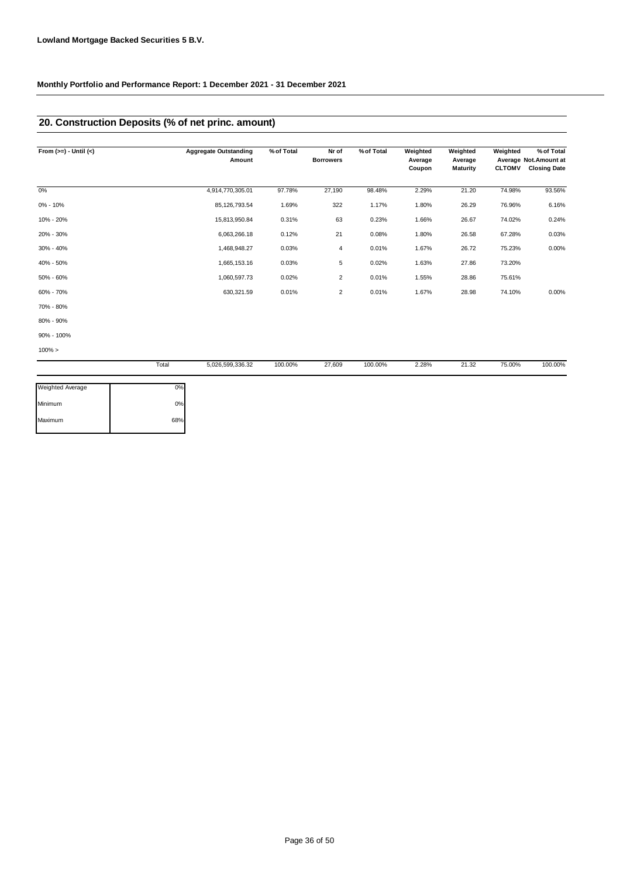**Lowland Mortgage Backed Securities 5 B.V.**

**Monthly Portfolio and Performance Report: 1 December 2021 - 31 December 2021**

## 20. Construction Deposits (% of net princ. amount)

| From (>=) - Until (<) | | Aggregate Outstanding Amount | % of Total | Nr of Borrowers | % of Total | Weighted Average Coupon | Weighted Average Maturity | Weighted Average CLTOMV | % of Total Not.Amount at Closing Date |
|---|---|---|---|---|---|---|---|---|---|
| 0% | | 4,914,770,305.01 | 97.78% | 27,190 | 98.48% | 2.29% | 21.20 | 74.98% | 93.56% |
| 0% - 10% | | 85,126,793.54 | 1.69% | 322 | 1.17% | 1.80% | 26.29 | 76.96% | 6.16% |
| 10% - 20% | | 15,813,950.84 | 0.31% | 63 | 0.23% | 1.66% | 26.67 | 74.02% | 0.24% |
| 20% - 30% | | 6,063,266.18 | 0.12% | 21 | 0.08% | 1.80% | 26.58 | 67.28% | 0.03% |
| 30% - 40% | | 1,468,948.27 | 0.03% | 4 | 0.01% | 1.67% | 26.72 | 75.23% | 0.00% |
| 40% - 50% | | 1,665,153.16 | 0.03% | 5 | 0.02% | 1.63% | 27.86 | 73.20% | |
| 50% - 60% | | 1,060,597.73 | 0.02% | 2 | 0.01% | 1.55% | 28.86 | 75.61% | |
| 60% - 70% | | 630,321.59 | 0.01% | 2 | 0.01% | 1.67% | 28.98 | 74.10% | 0.00% |
| 70% - 80% | | | | | | | | | |
| 80% - 90% | | | | | | | | | |
| 90% - 100% | | | | | | | | | |
| 100% > | | | | | | | | | |
| | Total | 5,026,599,336.32 | 100.00% | 27,609 | 100.00% | 2.28% | 21.32 | 75.00% | 100.00% |

| | |
|---|---|
| Weighted Average | 0% |
| Minimum | 0% |
| Maximum | 68% |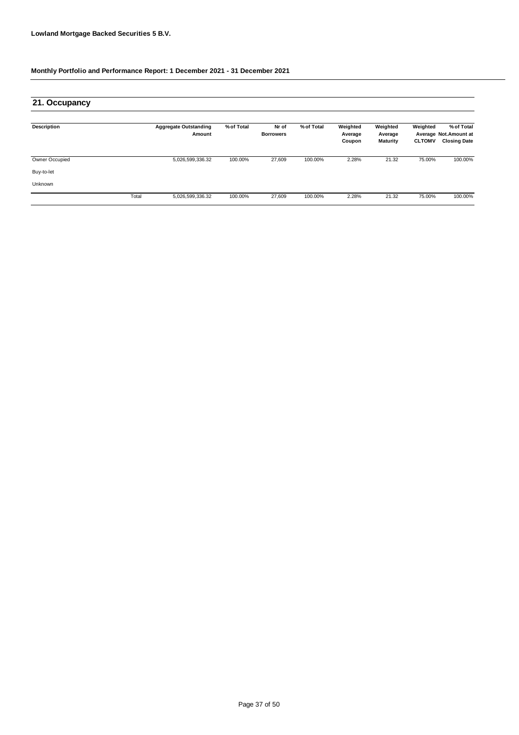**Lowland Mortgage Backed Securities 5 B.V.**

**Monthly Portfolio and Performance Report: 1 December 2021 - 31 December 2021**

## 21. Occupancy

| Description | | Aggregate Outstanding Amount | % of Total | Nr of Borrowers | % of Total | Weighted Average Coupon | Weighted Average Maturity | Weighted Average CLTOMV | % of Total Not.Amount at Closing Date |
|---|---|---|---|---|---|---|---|---|---|
| Owner Occupied | | 5,026,599,336.32 | 100.00% | 27,609 | 100.00% | 2.28% | 21.32 | 75.00% | 100.00% |
| Buy-to-let | | | | | | | | | |
| Unknown | | | | | | | | | |
| | Total | 5,026,599,336.32 | 100.00% | 27,609 | 100.00% | 2.28% | 21.32 | 75.00% | 100.00% |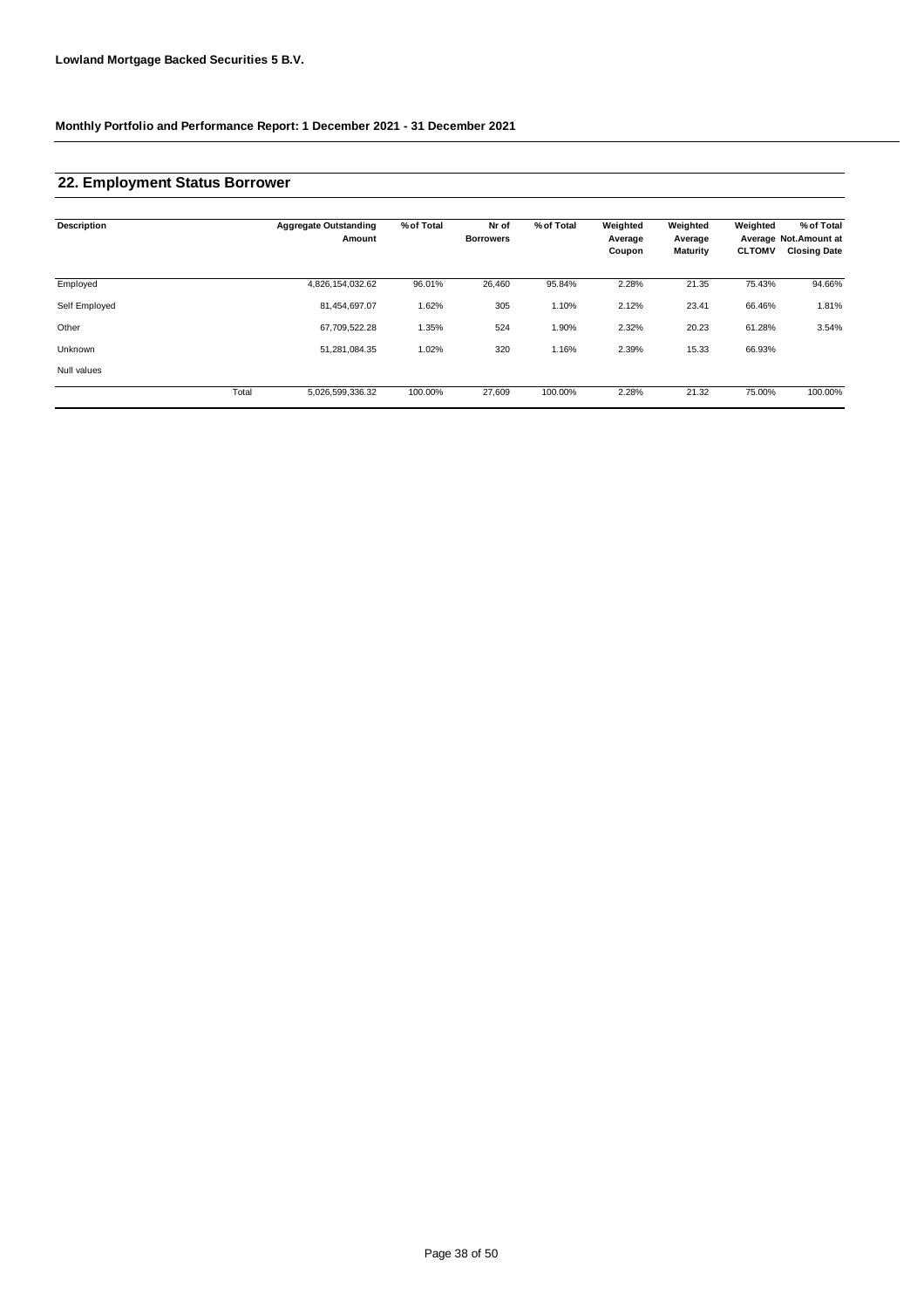**Lowland Mortgage Backed Securities 5 B.V.**

**Monthly Portfolio and Performance Report: 1 December 2021 - 31 December 2021**

## 22. Employment Status Borrower

| Description | | Aggregate Outstanding Amount | % of Total | Nr of Borrowers | % of Total | Weighted Average Coupon | Weighted Average Maturity | Weighted Average CLTOMV | % of Total Not.Amount at Closing Date |
|---|---|---|---|---|---|---|---|---|---|
| Employed | | 4,826,154,032.62 | 96.01% | 26,460 | 95.84% | 2.28% | 21.35 | 75.43% | 94.66% |
| Self Employed | | 81,454,697.07 | 1.62% | 305 | 1.10% | 2.12% | 23.41 | 66.46% | 1.81% |
| Other | | 67,709,522.28 | 1.35% | 524 | 1.90% | 2.32% | 20.23 | 61.28% | 3.54% |
| Unknown | | 51,281,084.35 | 1.02% | 320 | 1.16% | 2.39% | 15.33 | 66.93% | |
| Null values | | | | | | | | | |
| | Total | 5,026,599,336.32 | 100.00% | 27,609 | 100.00% | 2.28% | 21.32 | 75.00% | 100.00% |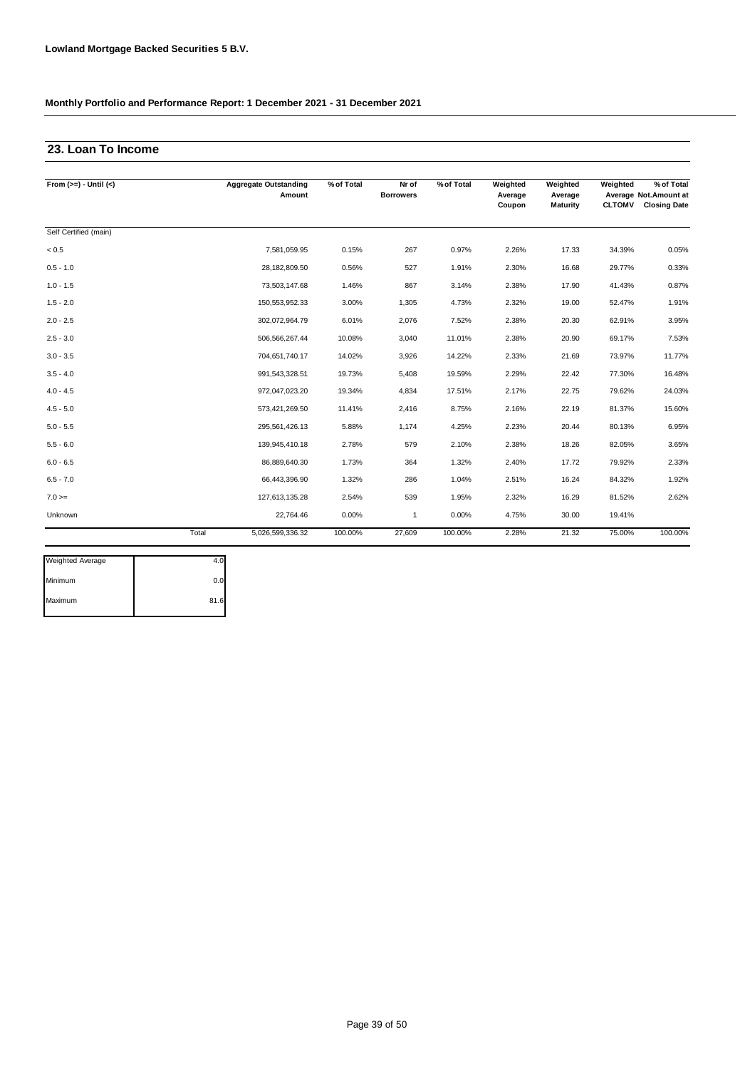**Lowland Mortgage Backed Securities 5 B.V.**

**Monthly Portfolio and Performance Report: 1 December 2021 - 31 December 2021**

## 23. Loan To Income

| From (>=) - Until (<) | | Aggregate Outstanding Amount | % of Total | Nr of Borrowers | % of Total | Weighted Average Coupon | Weighted Average Maturity | Weighted Average CLTOMV | % of Total Not.Amount at Closing Date |
|---|---|---|---|---|---|---|---|---|---|
| Self Certified (main) | | | | | | | | | |
| < 0.5 | | 7,581,059.95 | 0.15% | 267 | 0.97% | 2.26% | 17.33 | 34.39% | 0.05% |
| 0.5 - 1.0 | | 28,182,809.50 | 0.56% | 527 | 1.91% | 2.30% | 16.68 | 29.77% | 0.33% |
| 1.0 - 1.5 | | 73,503,147.68 | 1.46% | 867 | 3.14% | 2.38% | 17.90 | 41.43% | 0.87% |
| 1.5 - 2.0 | | 150,553,952.33 | 3.00% | 1,305 | 4.73% | 2.32% | 19.00 | 52.47% | 1.91% |
| 2.0 - 2.5 | | 302,072,964.79 | 6.01% | 2,076 | 7.52% | 2.38% | 20.30 | 62.91% | 3.95% |
| 2.5 - 3.0 | | 506,566,267.44 | 10.08% | 3,040 | 11.01% | 2.38% | 20.90 | 69.17% | 7.53% |
| 3.0 - 3.5 | | 704,651,740.17 | 14.02% | 3,926 | 14.22% | 2.33% | 21.69 | 73.97% | 11.77% |
| 3.5 - 4.0 | | 991,543,328.51 | 19.73% | 5,408 | 19.59% | 2.29% | 22.42 | 77.30% | 16.48% |
| 4.0 - 4.5 | | 972,047,023.20 | 19.34% | 4,834 | 17.51% | 2.17% | 22.75 | 79.62% | 24.03% |
| 4.5 - 5.0 | | 573,421,269.50 | 11.41% | 2,416 | 8.75% | 2.16% | 22.19 | 81.37% | 15.60% |
| 5.0 - 5.5 | | 295,561,426.13 | 5.88% | 1,174 | 4.25% | 2.23% | 20.44 | 80.13% | 6.95% |
| 5.5 - 6.0 | | 139,945,410.18 | 2.78% | 579 | 2.10% | 2.38% | 18.26 | 82.05% | 3.65% |
| 6.0 - 6.5 | | 86,889,640.30 | 1.73% | 364 | 1.32% | 2.40% | 17.72 | 79.92% | 2.33% |
| 6.5 - 7.0 | | 66,443,396.90 | 1.32% | 286 | 1.04% | 2.51% | 16.24 | 84.32% | 1.92% |
| 7.0 >= | | 127,613,135.28 | 2.54% | 539 | 1.95% | 2.32% | 16.29 | 81.52% | 2.62% |
| Unknown | | 22,764.46 | 0.00% | 1 | 0.00% | 4.75% | 30.00 | 19.41% | |
| | Total | 5,026,599,336.32 | 100.00% | 27,609 | 100.00% | 2.28% | 21.32 | 75.00% | 100.00% |

| | |
|---|---|
| Weighted Average | 4.0 |
| Minimum | 0.0 |
| Maximum | 81.6 |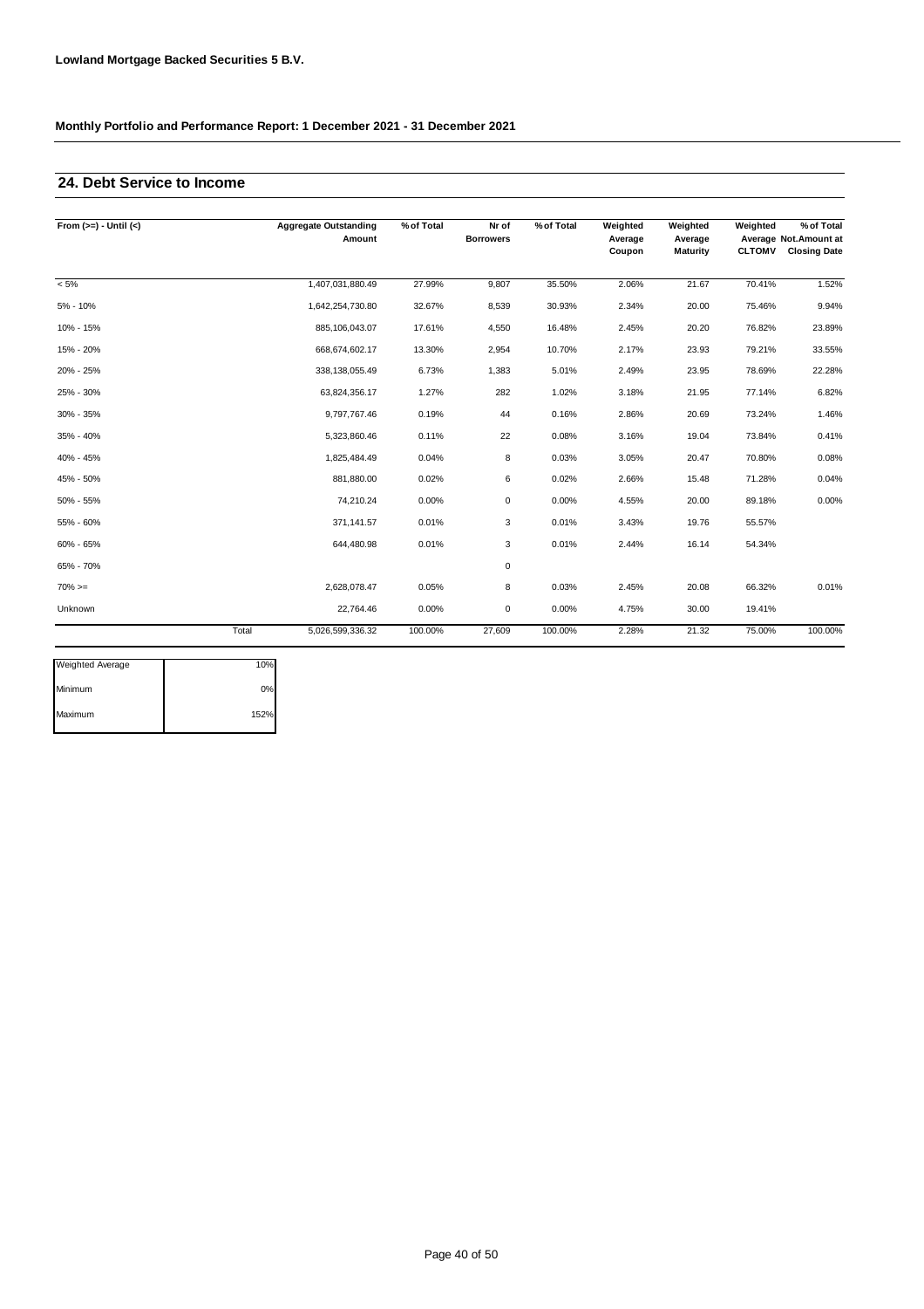**Lowland Mortgage Backed Securities 5 B.V.**

**Monthly Portfolio and Performance Report: 1 December 2021 - 31 December 2021**

## 24. Debt Service to Income

| From (>=) - Until (<) | | Aggregate Outstanding Amount | % of Total | Nr of Borrowers | % of Total | Weighted Average Coupon | Weighted Average Maturity | Weighted Average CLTOMV | % of Total Not.Amount at Closing Date |
|---|---|---|---|---|---|---|---|---|---|
| < 5% | | 1,407,031,880.49 | 27.99% | 9,807 | 35.50% | 2.06% | 21.67 | 70.41% | 1.52% |
| 5% - 10% | | 1,642,254,730.80 | 32.67% | 8,539 | 30.93% | 2.34% | 20.00 | 75.46% | 9.94% |
| 10% - 15% | | 885,106,043.07 | 17.61% | 4,550 | 16.48% | 2.45% | 20.20 | 76.82% | 23.89% |
| 15% - 20% | | 668,674,602.17 | 13.30% | 2,954 | 10.70% | 2.17% | 23.93 | 79.21% | 33.55% |
| 20% - 25% | | 338,138,055.49 | 6.73% | 1,383 | 5.01% | 2.49% | 23.95 | 78.69% | 22.28% |
| 25% - 30% | | 63,824,356.17 | 1.27% | 282 | 1.02% | 3.18% | 21.95 | 77.14% | 6.82% |
| 30% - 35% | | 9,797,767.46 | 0.19% | 44 | 0.16% | 2.86% | 20.69 | 73.24% | 1.46% |
| 35% - 40% | | 5,323,860.46 | 0.11% | 22 | 0.08% | 3.16% | 19.04 | 73.84% | 0.41% |
| 40% - 45% | | 1,825,484.49 | 0.04% | 8 | 0.03% | 3.05% | 20.47 | 70.80% | 0.08% |
| 45% - 50% | | 881,880.00 | 0.02% | 6 | 0.02% | 2.66% | 15.48 | 71.28% | 0.04% |
| 50% - 55% | | 74,210.24 | 0.00% | 0 | 0.00% | 4.55% | 20.00 | 89.18% | 0.00% |
| 55% - 60% | | 371,141.57 | 0.01% | 3 | 0.01% | 3.43% | 19.76 | 55.57% | |
| 60% - 65% | | 644,480.98 | 0.01% | 3 | 0.01% | 2.44% | 16.14 | 54.34% | |
| 65% - 70% | | | | 0 | | | | | |
| 70% >= | | 2,628,078.47 | 0.05% | 8 | 0.03% | 2.45% | 20.08 | 66.32% | 0.01% |
| Unknown | | 22,764.46 | 0.00% | 0 | 0.00% | 4.75% | 30.00 | 19.41% | |
| | Total | 5,026,599,336.32 | 100.00% | 27,609 | 100.00% | 2.28% | 21.32 | 75.00% | 100.00% |

| | |
|---|---|
| Weighted Average | 10% |
| Minimum | 0% |
| Maximum | 152% |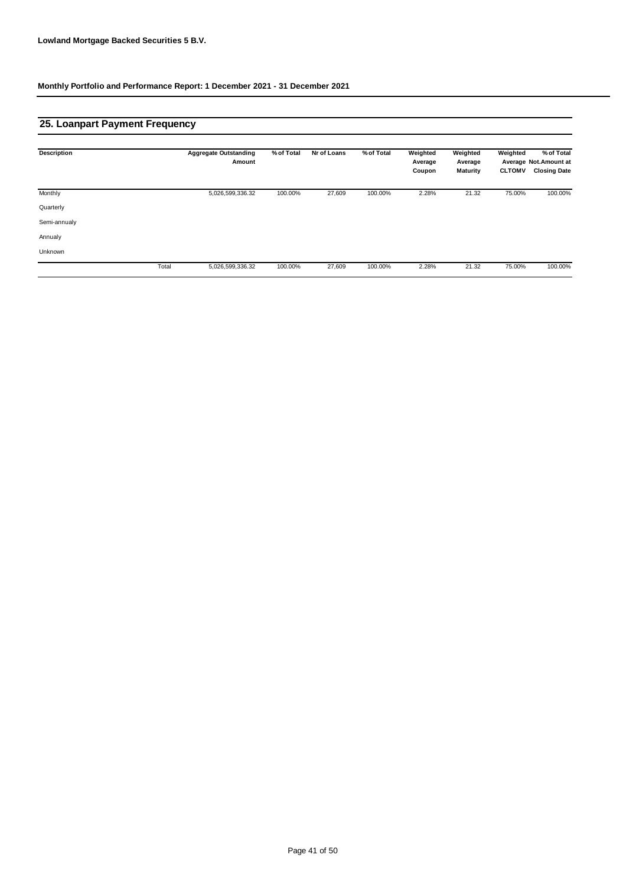**Lowland Mortgage Backed Securities 5 B.V.**

**Monthly Portfolio and Performance Report: 1 December 2021 - 31 December 2021**

## 25. Loanpart Payment Frequency

| Description | | Aggregate Outstanding Amount | % of Total | Nr of Loans | % of Total | Weighted Average Coupon | Weighted Average Maturity | Weighted Average CLTOMV | % of Total Not.Amount at Closing Date |
|---|---|---|---|---|---|---|---|---|---|
| Monthly | | 5,026,599,336.32 | 100.00% | 27,609 | 100.00% | 2.28% | 21.32 | 75.00% | 100.00% |
| Quarterly | | | | | | | | | |
| Semi-annualy | | | | | | | | | |
| Annualy | | | | | | | | | |
| Unknown | | | | | | | | | |
| | Total | 5,026,599,336.32 | 100.00% | 27,609 | 100.00% | 2.28% | 21.32 | 75.00% | 100.00% |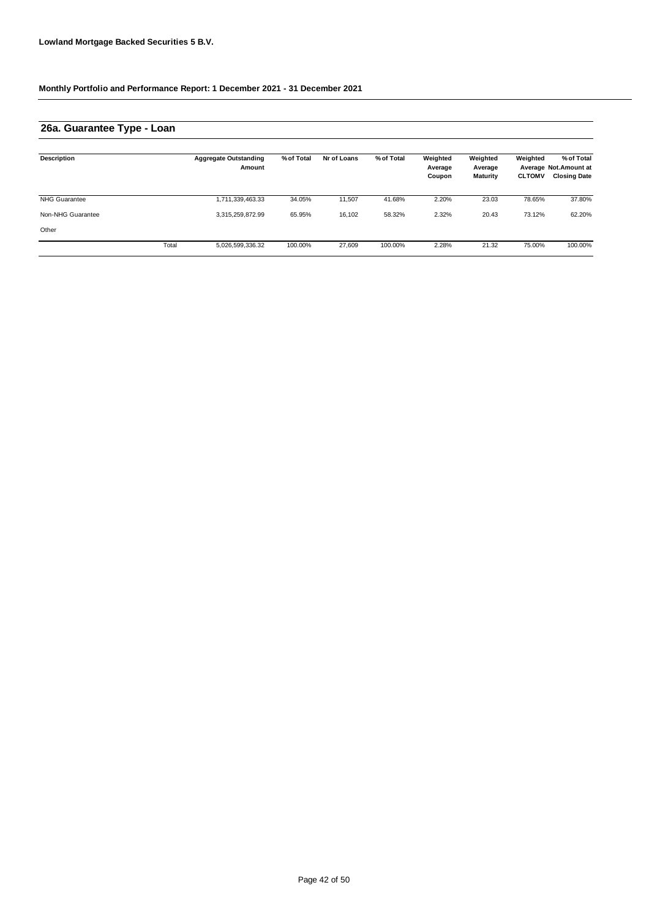**Lowland Mortgage Backed Securities 5 B.V.**

**Monthly Portfolio and Performance Report: 1 December 2021 - 31 December 2021**

## 26a. Guarantee Type - Loan

| Description | | Aggregate Outstanding Amount | % of Total | Nr of Loans | % of Total | Weighted Average Coupon | Weighted Average Maturity | Weighted Average CLTOMV | % of Total Not.Amount at Closing Date |
|---|---|---|---|---|---|---|---|---|---|
| NHG Guarantee | | 1,711,339,463.33 | 34.05% | 11,507 | 41.68% | 2.20% | 23.03 | 78.65% | 37.80% |
| Non-NHG Guarantee | | 3,315,259,872.99 | 65.95% | 16,102 | 58.32% | 2.32% | 20.43 | 73.12% | 62.20% |
| Other | | | | | | | | | |
| | Total | 5,026,599,336.32 | 100.00% | 27,609 | 100.00% | 2.28% | 21.32 | 75.00% | 100.00% |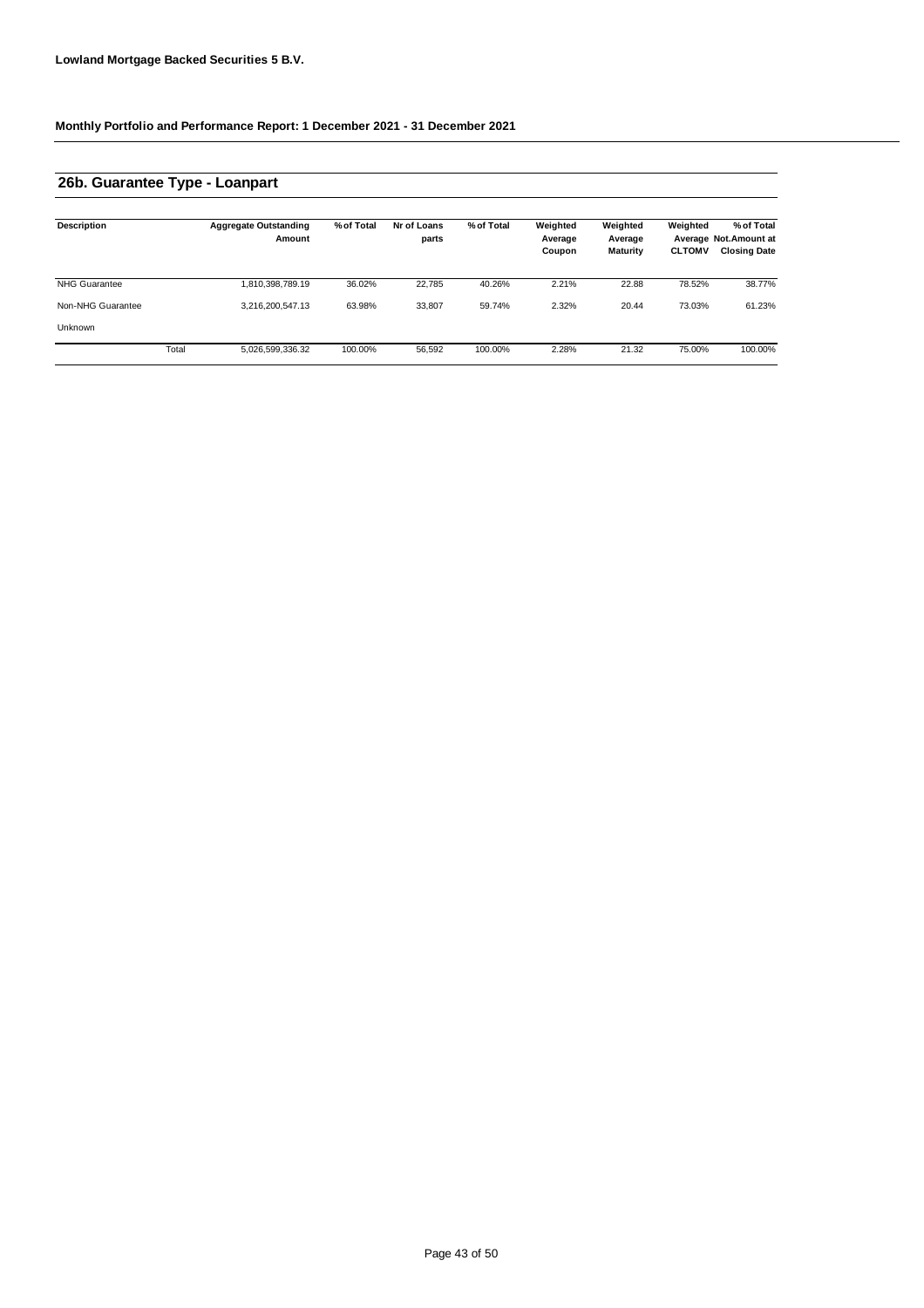**Lowland Mortgage Backed Securities 5 B.V.**

**Monthly Portfolio and Performance Report: 1 December 2021 - 31 December 2021**

## 26b. Guarantee Type - Loanpart

| Description | Aggregate Outstanding Amount | % of Total | Nr of Loans parts | % of Total | Weighted Average Coupon | Weighted Average Maturity | Weighted Average CLTOMV | % of Total Not.Amount at Closing Date |
|---|---|---|---|---|---|---|---|---|
| NHG Guarantee | 1,810,398,789.19 | 36.02% | 22,785 | 40.26% | 2.21% | 22.88 | 78.52% | 38.77% |
| Non-NHG Guarantee | 3,216,200,547.13 | 63.98% | 33,807 | 59.74% | 2.32% | 20.44 | 73.03% | 61.23% |
| Unknown | | | | | | | | |
| Total | 5,026,599,336.32 | 100.00% | 56,592 | 100.00% | 2.28% | 21.32 | 75.00% | 100.00% |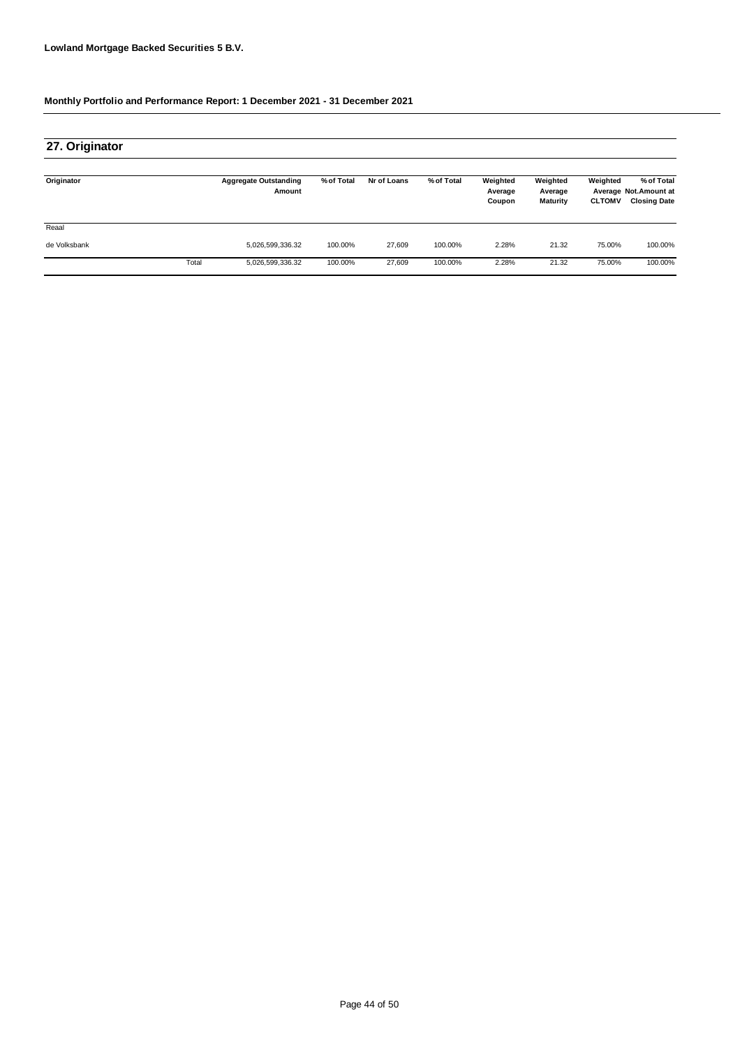**Lowland Mortgage Backed Securities 5 B.V.**

**Monthly Portfolio and Performance Report: 1 December 2021 - 31 December 2021**

## 27. Originator

| Originator | | Aggregate Outstanding Amount | % of Total | Nr of Loans | % of Total | Weighted Average Coupon | Weighted Average Maturity | Weighted Average CLTOMV | % of Total Not.Amount at Closing Date |
|---|---|---|---|---|---|---|---|---|---|
| Reaal | | | | | | | | | |
| de Volksbank | | 5,026,599,336.32 | 100.00% | 27,609 | 100.00% | 2.28% | 21.32 | 75.00% | 100.00% |
| | Total | 5,026,599,336.32 | 100.00% | 27,609 | 100.00% | 2.28% | 21.32 | 75.00% | 100.00% |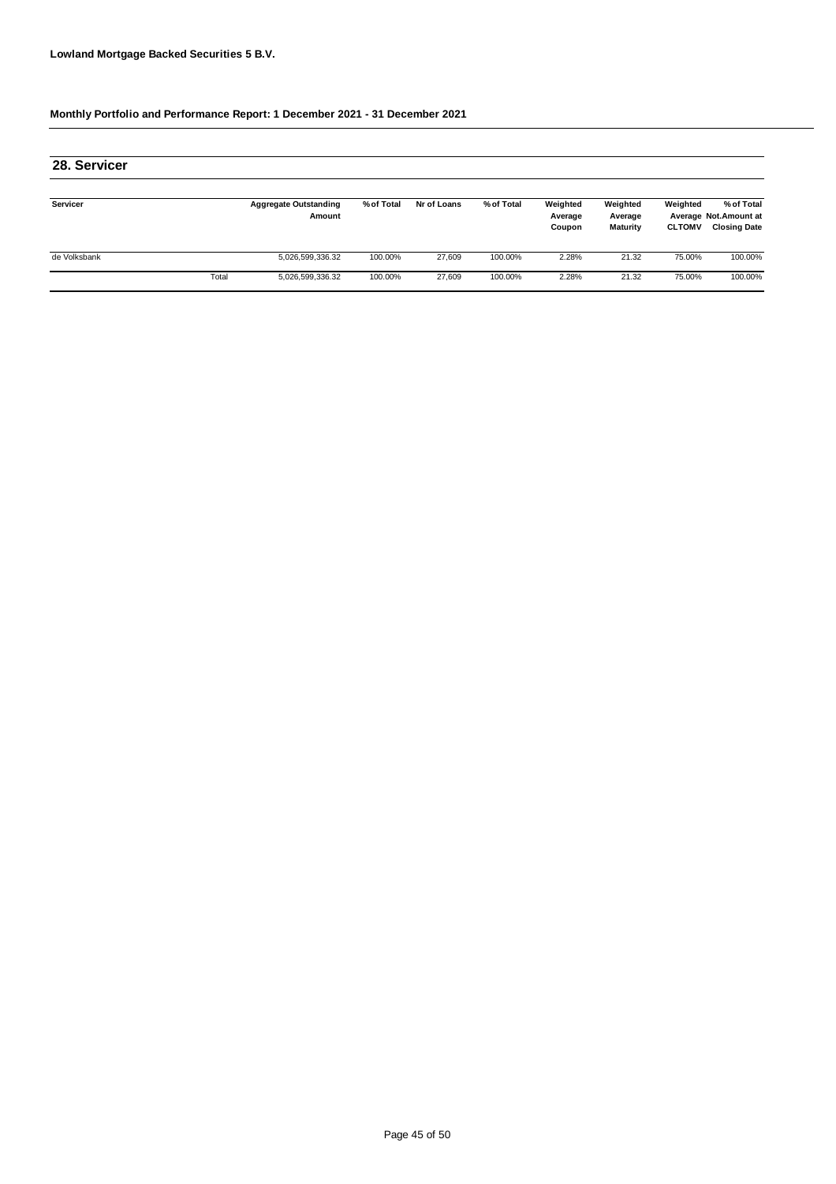**Lowland Mortgage Backed Securities 5 B.V.**

**Monthly Portfolio and Performance Report: 1 December 2021 - 31 December 2021**

## 28. Servicer

| Servicer | | Aggregate Outstanding Amount | % of Total | Nr of Loans | % of Total | Weighted Average Coupon | Weighted Average Maturity | Weighted Average CLTOMV | % of Total Not.Amount at Closing Date |
|---|---|---|---|---|---|---|---|---|---|
| de Volksbank | | 5,026,599,336.32 | 100.00% | 27,609 | 100.00% | 2.28% | 21.32 | 75.00% | 100.00% |
| | Total | 5,026,599,336.32 | 100.00% | 27,609 | 100.00% | 2.28% | 21.32 | 75.00% | 100.00% |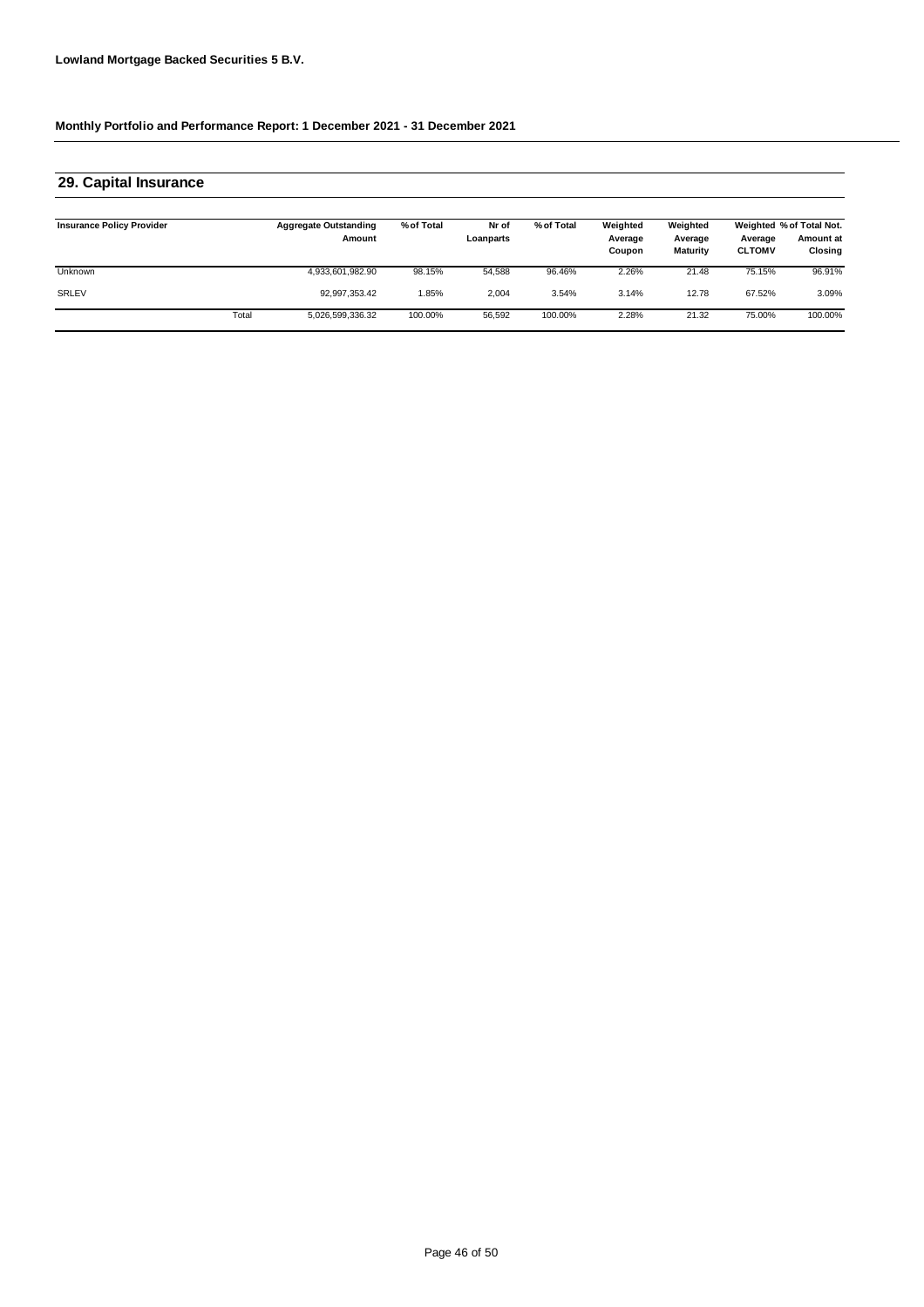**Lowland Mortgage Backed Securities 5 B.V.**

**Monthly Portfolio and Performance Report: 1 December 2021 - 31 December 2021**

## 29. Capital Insurance

| Insurance Policy Provider | | Aggregate Outstanding Amount | % of Total | Nr of Loanparts | % of Total | Weighted Average Coupon | Weighted Average Maturity | Weighted Average CLTOMV | % of Total Not. Amount at Closing |
|---|---|---|---|---|---|---|---|---|---|
| Unknown | | 4,933,601,982.90 | 98.15% | 54,588 | 96.46% | 2.26% | 21.48 | 75.15% | 96.91% |
| SRLEV | | 92,997,353.42 | 1.85% | 2,004 | 3.54% | 3.14% | 12.78 | 67.52% | 3.09% |
| | Total | 5,026,599,336.32 | 100.00% | 56,592 | 100.00% | 2.28% | 21.32 | 75.00% | 100.00% |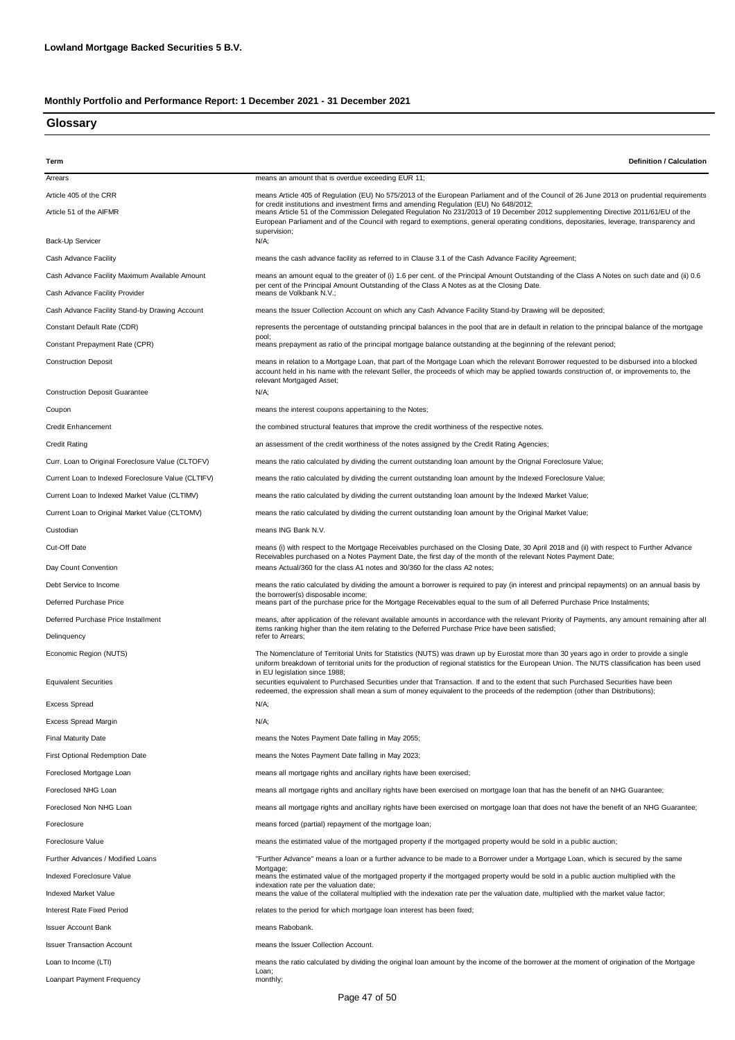**Lowland Mortgage Backed Securities 5 B.V.**

**Monthly Portfolio and Performance Report: 1 December 2021 - 31 December 2021**

## Glossary

| Term | Definition / Calculation |
|---|---|
| Arrears | means an amount that is overdue exceeding EUR 11; |
| Article 405 of the CRR | means Article 405 of Regulation (EU) No 575/2013 of the European Parliament and of the Council of 26 June 2013 on prudential requirements for credit institutions and investment firms and amending Regulation (EU) No 648/2012; |
| Article 51 of the AIFMR | means Article 51 of the Commission Delegated Regulation No 231/2013 of 19 December 2012 supplementing Directive 2011/61/EU of the European Parliament and of the Council with regard to exemptions, general operating conditions, depositaries, leverage, transparency and supervision; |
| Back-Up Servicer | N/A; |
| Cash Advance Facility | means the cash advance facility as referred to in Clause 3.1 of the Cash Advance Facility Agreement; |
| Cash Advance Facility Maximum Available Amount | means an amount equal to the greater of (i) 1.6 per cent. of the Principal Amount Outstanding of the Class A Notes on such date and (ii) 0.6 per cent of the Principal Amount Outstanding of the Class A Notes as at the Closing Date. |
| Cash Advance Facility Provider | means de Volkbank N.V.; |
| Cash Advance Facility Stand-by Drawing Account | means the Issuer Collection Account on which any Cash Advance Facility Stand-by Drawing will be deposited; |
| Constant Default Rate (CDR) | represents the percentage of outstanding principal balances in the pool that are in default in relation to the principal balance of the mortgage pool; |
| Constant Prepayment Rate (CPR) | means prepayment as ratio of the principal mortgage balance outstanding at the beginning of the relevant period; |
| Construction Deposit | means in relation to a Mortgage Loan, that part of the Mortgage Loan which the relevant Borrower requested to be disbursed into a blocked account held in his name with the relevant Seller, the proceeds of which may be applied towards construction of, or improvements to, the relevant Mortgaged Asset; |
| Construction Deposit Guarantee | N/A; |
| Coupon | means the interest coupons appertaining to the Notes; |
| Credit Enhancement | the combined structural features that improve the credit worthiness of the respective notes. |
| Credit Rating | an assessment of the credit worthiness of the notes assigned by the Credit Rating Agencies; |
| Curr. Loan to Original Foreclosure Value (CLTOFV) | means the ratio calculated by dividing the current outstanding loan amount by the Orignal Foreclosure Value; |
| Current Loan to Indexed Foreclosure Value (CLTIFV) | means the ratio calculated by dividing the current outstanding loan amount by the Indexed Foreclosure Value; |
| Current Loan to Indexed Market Value (CLTIMV) | means the ratio calculated by dividing the current outstanding loan amount by the Indexed Market Value; |
| Current Loan to Original Market Value (CLTOMV) | means the ratio calculated by dividing the current outstanding loan amount by the Original Market Value; |
| Custodian | means ING Bank N.V. |
| Cut-Off Date | means (i) with respect to the Mortgage Receivables purchased on the Closing Date, 30 April 2018 and (ii) with respect to Further Advance Receivables purchased on a Notes Payment Date, the first day of the month of the relevant Notes Payment Date; |
| Day Count Convention | means Actual/360 for the class A1 notes and 30/360 for the class A2 notes; |
| Debt Service to Income | means the ratio calculated by dividing the amount a borrower is required to pay (in interest and principal repayments) on an annual basis by the borrower(s) disposable income; |
| Deferred Purchase Price | means part of the purchase price for the Mortgage Receivables equal to the sum of all Deferred Purchase Price Instalments; |
| Deferred Purchase Price Installment | means, after application of the relevant available amounts in accordance with the relevant Priority of Payments, any amount remaining after all items ranking higher than the item relating to the Deferred Purchase Price have been satisfied; |
| Delinquency | refer to Arrears; |
| Economic Region (NUTS) | The Nomenclature of Territorial Units for Statistics (NUTS) was drawn up by Eurostat more than 30 years ago in order to provide a single uniform breakdown of territorial units for the production of regional statistics for the European Union. The NUTS classification has been used in EU legislation since 1988; |
| Equivalent Securities | securities equivalent to Purchased Securities under that Transaction. If and to the extent that such Purchased Securities have been redeemed, the expression shall mean a sum of money equivalent to the proceeds of the redemption (other than Distributions); |
| Excess Spread | N/A; |
| Excess Spread Margin | N/A; |
| Final Maturity Date | means the Notes Payment Date falling in May 2055; |
| First Optional Redemption Date | means the Notes Payment Date falling in May 2023; |
| Foreclosed Mortgage Loan | means all mortgage rights and ancillary rights have been exercised; |
| Foreclosed NHG Loan | means all mortgage rights and ancillary rights have been exercised on mortgage loan that has the benefit of an NHG Guarantee; |
| Foreclosed Non NHG Loan | means all mortgage rights and ancillary rights have been exercised on mortgage loan that does not have the benefit of an NHG Guarantee; |
| Foreclosure | means forced (partial) repayment of the mortgage loan; |
| Foreclosure Value | means the estimated value of the mortgaged property if the mortgaged property would be sold in a public auction; |
| Further Advances / Modified Loans | "Further Advance" means a loan or a further advance to be made to a Borrower under a Mortgage Loan, which is secured by the same Mortgage; |
| Indexed Foreclosure Value | means the estimated value of the mortgaged property if the mortgaged property would be sold in a public auction multiplied with the indexation rate per the valuation date; |
| Indexed Market Value | means the value of the collateral multiplied with the indexation rate per the valuation date, multiplied with the market value factor; |
| Interest Rate Fixed Period | relates to the period for which mortgage loan interest has been fixed; |
| Issuer Account Bank | means Rabobank. |
| Issuer Transaction Account | means the Issuer Collection Account. |
| Loan to Income (LTI) | means the ratio calculated by dividing the original loan amount by the income of the borrower at the moment of origination of the Mortgage Loan; |
| Loanpart Payment Frequency | monthly; |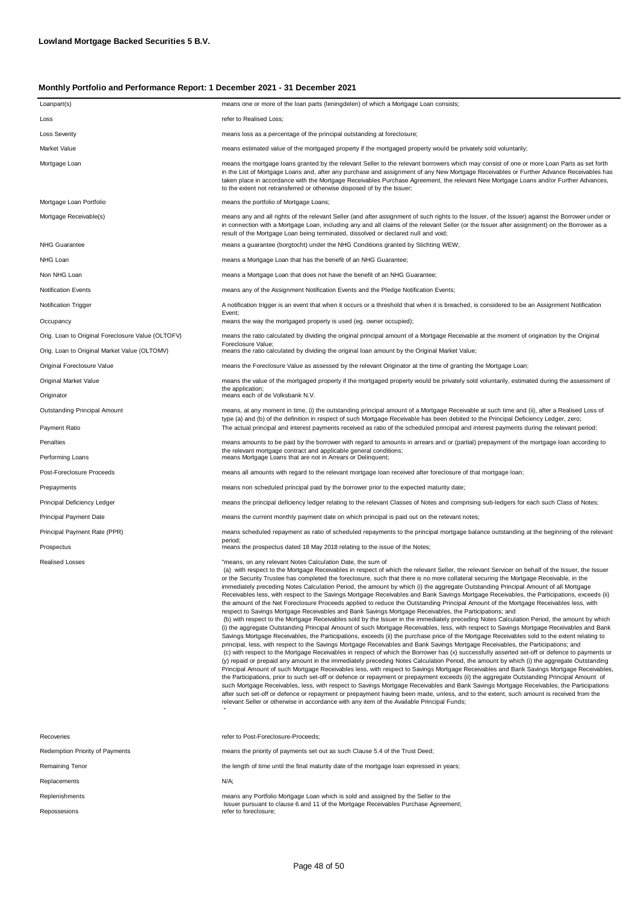**Lowland Mortgage Backed Securities 5 B.V.**

**Monthly Portfolio and Performance Report: 1 December 2021 - 31 December 2021**

| | |
|---|---|
| Loanpart(s) | means one or more of the loan parts (leningdelen) of which a Mortgage Loan consists; |
| Loss | refer to Realised Loss; |
| Loss Severity | means loss as a percentage of the principal outstanding at foreclosure; |
| Market Value | means estimated value of the mortgaged property if the mortgaged property would be privately sold voluntarily; |
| Mortgage Loan | means the mortgage loans granted by the relevant Seller to the relevant borrowers which may consist of one or more Loan Parts as set forth in the List of Mortgage Loans and, after any purchase and assignment of any New Mortgage Receivables or Further Advance Receivables has taken place in accordance with the Mortgage Receivables Purchase Agreement, the relevant New Mortgage Loans and/or Further Advances, to the extent not retransferred or otherwise disposed of by the Issuer; |
| Mortgage Loan Portfolio | means the portfolio of Mortgage Loans; |
| Mortgage Receivable(s) | means any and all rights of the relevant Seller (and after assignment of such rights to the Issuer, of the Issuer) against the Borrower under or in connection with a Mortgage Loan, including any and all claims of the relevant Seller (or the Issuer after assignment) on the Borrower as a result of the Mortgage Loan being terminated, dissolved or declared null and void; |
| NHG Guarantee | means a guarantee (borgtocht) under the NHG Conditions granted by Stichting WEW; |
| NHG Loan | means a Mortgage Loan that has the benefit of an NHG Guarantee; |
| Non NHG Loan | means a Mortgage Loan that does not have the benefit of an NHG Guarantee; |
| Notification Events | means any of the Assignment Notification Events and the Pledge Notification Events; |
| Notification Trigger | A notification trigger is an event that when it occurs or a threshold that when it is breached, is considered to be an Assignment Notification Event; |
| Occupancy | means the way the mortgaged property is used (eg. owner occupied); |
| Orig. Loan to Original Foreclosure Value (OLTOFV) | means the ratio calculated by dividing the original principal amount of a Mortgage Receivable at the moment of origination by the Original Foreclosure Value; |
| Orig. Loan to Original Market Value (OLTOMV) | means the ratio calculated by dividing the original loan amount by the Original Market Value; |
| Original Foreclosure Value | means the Foreclosure Value as assessed by the relevant Originator at the time of granting the Mortgage Loan; |
| Original Market Value | means the value of the mortgaged property if the mortgaged property would be privately sold voluntarily, estimated during the assessment of the application; |
| Originator | means each of de Volksbank N.V. |
| Outstanding Principal Amount | means, at any moment in time, (i) the outstanding principal amount of a Mortgage Receivable at such time and (ii), after a Realised Loss of type (a) and (b) of the definition in respect of such Mortgage Receivable has been debited to the Principal Deficiency Ledger, zero; |
| Payment Ratio | The actual principal and interest payments received as ratio of the scheduled principal and interest payments during the relevant period; |
| Penalties | means amounts to be paid by the borrower with regard to amounts in arrears and or (partial) prepayment of the mortgage loan according to the relevant mortgage contract and applicable general conditions; |
| Performing Loans | means Mortgage Loans that are not in Arrears or Delinquent; |
| Post-Foreclosure Proceeds | means all amounts with regard to the relevant mortgage loan received after foreclosure of that mortgage loan; |
| Prepayments | means non scheduled principal paid by the borrower prior to the expected maturity date; |
| Principal Deficiency Ledger | means the principal deficiency ledger relating to the relevant Classes of Notes and comprising sub-ledgers for each such Class of Notes; |
| Principal Payment Date | means the current monthly payment date on which principal is paid out on the relevant notes; |
| Principal Payment Rate (PPR) | means scheduled repayment as ratio of scheduled repayments to the principal mortgage balance outstanding at the beginning of the relevant period; |
| Prospectus | means the prospectus dated 18 May 2018 relating to the issue of the Notes; |
| Realised Losses | "means, on any relevant Notes Calculation Date, the sum of (a) with respect to the Mortgage Receivables in respect of which the relevant Seller, the relevant Servicer on behalf of the Issuer, the Issuer or the Security Trustee has completed the foreclosure, such that there is no more collateral securing the Mortgage Receivable, in the immediately preceding Notes Calculation Period, the amount by which (i) the aggregate Outstanding Principal Amount of all Mortgage Receivables less, with respect to the Savings Mortgage Receivables and Bank Savings Mortgage Receivables, the Participations, exceeds (ii) the amount of the Net Foreclosure Proceeds applied to reduce the Outstanding Principal Amount of the Mortgage Receivables less, with respect to Savings Mortgage Receivables and Bank Savings Mortgage Receivables, the Participations; and (b) with respect to the Mortgage Receivables sold by the Issuer in the immediately preceding Notes Calculation Period, the amount by which (i) the aggregate Outstanding Principal Amount of such Mortgage Receivables, less, with respect to Savings Mortgage Receivables and Bank Savings Mortgage Receivables, the Participations, exceeds (ii) the purchase price of the Mortgage Receivables sold to the extent relating to principal, less, with respect to the Savings Mortgage Receivables and Bank Savings Mortgage Receivables, the Participations; and (c) with respect to the Mortgage Receivables in respect of which the Borrower has (x) successfully asserted set-off or defence to payments or (y) repaid or prepaid any amount in the immediately preceding Notes Calculation Period, the amount by which (i) the aggregate Outstanding Principal Amount of such Mortgage Receivables less, with respect to Savings Mortgage Receivables and Bank Savings Mortgage Receivables, the Participations, prior to such set-off or defence or repayment or prepayment exceeds (ii) the aggregate Outstanding Principal Amount of such Mortgage Receivables, less, with respect to Savings Mortgage Receivables and Bank Savings Mortgage Receivables, the Participations after such set-off or defence or repayment or prepayment having been made, unless, and to the extent, such amount is received from the relevant Seller or otherwise in accordance with any item of the Available Principal Funds; " |
| Recoveries | refer to Post-Foreclosure-Proceeds; |
| Redemption Priority of Payments | means the priority of payments set out as such Clause 5.4 of the Trust Deed; |
| Remaining Tenor | the length of time until the final maturity date of the mortgage loan expressed in years; |
| Replacements | N/A; |
| Replenishments | means any Portfolio Mortgage Loan which is sold and assigned by the Seller to the Issuer pursuant to clause 6 and 11 of the Mortgage Receivables Purchase Agreement; |
| Repossesions | refer to foreclosure; |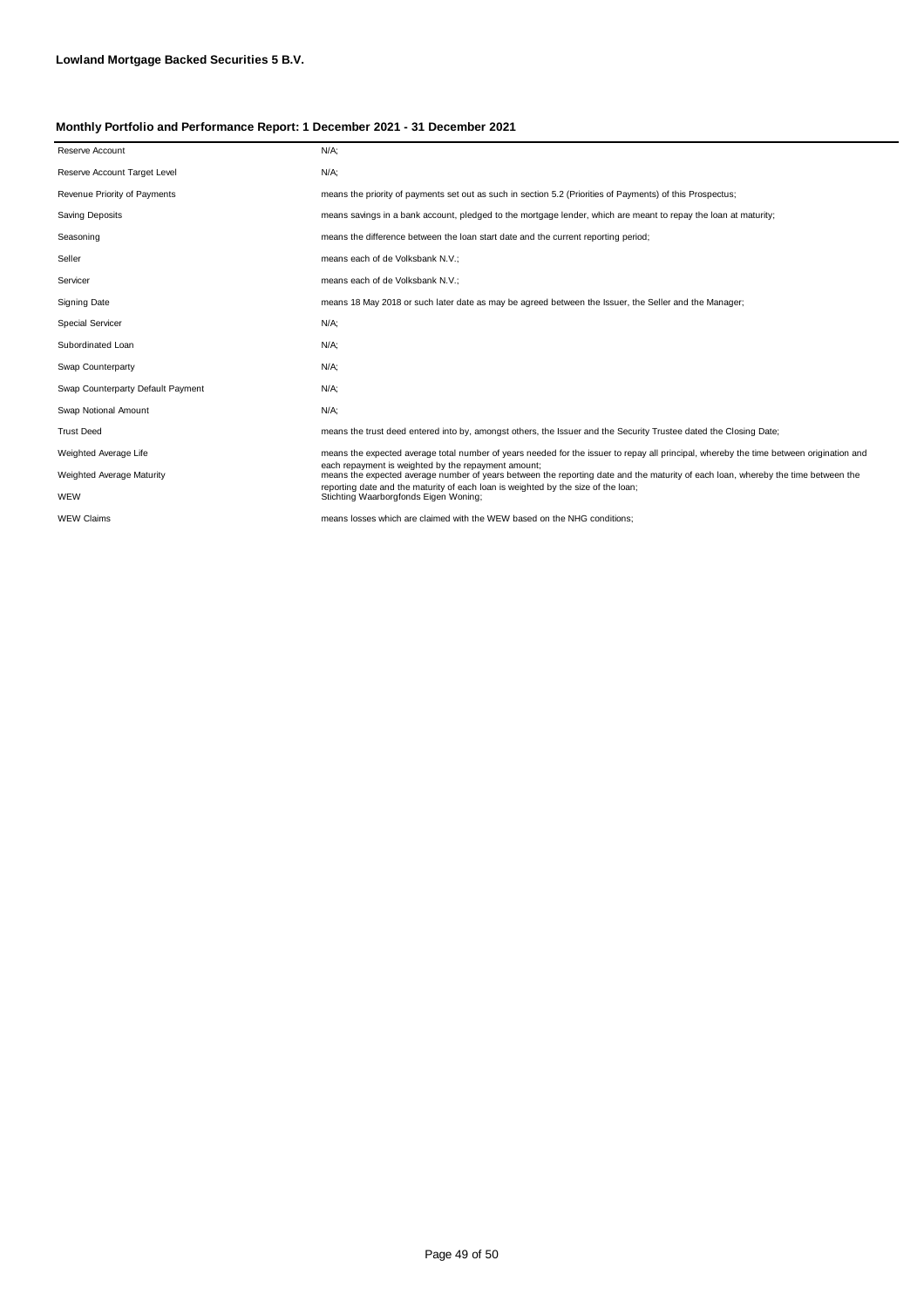**Lowland Mortgage Backed Securities 5 B.V.**

**Monthly Portfolio and Performance Report: 1 December 2021 - 31 December 2021**

| | |
|---|---|
| Reserve Account | N/A; |
| Reserve Account Target Level | N/A; |
| Revenue Priority of Payments | means the priority of payments set out as such in section 5.2 (Priorities of Payments) of this Prospectus; |
| Saving Deposits | means savings in a bank account, pledged to the mortgage lender, which are meant to repay the loan at maturity; |
| Seasoning | means the difference between the loan start date and the current reporting period; |
| Seller | means each of de Volksbank N.V.; |
| Servicer | means each of de Volksbank N.V.; |
| Signing Date | means 18 May 2018 or such later date as may be agreed between the Issuer, the Seller and the Manager; |
| Special Servicer | N/A; |
| Subordinated Loan | N/A; |
| Swap Counterparty | N/A; |
| Swap Counterparty Default Payment | N/A; |
| Swap Notional Amount | N/A; |
| Trust Deed | means the trust deed entered into by, amongst others, the Issuer and the Security Trustee dated the Closing Date; |
| Weighted Average Life | means the expected average total number of years needed for the issuer to repay all principal, whereby the time between origination and each repayment is weighted by the repayment amount; |
| Weighted Average Maturity | means the expected average number of years between the reporting date and the maturity of each loan, whereby the time between the reporting date and the maturity of each loan is weighted by the size of the loan; |
| WEW | Stichting Waarborgfonds Eigen Woning; |
| WEW Claims | means losses which are claimed with the WEW based on the NHG conditions; |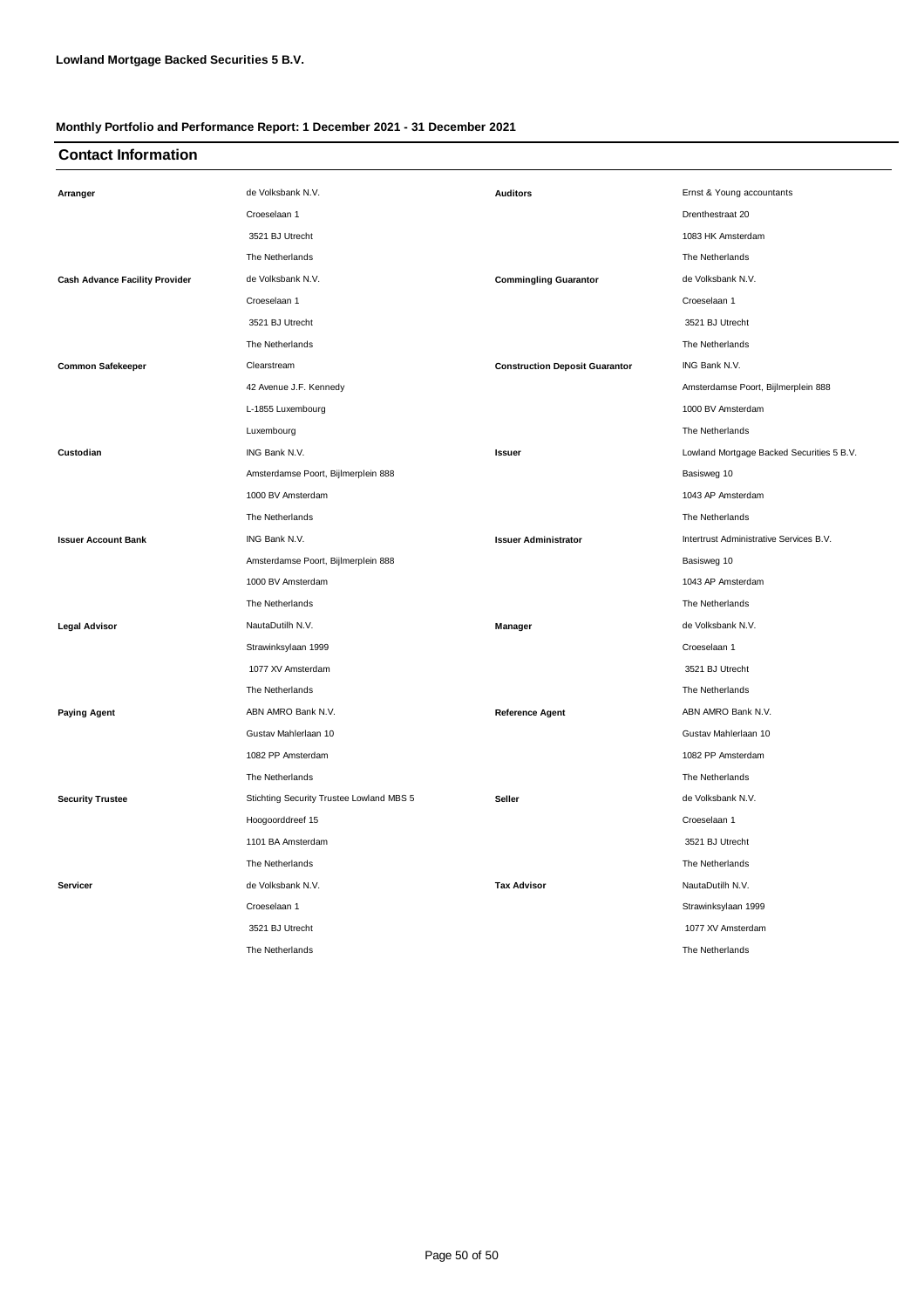**Lowland Mortgage Backed Securities 5 B.V.**

**Monthly Portfolio and Performance Report: 1 December 2021 - 31 December 2021**

## Contact Information

| | | | |
|---|---|---|---|
| **Arranger** | de Volksbank N.V. | **Auditors** | Ernst & Young accountants |
| | Croeselaan 1 | | Drenthestraat 20 |
| | 3521 BJ Utrecht | | 1083 HK Amsterdam |
| | The Netherlands | | The Netherlands |
| **Cash Advance Facility Provider** | de Volksbank N.V. | **Commingling Guarantor** | de Volksbank N.V. |
| | Croeselaan 1 | | Croeselaan 1 |
| | 3521 BJ Utrecht | | 3521 BJ Utrecht |
| | The Netherlands | | The Netherlands |
| **Common Safekeeper** | Clearstream | **Construction Deposit Guarantor** | ING Bank N.V. |
| | 42 Avenue J.F. Kennedy | | Amsterdamse Poort, Bijlmerplein 888 |
| | L-1855 Luxembourg | | 1000 BV Amsterdam |
| | Luxembourg | | The Netherlands |
| **Custodian** | ING Bank N.V. | **Issuer** | Lowland Mortgage Backed Securities 5 B.V. |
| | Amsterdamse Poort, Bijlmerplein 888 | | Basisweg 10 |
| | 1000 BV Amsterdam | | 1043 AP Amsterdam |
| | The Netherlands | | The Netherlands |
| **Issuer Account Bank** | ING Bank N.V. | **Issuer Administrator** | Intertrust Administrative Services B.V. |
| | Amsterdamse Poort, Bijlmerplein 888 | | Basisweg 10 |
| | 1000 BV Amsterdam | | 1043 AP Amsterdam |
| | The Netherlands | | The Netherlands |
| **Legal Advisor** | NautaDutilh N.V. | **Manager** | de Volksbank N.V. |
| | Strawinksylaan 1999 | | Croeselaan 1 |
| | 1077 XV Amsterdam | | 3521 BJ Utrecht |
| | The Netherlands | | The Netherlands |
| **Paying Agent** | ABN AMRO Bank N.V. | **Reference Agent** | ABN AMRO Bank N.V. |
| | Gustav Mahlerlaan 10 | | Gustav Mahlerlaan 10 |
| | 1082 PP Amsterdam | | 1082 PP Amsterdam |
| | The Netherlands | | The Netherlands |
| **Security Trustee** | Stichting Security Trustee Lowland MBS 5 | **Seller** | de Volksbank N.V. |
| | Hoogoorddreef 15 | | Croeselaan 1 |
| | 1101 BA Amsterdam | | 3521 BJ Utrecht |
| | The Netherlands | | The Netherlands |
| **Servicer** | de Volksbank N.V. | **Tax Advisor** | NautaDutilh N.V. |
| | Croeselaan 1 | | Strawinksylaan 1999 |
| | 3521 BJ Utrecht | | 1077 XV Amsterdam |
| | The Netherlands | | The Netherlands |